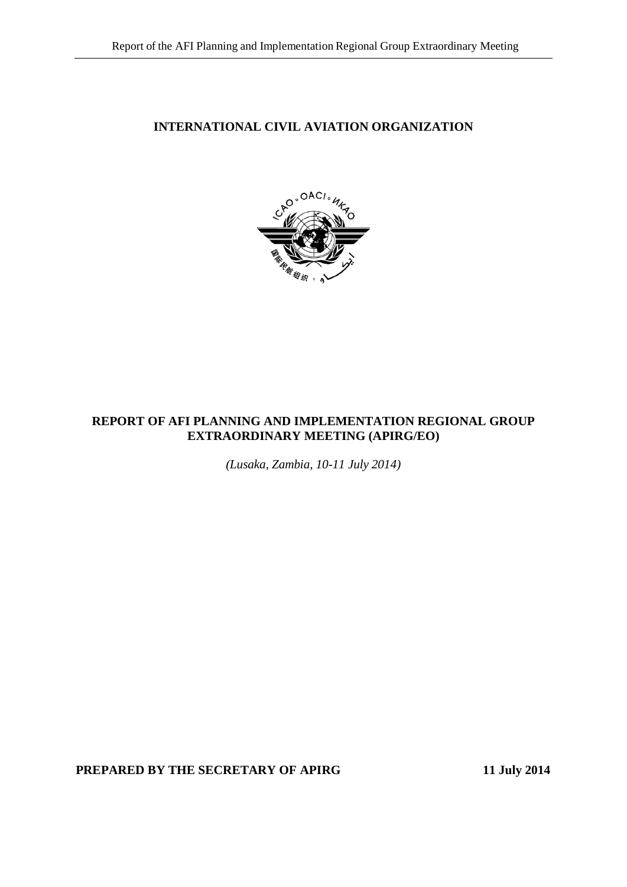# INTERNATIONAL CIVIL AVIATION ORGANIZATION

# REPORT OF AFI PLANNING AND IMPLEMENTATION REGIONAL GROUP EXTRAORDINARY MEETING (APIRG/EO)

*(Lusaka, Zambia, 10-11 July 2014)*

**PREPARED BY THE SECRETARY OF APIRG** **11 July 2014**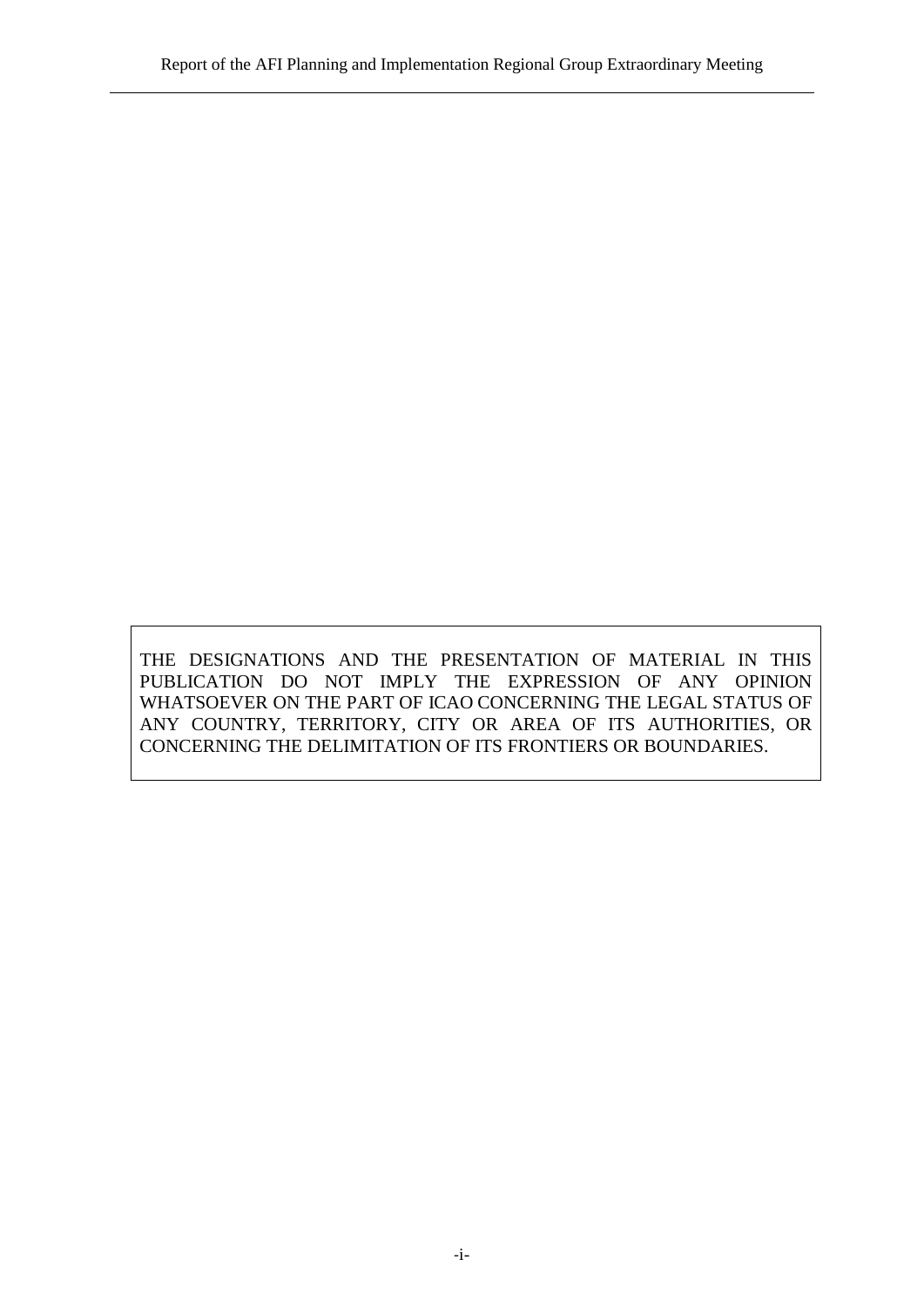THE DESIGNATIONS AND THE PRESENTATION OF MATERIAL IN THIS PUBLICATION DO NOT IMPLY THE EXPRESSION OF ANY OPINION WHATSOEVER ON THE PART OF ICAO CONCERNING THE LEGAL STATUS OF ANY COUNTRY, TERRITORY, CITY OR AREA OF ITS AUTHORITIES, OR CONCERNING THE DELIMITATION OF ITS FRONTIERS OR BOUNDARIES.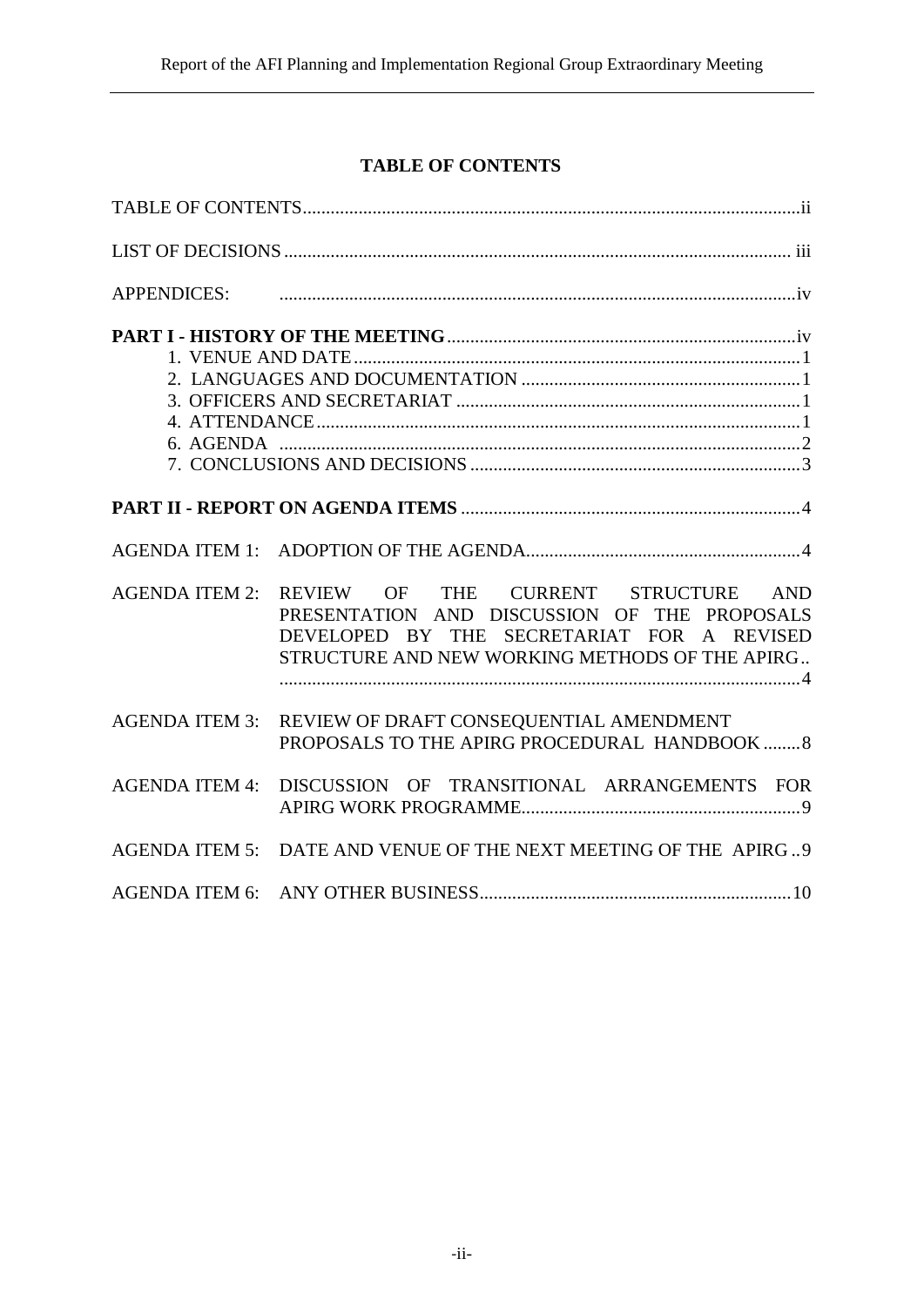## TABLE OF CONTENTS

TABLE OF CONTENTS .......... ii

LIST OF DECISIONS .......... iii

APPENDICES: .......... iv

**PART I - HISTORY OF THE MEETING** .......... iv

1. VENUE AND DATE .......... 1
2. LANGUAGES AND DOCUMENTATION .......... 1
3. OFFICERS AND SECRETARIAT .......... 1
4. ATTENDANCE .......... 1
6. AGENDA .......... 2
7. CONCLUSIONS AND DECISIONS .......... 3

**PART II - REPORT ON AGENDA ITEMS** .......... 4

AGENDA ITEM 1: ADOPTION OF THE AGENDA .......... 4

AGENDA ITEM 2: REVIEW OF THE CURRENT STRUCTURE AND PRESENTATION AND DISCUSSION OF THE PROPOSALS DEVELOPED BY THE SECRETARIAT FOR A REVISED STRUCTURE AND NEW WORKING METHODS OF THE APIRG .......... 4

AGENDA ITEM 3: REVIEW OF DRAFT CONSEQUENTIAL AMENDMENT PROPOSALS TO THE APIRG PROCEDURAL HANDBOOK .......... 8

AGENDA ITEM 4: DISCUSSION OF TRANSITIONAL ARRANGEMENTS FOR APIRG WORK PROGRAMME .......... 9

AGENDA ITEM 5: DATE AND VENUE OF THE NEXT MEETING OF THE APIRG .......... 9

AGENDA ITEM 6: ANY OTHER BUSINESS .......... 10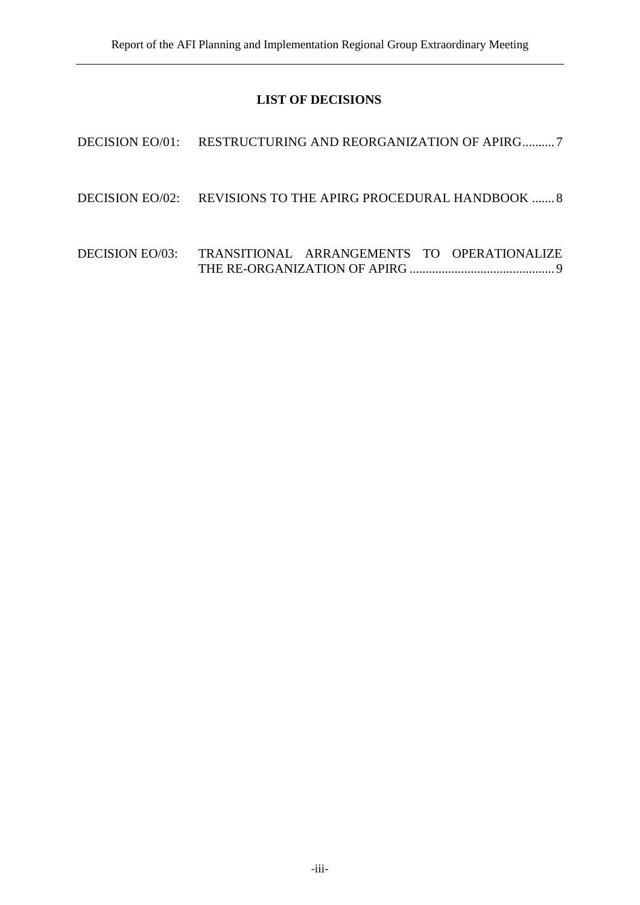## LIST OF DECISIONS

DECISION EO/01: RESTRUCTURING AND REORGANIZATION OF APIRG.......... 7

DECISION EO/02: REVISIONS TO THE APIRG PROCEDURAL HANDBOOK ....... 8

DECISION EO/03: TRANSITIONAL ARRANGEMENTS TO OPERATIONALIZE THE RE-ORGANIZATION OF APIRG ............................................. 9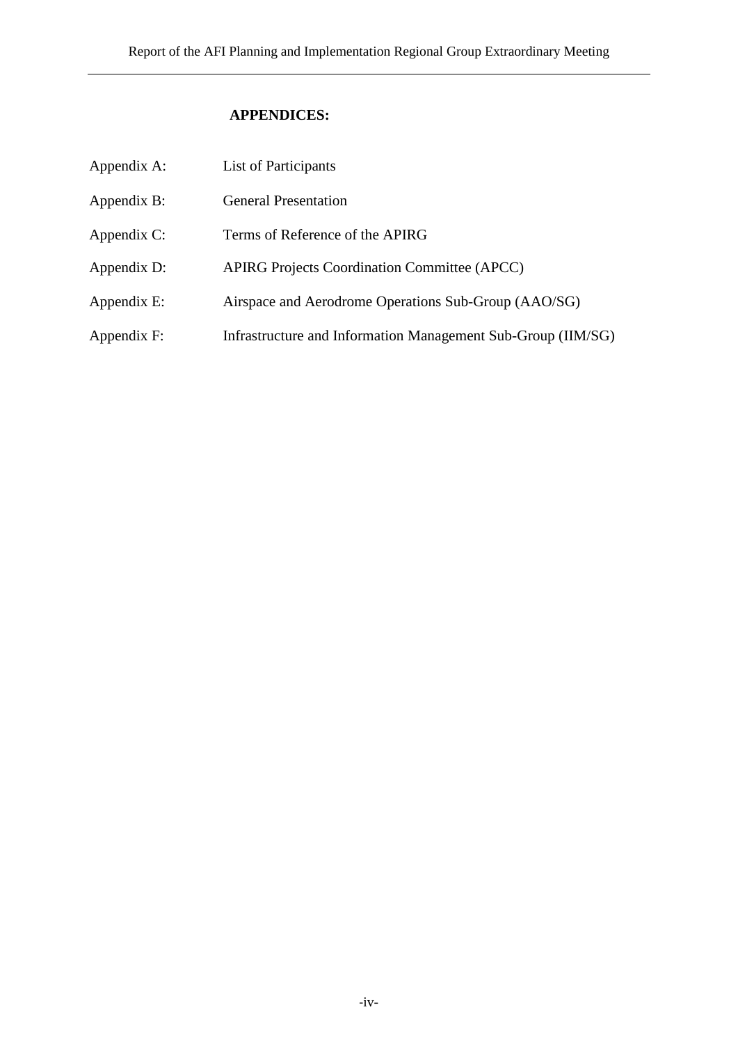**APPENDICES:**

| | |
|---|---|
| Appendix A: | List of Participants |
| Appendix B: | General Presentation |
| Appendix C: | Terms of Reference of the APIRG |
| Appendix D: | APIRG Projects Coordination Committee (APCC) |
| Appendix E: | Airspace and Aerodrome Operations Sub-Group (AAO/SG) |
| Appendix F: | Infrastructure and Information Management Sub-Group (IIM/SG) |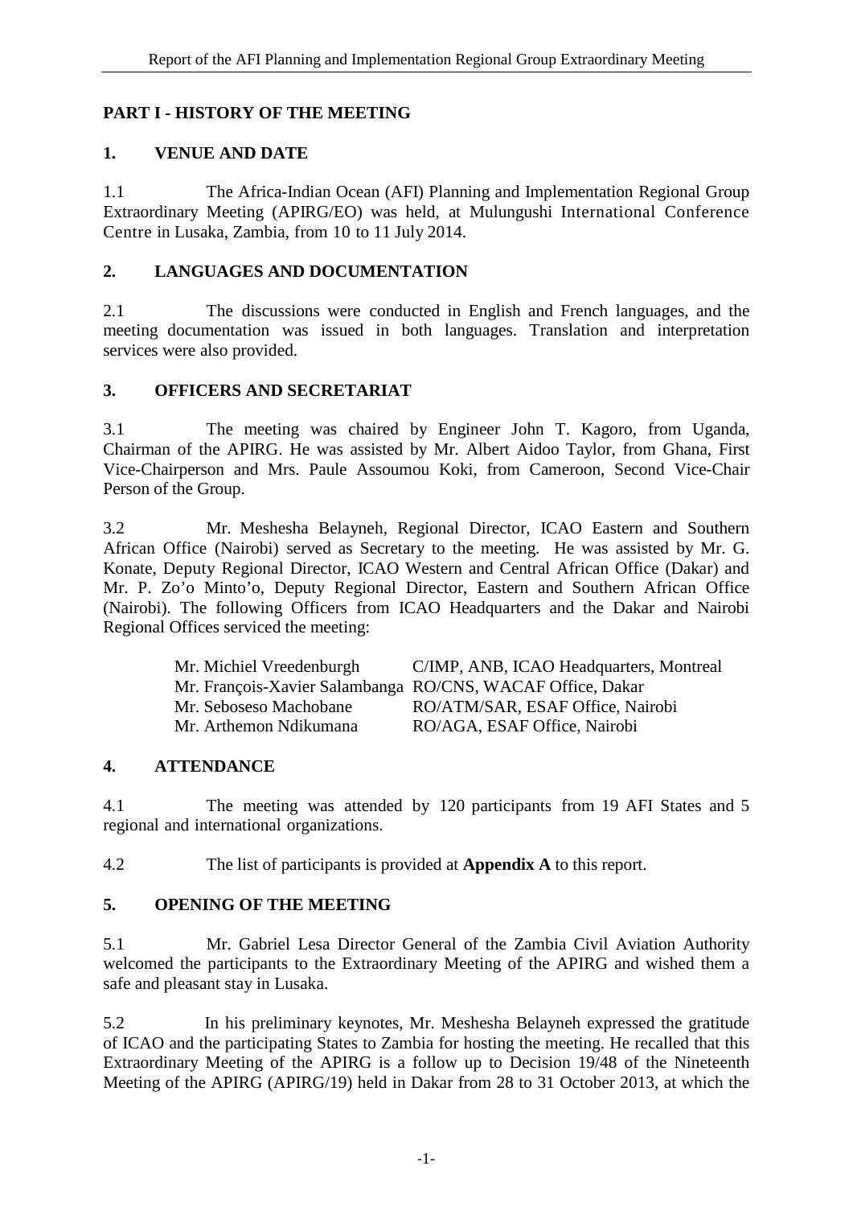## PART I - HISTORY OF THE MEETING

### 1. VENUE AND DATE

1.1 The Africa-Indian Ocean (AFI) Planning and Implementation Regional Group Extraordinary Meeting (APIRG/EO) was held, at Mulungushi International Conference Centre in Lusaka, Zambia, from 10 to 11 July 2014.

### 2. LANGUAGES AND DOCUMENTATION

2.1 The discussions were conducted in English and French languages, and the meeting documentation was issued in both languages. Translation and interpretation services were also provided.

### 3. OFFICERS AND SECRETARIAT

3.1 The meeting was chaired by Engineer John T. Kagoro, from Uganda, Chairman of the APIRG. He was assisted by Mr. Albert Aidoo Taylor, from Ghana, First Vice-Chairperson and Mrs. Paule Assoumou Koki, from Cameroon, Second Vice-Chair Person of the Group.

3.2 Mr. Meshesha Belayneh, Regional Director, ICAO Eastern and Southern African Office (Nairobi) served as Secretary to the meeting. He was assisted by Mr. G. Konate, Deputy Regional Director, ICAO Western and Central African Office (Dakar) and Mr. P. Zo'o Minto'o, Deputy Regional Director, Eastern and Southern African Office (Nairobi). The following Officers from ICAO Headquarters and the Dakar and Nairobi Regional Offices serviced the meeting:

| | |
|---|---|
| Mr. Michiel Vreedenburgh | C/IMP, ANB, ICAO Headquarters, Montreal |
| Mr. François-Xavier Salambanga | RO/CNS, WACAF Office, Dakar |
| Mr. Seboseso Machobane | RO/ATM/SAR, ESAF Office, Nairobi |
| Mr. Arthemon Ndikumana | RO/AGA, ESAF Office, Nairobi |

### 4. ATTENDANCE

4.1 The meeting was attended by 120 participants from 19 AFI States and 5 regional and international organizations.

4.2 The list of participants is provided at **Appendix A** to this report.

### 5. OPENING OF THE MEETING

5.1 Mr. Gabriel Lesa Director General of the Zambia Civil Aviation Authority welcomed the participants to the Extraordinary Meeting of the APIRG and wished them a safe and pleasant stay in Lusaka.

5.2 In his preliminary keynotes, Mr. Meshesha Belayneh expressed the gratitude of ICAO and the participating States to Zambia for hosting the meeting. He recalled that this Extraordinary Meeting of the APIRG is a follow up to Decision 19/48 of the Nineteenth Meeting of the APIRG (APIRG/19) held in Dakar from 28 to 31 October 2013, at which the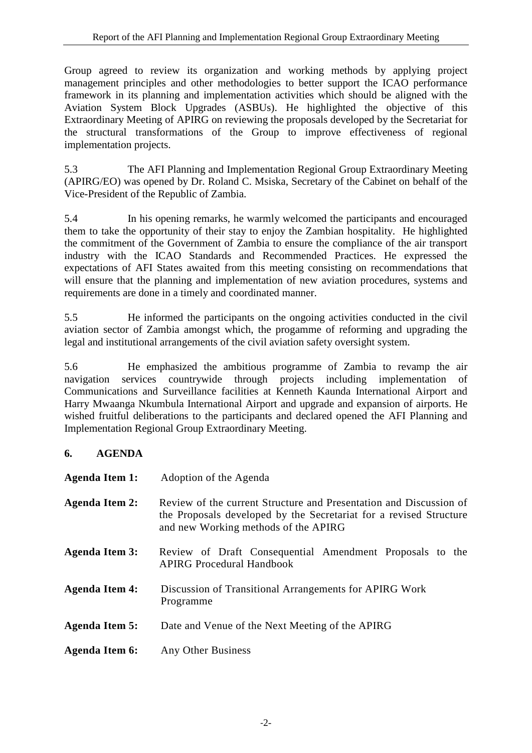Group agreed to review its organization and working methods by applying project management principles and other methodologies to better support the ICAO performance framework in its planning and implementation activities which should be aligned with the Aviation System Block Upgrades (ASBUs). He highlighted the objective of this Extraordinary Meeting of APIRG on reviewing the proposals developed by the Secretariat for the structural transformations of the Group to improve effectiveness of regional implementation projects.

5.3 The AFI Planning and Implementation Regional Group Extraordinary Meeting (APIRG/EO) was opened by Dr. Roland C. Msiska, Secretary of the Cabinet on behalf of the Vice-President of the Republic of Zambia.

5.4 In his opening remarks, he warmly welcomed the participants and encouraged them to take the opportunity of their stay to enjoy the Zambian hospitality. He highlighted the commitment of the Government of Zambia to ensure the compliance of the air transport industry with the ICAO Standards and Recommended Practices. He expressed the expectations of AFI States awaited from this meeting consisting on recommendations that will ensure that the planning and implementation of new aviation procedures, systems and requirements are done in a timely and coordinated manner.

5.5 He informed the participants on the ongoing activities conducted in the civil aviation sector of Zambia amongst which, the progamme of reforming and upgrading the legal and institutional arrangements of the civil aviation safety oversight system.

5.6 He emphasized the ambitious programme of Zambia to revamp the air navigation services countrywide through projects including implementation of Communications and Surveillance facilities at Kenneth Kaunda International Airport and Harry Mwaanga Nkumbula International Airport and upgrade and expansion of airports. He wished fruitful deliberations to the participants and declared opened the AFI Planning and Implementation Regional Group Extraordinary Meeting.

## 6. AGENDA

**Agenda Item 1:** Adoption of the Agenda

**Agenda Item 2:** Review of the current Structure and Presentation and Discussion of the Proposals developed by the Secretariat for a revised Structure and new Working methods of the APIRG

**Agenda Item 3:** Review of Draft Consequential Amendment Proposals to the APIRG Procedural Handbook

**Agenda Item 4:** Discussion of Transitional Arrangements for APIRG Work Programme

**Agenda Item 5:** Date and Venue of the Next Meeting of the APIRG

**Agenda Item 6:** Any Other Business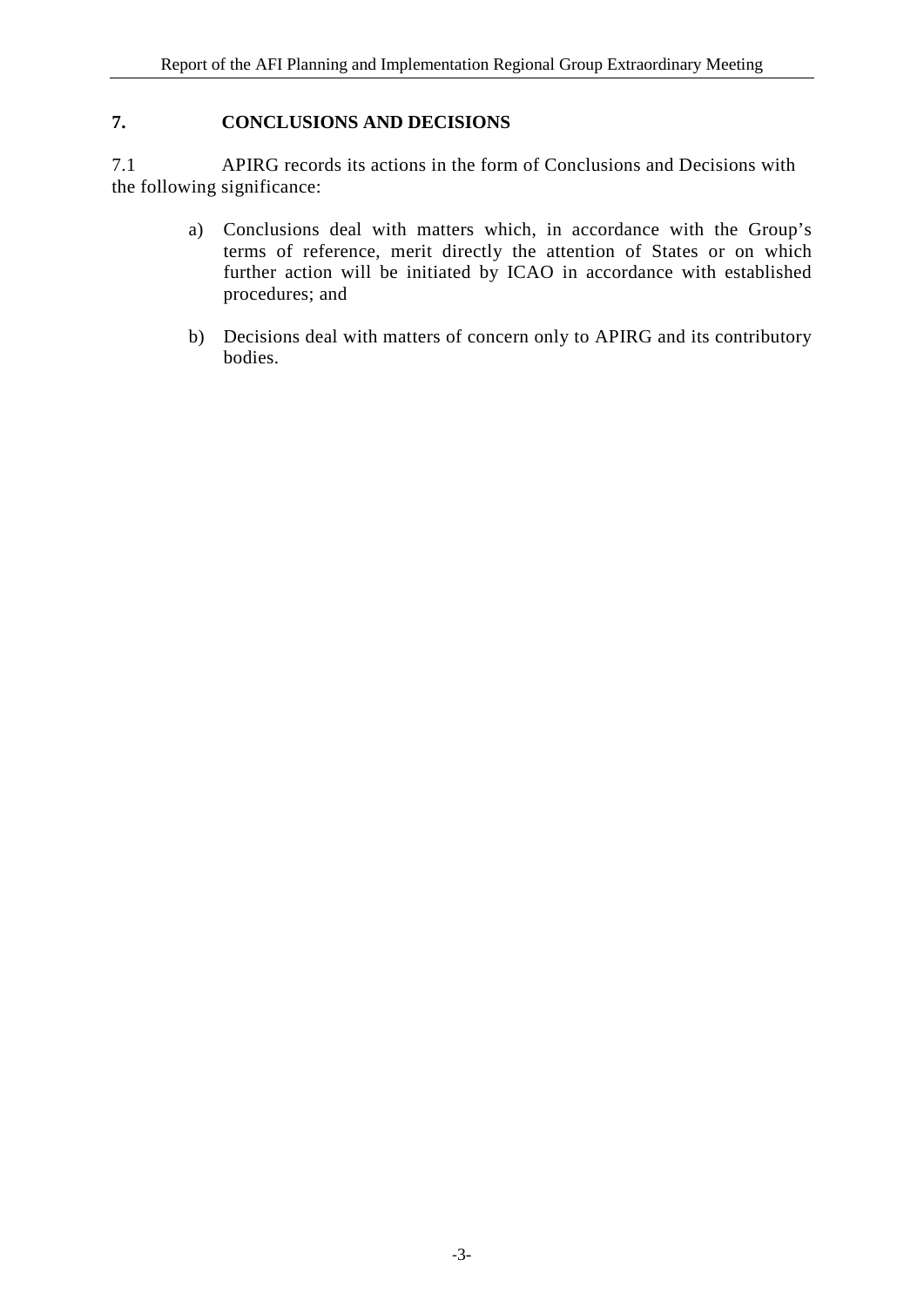## 7. CONCLUSIONS AND DECISIONS

7.1 APIRG records its actions in the form of Conclusions and Decisions with the following significance:

a) Conclusions deal with matters which, in accordance with the Group's terms of reference, merit directly the attention of States or on which further action will be initiated by ICAO in accordance with established procedures; and

b) Decisions deal with matters of concern only to APIRG and its contributory bodies.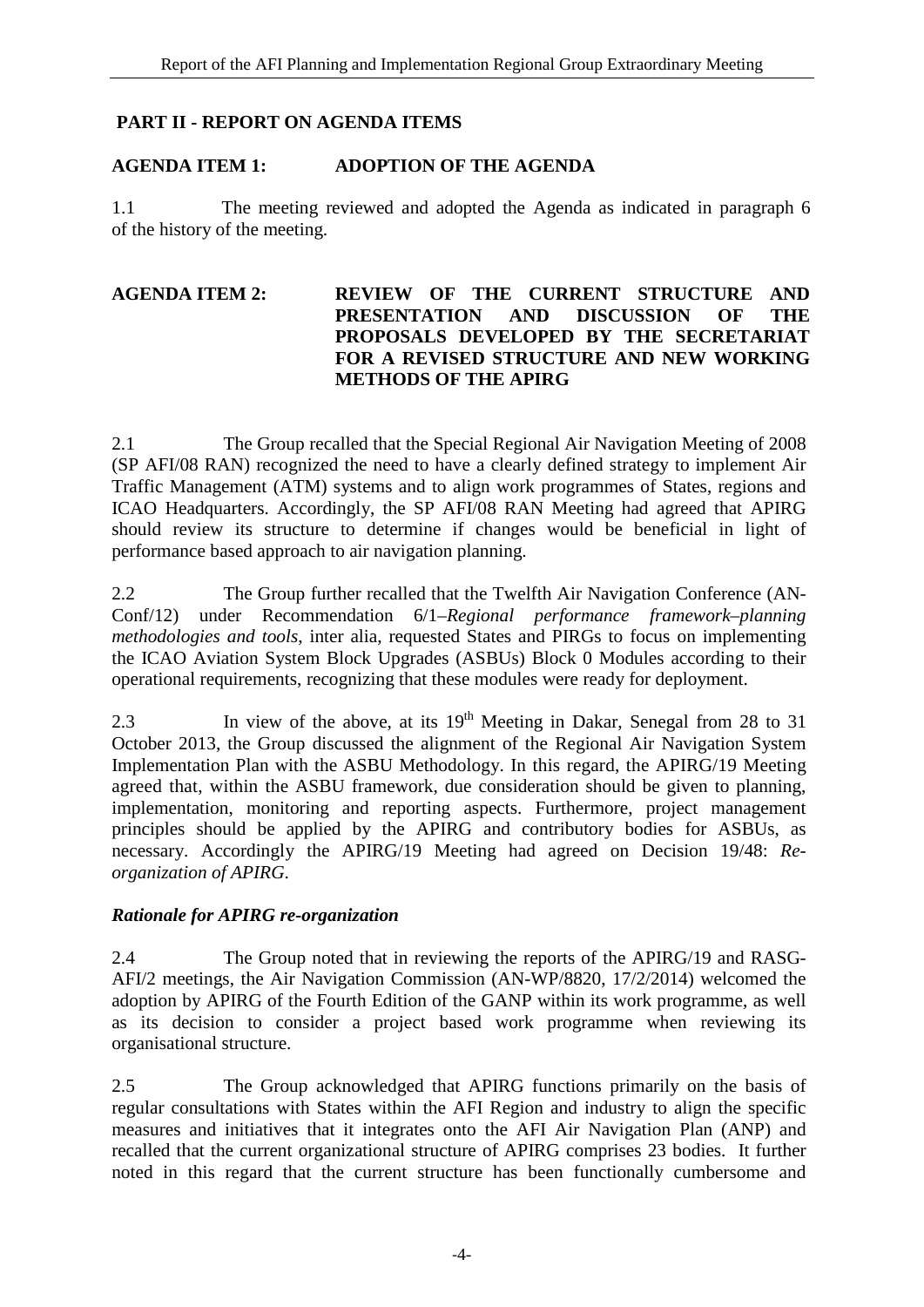## PART II - REPORT ON AGENDA ITEMS

### AGENDA ITEM 1: ADOPTION OF THE AGENDA

1.1 The meeting reviewed and adopted the Agenda as indicated in paragraph 6 of the history of the meeting.

### AGENDA ITEM 2: REVIEW OF THE CURRENT STRUCTURE AND PRESENTATION AND DISCUSSION OF THE PROPOSALS DEVELOPED BY THE SECRETARIAT FOR A REVISED STRUCTURE AND NEW WORKING METHODS OF THE APIRG

2.1 The Group recalled that the Special Regional Air Navigation Meeting of 2008 (SP AFI/08 RAN) recognized the need to have a clearly defined strategy to implement Air Traffic Management (ATM) systems and to align work programmes of States, regions and ICAO Headquarters. Accordingly, the SP AFI/08 RAN Meeting had agreed that APIRG should review its structure to determine if changes would be beneficial in light of performance based approach to air navigation planning.

2.2 The Group further recalled that the Twelfth Air Navigation Conference (AN-Conf/12) under Recommendation 6/1–*Regional performance framework–planning methodologies and tools*, inter alia, requested States and PIRGs to focus on implementing the ICAO Aviation System Block Upgrades (ASBUs) Block 0 Modules according to their operational requirements, recognizing that these modules were ready for deployment.

2.3 In view of the above, at its 19th Meeting in Dakar, Senegal from 28 to 31 October 2013, the Group discussed the alignment of the Regional Air Navigation System Implementation Plan with the ASBU Methodology. In this regard, the APIRG/19 Meeting agreed that, within the ASBU framework, due consideration should be given to planning, implementation, monitoring and reporting aspects. Furthermore, project management principles should be applied by the APIRG and contributory bodies for ASBUs, as necessary. Accordingly the APIRG/19 Meeting had agreed on Decision 19/48: *Re-organization of APIRG*.

#### *Rationale for APIRG re-organization*

2.4 The Group noted that in reviewing the reports of the APIRG/19 and RASG-AFI/2 meetings, the Air Navigation Commission (AN-WP/8820, 17/2/2014) welcomed the adoption by APIRG of the Fourth Edition of the GANP within its work programme, as well as its decision to consider a project based work programme when reviewing its organisational structure.

2.5 The Group acknowledged that APIRG functions primarily on the basis of regular consultations with States within the AFI Region and industry to align the specific measures and initiatives that it integrates onto the AFI Air Navigation Plan (ANP) and recalled that the current organizational structure of APIRG comprises 23 bodies. It further noted in this regard that the current structure has been functionally cumbersome and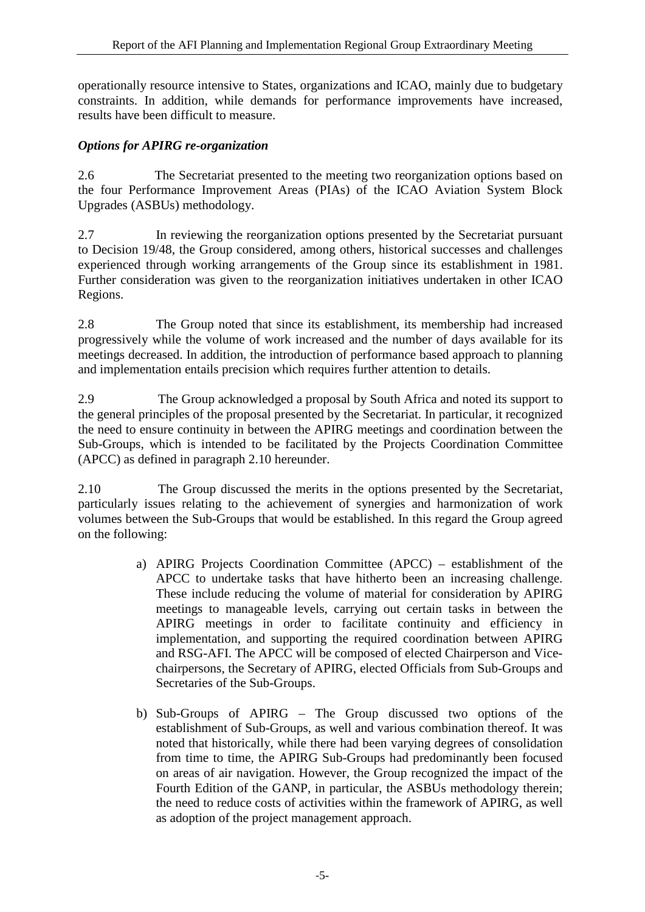operationally resource intensive to States, organizations and ICAO, mainly due to budgetary constraints. In addition, while demands for performance improvements have increased, results have been difficult to measure.

***Options for APIRG re-organization***

2.6 The Secretariat presented to the meeting two reorganization options based on the four Performance Improvement Areas (PIAs) of the ICAO Aviation System Block Upgrades (ASBUs) methodology.

2.7 In reviewing the reorganization options presented by the Secretariat pursuant to Decision 19/48, the Group considered, among others, historical successes and challenges experienced through working arrangements of the Group since its establishment in 1981. Further consideration was given to the reorganization initiatives undertaken in other ICAO Regions.

2.8 The Group noted that since its establishment, its membership had increased progressively while the volume of work increased and the number of days available for its meetings decreased. In addition, the introduction of performance based approach to planning and implementation entails precision which requires further attention to details.

2.9 The Group acknowledged a proposal by South Africa and noted its support to the general principles of the proposal presented by the Secretariat. In particular, it recognized the need to ensure continuity in between the APIRG meetings and coordination between the Sub-Groups, which is intended to be facilitated by the Projects Coordination Committee (APCC) as defined in paragraph 2.10 hereunder.

2.10 The Group discussed the merits in the options presented by the Secretariat, particularly issues relating to the achievement of synergies and harmonization of work volumes between the Sub-Groups that would be established. In this regard the Group agreed on the following:

a) APIRG Projects Coordination Committee (APCC) – establishment of the APCC to undertake tasks that have hitherto been an increasing challenge. These include reducing the volume of material for consideration by APIRG meetings to manageable levels, carrying out certain tasks in between the APIRG meetings in order to facilitate continuity and efficiency in implementation, and supporting the required coordination between APIRG and RSG-AFI. The APCC will be composed of elected Chairperson and Vice-chairpersons, the Secretary of APIRG, elected Officials from Sub-Groups and Secretaries of the Sub-Groups.

b) Sub-Groups of APIRG – The Group discussed two options of the establishment of Sub-Groups, as well and various combination thereof. It was noted that historically, while there had been varying degrees of consolidation from time to time, the APIRG Sub-Groups had predominantly been focused on areas of air navigation. However, the Group recognized the impact of the Fourth Edition of the GANP, in particular, the ASBUs methodology therein; the need to reduce costs of activities within the framework of APIRG, as well as adoption of the project management approach.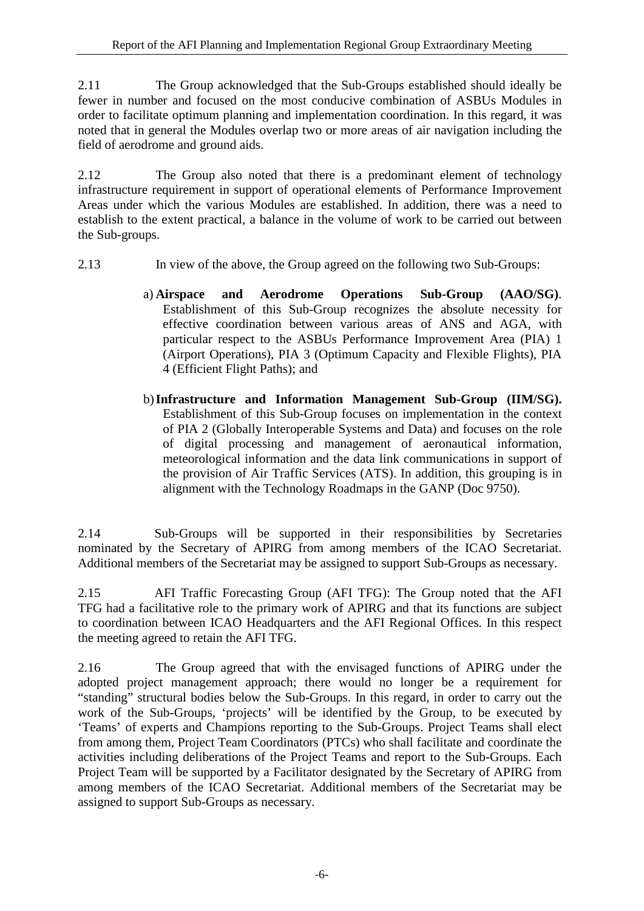2.11 The Group acknowledged that the Sub-Groups established should ideally be fewer in number and focused on the most conducive combination of ASBUs Modules in order to facilitate optimum planning and implementation coordination. In this regard, it was noted that in general the Modules overlap two or more areas of air navigation including the field of aerodrome and ground aids.

2.12 The Group also noted that there is a predominant element of technology infrastructure requirement in support of operational elements of Performance Improvement Areas under which the various Modules are established. In addition, there was a need to establish to the extent practical, a balance in the volume of work to be carried out between the Sub-groups.

2.13 In view of the above, the Group agreed on the following two Sub-Groups:

a) **Airspace and Aerodrome Operations Sub-Group (AAO/SG)**. Establishment of this Sub-Group recognizes the absolute necessity for effective coordination between various areas of ANS and AGA, with particular respect to the ASBUs Performance Improvement Area (PIA) 1 (Airport Operations), PIA 3 (Optimum Capacity and Flexible Flights), PIA 4 (Efficient Flight Paths); and

b) **Infrastructure and Information Management Sub-Group (IIM/SG).** Establishment of this Sub-Group focuses on implementation in the context of PIA 2 (Globally Interoperable Systems and Data) and focuses on the role of digital processing and management of aeronautical information, meteorological information and the data link communications in support of the provision of Air Traffic Services (ATS). In addition, this grouping is in alignment with the Technology Roadmaps in the GANP (Doc 9750).

2.14 Sub-Groups will be supported in their responsibilities by Secretaries nominated by the Secretary of APIRG from among members of the ICAO Secretariat. Additional members of the Secretariat may be assigned to support Sub-Groups as necessary.

2.15 AFI Traffic Forecasting Group (AFI TFG): The Group noted that the AFI TFG had a facilitative role to the primary work of APIRG and that its functions are subject to coordination between ICAO Headquarters and the AFI Regional Offices. In this respect the meeting agreed to retain the AFI TFG.

2.16 The Group agreed that with the envisaged functions of APIRG under the adopted project management approach; there would no longer be a requirement for "standing" structural bodies below the Sub-Groups. In this regard, in order to carry out the work of the Sub-Groups, 'projects' will be identified by the Group, to be executed by 'Teams' of experts and Champions reporting to the Sub-Groups. Project Teams shall elect from among them, Project Team Coordinators (PTCs) who shall facilitate and coordinate the activities including deliberations of the Project Teams and report to the Sub-Groups. Each Project Team will be supported by a Facilitator designated by the Secretary of APIRG from among members of the ICAO Secretariat. Additional members of the Secretariat may be assigned to support Sub-Groups as necessary.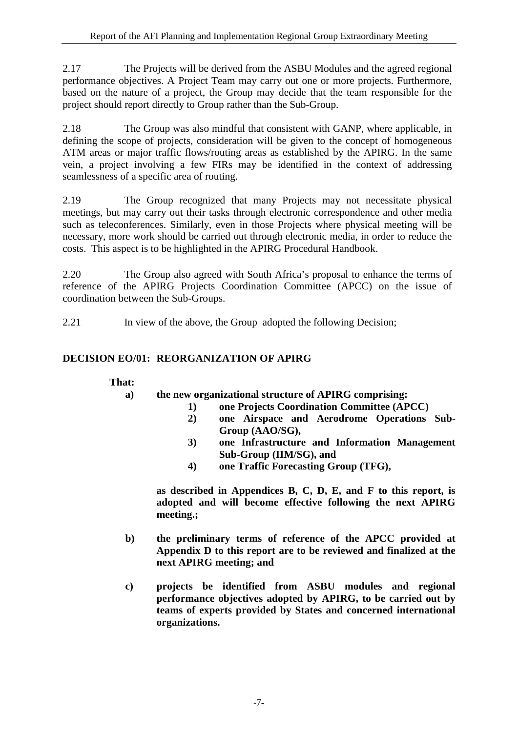2.17 The Projects will be derived from the ASBU Modules and the agreed regional performance objectives. A Project Team may carry out one or more projects. Furthermore, based on the nature of a project, the Group may decide that the team responsible for the project should report directly to Group rather than the Sub-Group.

2.18 The Group was also mindful that consistent with GANP, where applicable, in defining the scope of projects, consideration will be given to the concept of homogeneous ATM areas or major traffic flows/routing areas as established by the APIRG. In the same vein, a project involving a few FIRs may be identified in the context of addressing seamlessness of a specific area of routing.

2.19 The Group recognized that many Projects may not necessitate physical meetings, but may carry out their tasks through electronic correspondence and other media such as teleconferences. Similarly, even in those Projects where physical meeting will be necessary, more work should be carried out through electronic media, in order to reduce the costs. This aspect is to be highlighted in the APIRG Procedural Handbook.

2.20 The Group also agreed with South Africa's proposal to enhance the terms of reference of the APIRG Projects Coordination Committee (APCC) on the issue of coordination between the Sub-Groups.

2.21 In view of the above, the Group adopted the following Decision;

**DECISION EO/01: REORGANIZATION OF APIRG**

**That:**

**a) the new organizational structure of APIRG comprising:**

**1) one Projects Coordination Committee (APCC)**

**2) one Airspace and Aerodrome Operations Sub-Group (AAO/SG),**

**3) one Infrastructure and Information Management Sub-Group (IIM/SG), and**

**4) one Traffic Forecasting Group (TFG),**

**as described in Appendices B, C, D, E, and F to this report, is adopted and will become effective following the next APIRG meeting.;**

**b) the preliminary terms of reference of the APCC provided at Appendix D to this report are to be reviewed and finalized at the next APIRG meeting; and**

**c) projects be identified from ASBU modules and regional performance objectives adopted by APIRG, to be carried out by teams of experts provided by States and concerned international organizations.**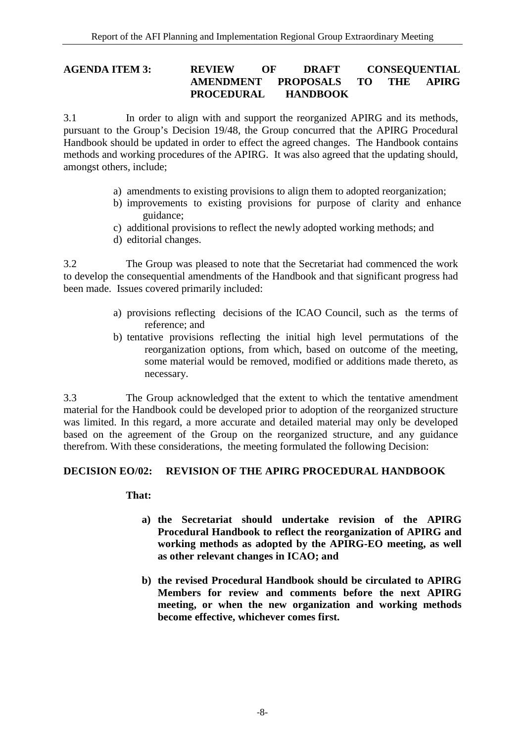## AGENDA ITEM 3: REVIEW OF DRAFT CONSEQUENTIAL AMENDMENT PROPOSALS TO THE APIRG PROCEDURAL HANDBOOK

3.1 In order to align with and support the reorganized APIRG and its methods, pursuant to the Group's Decision 19/48, the Group concurred that the APIRG Procedural Handbook should be updated in order to effect the agreed changes. The Handbook contains methods and working procedures of the APIRG. It was also agreed that the updating should, amongst others, include;

a) amendments to existing provisions to align them to adopted reorganization;
b) improvements to existing provisions for purpose of clarity and enhance guidance;
c) additional provisions to reflect the newly adopted working methods; and
d) editorial changes.

3.2 The Group was pleased to note that the Secretariat had commenced the work to develop the consequential amendments of the Handbook and that significant progress had been made. Issues covered primarily included:

a) provisions reflecting decisions of the ICAO Council, such as the terms of reference; and
b) tentative provisions reflecting the initial high level permutations of the reorganization options, from which, based on outcome of the meeting, some material would be removed, modified or additions made thereto, as necessary.

3.3 The Group acknowledged that the extent to which the tentative amendment material for the Handbook could be developed prior to adoption of the reorganized structure was limited. In this regard, a more accurate and detailed material may only be developed based on the agreement of the Group on the reorganized structure, and any guidance therefrom. With these considerations, the meeting formulated the following Decision:

### DECISION EO/02: REVISION OF THE APIRG PROCEDURAL HANDBOOK

**That:**

**a) the Secretariat should undertake revision of the APIRG Procedural Handbook to reflect the reorganization of APIRG and working methods as adopted by the APIRG-EO meeting, as well as other relevant changes in ICAO; and**

**b) the revised Procedural Handbook should be circulated to APIRG Members for review and comments before the next APIRG meeting, or when the new organization and working methods become effective, whichever comes first.**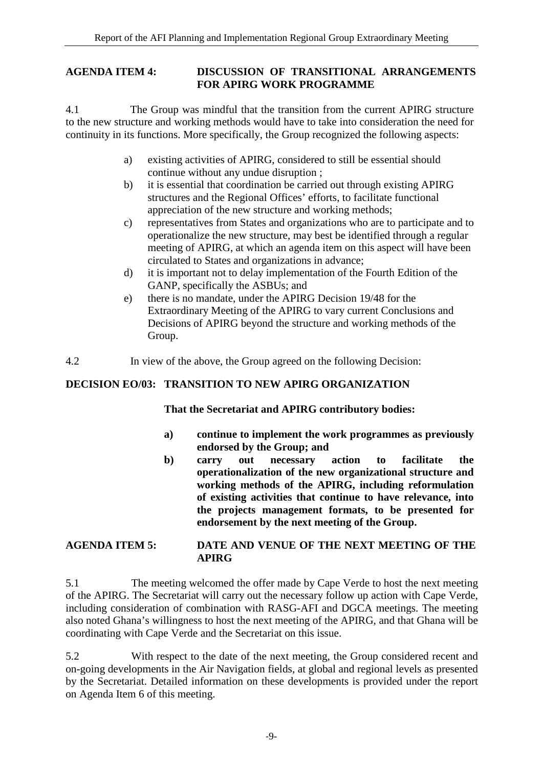## AGENDA ITEM 4: DISCUSSION OF TRANSITIONAL ARRANGEMENTS FOR APIRG WORK PROGRAMME

4.1 The Group was mindful that the transition from the current APIRG structure to the new structure and working methods would have to take into consideration the need for continuity in its functions. More specifically, the Group recognized the following aspects:

a) existing activities of APIRG, considered to still be essential should continue without any undue disruption ;
b) it is essential that coordination be carried out through existing APIRG structures and the Regional Offices' efforts, to facilitate functional appreciation of the new structure and working methods;
c) representatives from States and organizations who are to participate and to operationalize the new structure, may best be identified through a regular meeting of APIRG, at which an agenda item on this aspect will have been circulated to States and organizations in advance;
d) it is important not to delay implementation of the Fourth Edition of the GANP, specifically the ASBUs; and
e) there is no mandate, under the APIRG Decision 19/48 for the Extraordinary Meeting of the APIRG to vary current Conclusions and Decisions of APIRG beyond the structure and working methods of the Group.

4.2 In view of the above, the Group agreed on the following Decision:

**DECISION EO/03: TRANSITION TO NEW APIRG ORGANIZATION**

**That the Secretariat and APIRG contributory bodies:**

**a) continue to implement the work programmes as previously endorsed by the Group; and**

**b) carry out necessary action to facilitate the operationalization of the new organizational structure and working methods of the APIRG, including reformulation of existing activities that continue to have relevance, into the projects management formats, to be presented for endorsement by the next meeting of the Group.**

## AGENDA ITEM 5: DATE AND VENUE OF THE NEXT MEETING OF THE APIRG

5.1 The meeting welcomed the offer made by Cape Verde to host the next meeting of the APIRG. The Secretariat will carry out the necessary follow up action with Cape Verde, including consideration of combination with RASG-AFI and DGCA meetings. The meeting also noted Ghana's willingness to host the next meeting of the APIRG, and that Ghana will be coordinating with Cape Verde and the Secretariat on this issue.

5.2 With respect to the date of the next meeting, the Group considered recent and on-going developments in the Air Navigation fields, at global and regional levels as presented by the Secretariat. Detailed information on these developments is provided under the report on Agenda Item 6 of this meeting.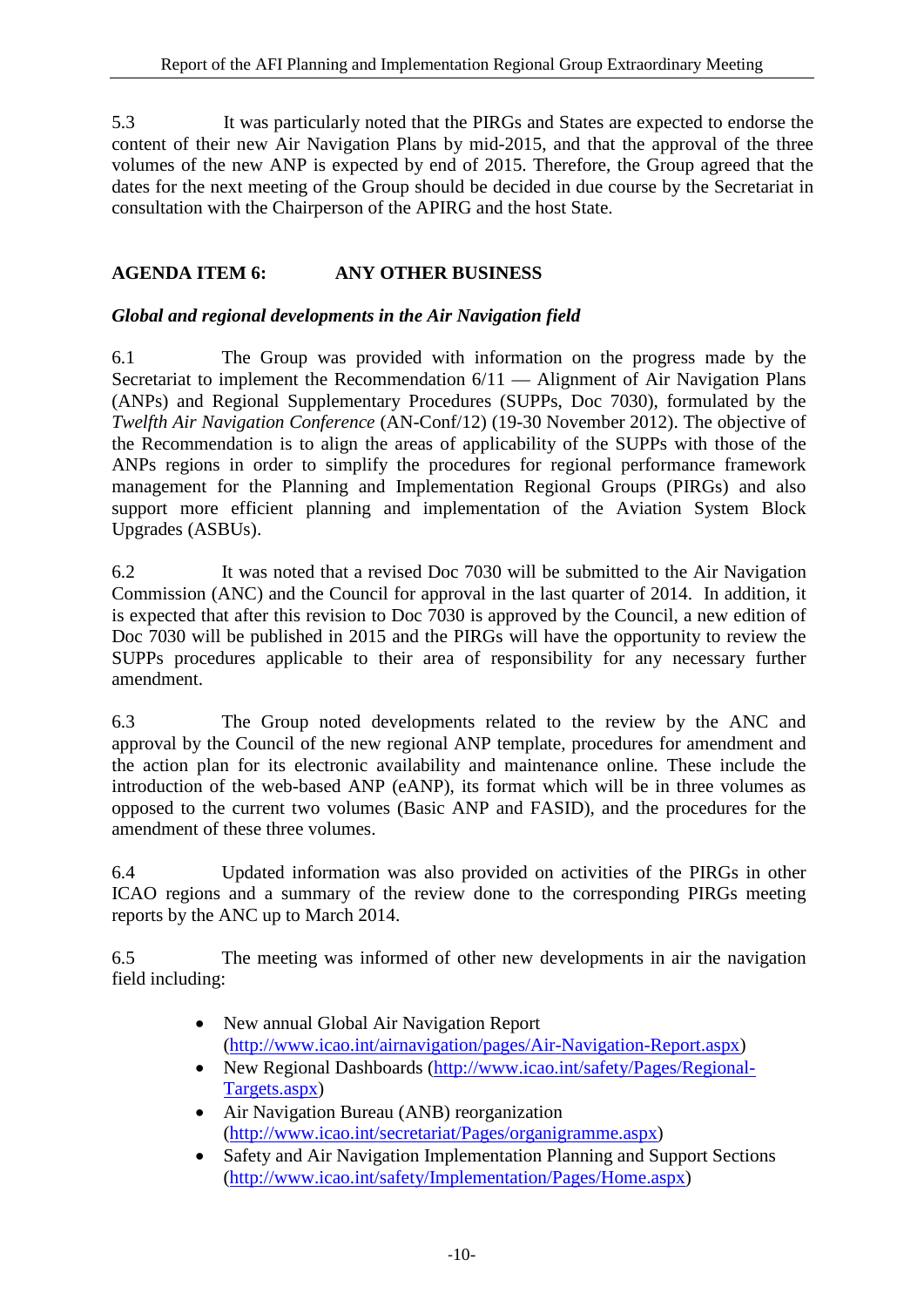5.3 It was particularly noted that the PIRGs and States are expected to endorse the content of their new Air Navigation Plans by mid-2015, and that the approval of the three volumes of the new ANP is expected by end of 2015. Therefore, the Group agreed that the dates for the next meeting of the Group should be decided in due course by the Secretariat in consultation with the Chairperson of the APIRG and the host State.

## AGENDA ITEM 6: ANY OTHER BUSINESS

### *Global and regional developments in the Air Navigation field*

6.1 The Group was provided with information on the progress made by the Secretariat to implement the Recommendation 6/11 — Alignment of Air Navigation Plans (ANPs) and Regional Supplementary Procedures (SUPPs, Doc 7030), formulated by the *Twelfth Air Navigation Conference* (AN-Conf/12) (19-30 November 2012). The objective of the Recommendation is to align the areas of applicability of the SUPPs with those of the ANPs regions in order to simplify the procedures for regional performance framework management for the Planning and Implementation Regional Groups (PIRGs) and also support more efficient planning and implementation of the Aviation System Block Upgrades (ASBUs).

6.2 It was noted that a revised Doc 7030 will be submitted to the Air Navigation Commission (ANC) and the Council for approval in the last quarter of 2014. In addition, it is expected that after this revision to Doc 7030 is approved by the Council, a new edition of Doc 7030 will be published in 2015 and the PIRGs will have the opportunity to review the SUPPs procedures applicable to their area of responsibility for any necessary further amendment.

6.3 The Group noted developments related to the review by the ANC and approval by the Council of the new regional ANP template, procedures for amendment and the action plan for its electronic availability and maintenance online. These include the introduction of the web-based ANP (eANP), its format which will be in three volumes as opposed to the current two volumes (Basic ANP and FASID), and the procedures for the amendment of these three volumes.

6.4 Updated information was also provided on activities of the PIRGs in other ICAO regions and a summary of the review done to the corresponding PIRGs meeting reports by the ANC up to March 2014.

6.5 The meeting was informed of other new developments in air the navigation field including:

- New annual Global Air Navigation Report (http://www.icao.int/airnavigation/pages/Air-Navigation-Report.aspx)
- New Regional Dashboards (http://www.icao.int/safety/Pages/Regional-Targets.aspx)
- Air Navigation Bureau (ANB) reorganization (http://www.icao.int/secretariat/Pages/organigramme.aspx)
- Safety and Air Navigation Implementation Planning and Support Sections (http://www.icao.int/safety/Implementation/Pages/Home.aspx)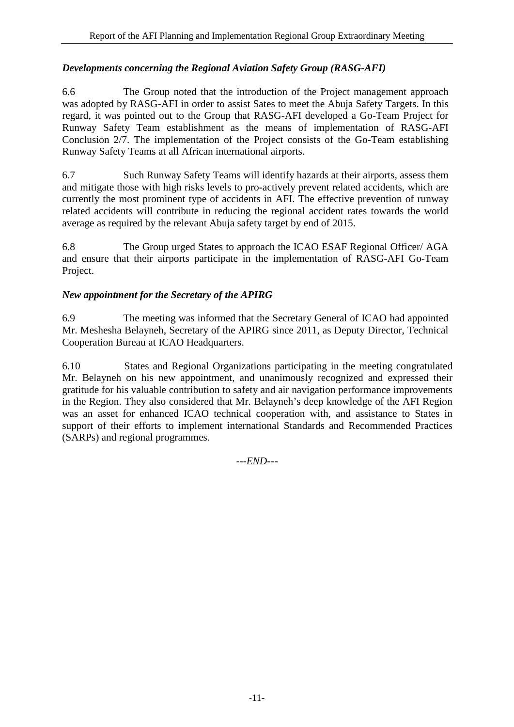***Developments concerning the Regional Aviation Safety Group (RASG-AFI)***

6.6 The Group noted that the introduction of the Project management approach was adopted by RASG-AFI in order to assist Sates to meet the Abuja Safety Targets. In this regard, it was pointed out to the Group that RASG-AFI developed a Go-Team Project for Runway Safety Team establishment as the means of implementation of RASG-AFI Conclusion 2/7. The implementation of the Project consists of the Go-Team establishing Runway Safety Teams at all African international airports.

6.7 Such Runway Safety Teams will identify hazards at their airports, assess them and mitigate those with high risks levels to pro-actively prevent related accidents, which are currently the most prominent type of accidents in AFI. The effective prevention of runway related accidents will contribute in reducing the regional accident rates towards the world average as required by the relevant Abuja safety target by end of 2015.

6.8 The Group urged States to approach the ICAO ESAF Regional Officer/ AGA and ensure that their airports participate in the implementation of RASG-AFI Go-Team Project.

***New appointment for the Secretary of the APIRG***

6.9 The meeting was informed that the Secretary General of ICAO had appointed Mr. Meshesha Belayneh, Secretary of the APIRG since 2011, as Deputy Director, Technical Cooperation Bureau at ICAO Headquarters.

6.10 States and Regional Organizations participating in the meeting congratulated Mr. Belayneh on his new appointment, and unanimously recognized and expressed their gratitude for his valuable contribution to safety and air navigation performance improvements in the Region. They also considered that Mr. Belayneh's deep knowledge of the AFI Region was an asset for enhanced ICAO technical cooperation with, and assistance to States in support of their efforts to implement international Standards and Recommended Practices (SARPs) and regional programmes.

---*END*---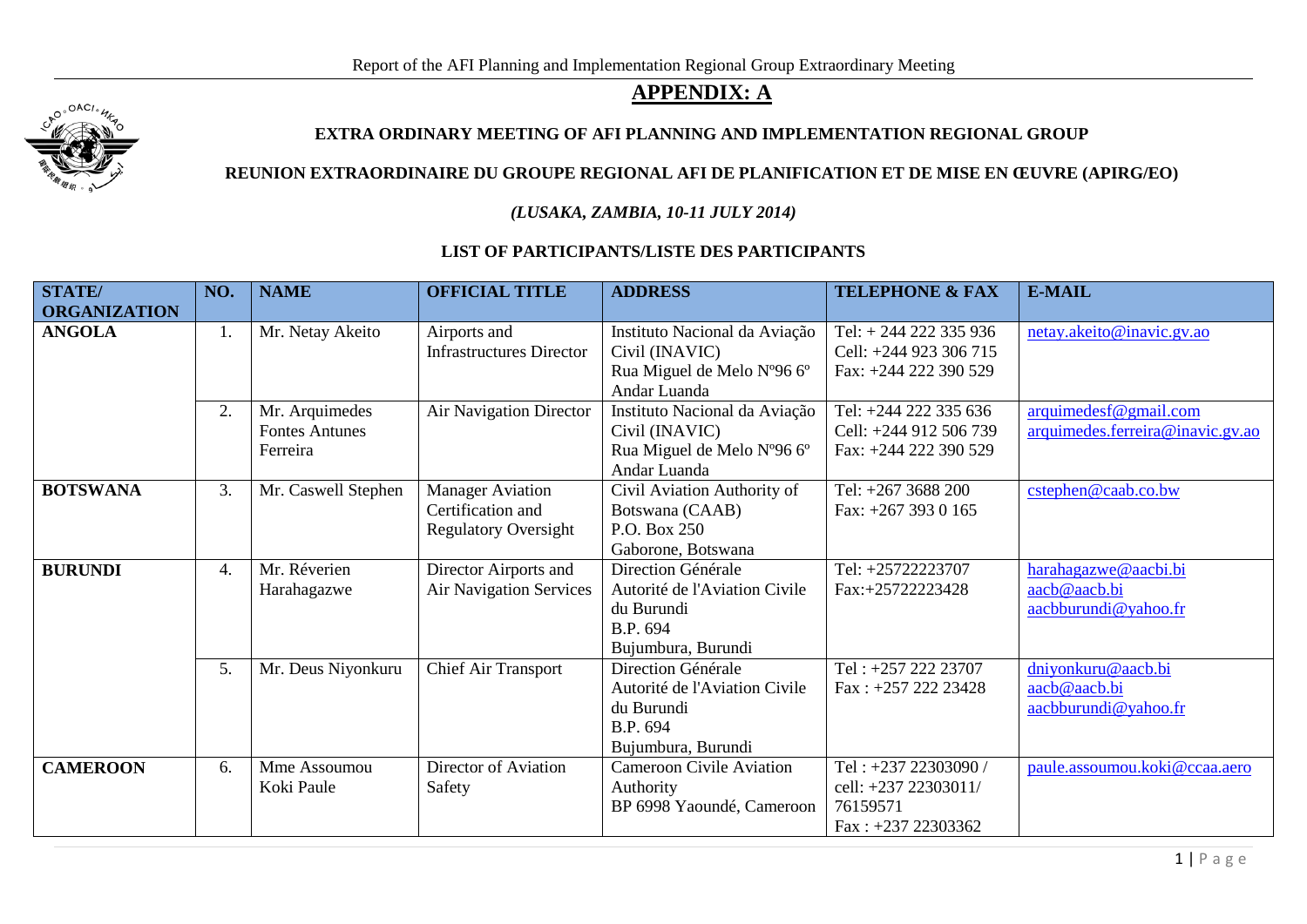## APPENDIX: A

**EXTRA ORDINARY MEETING OF AFI PLANNING AND IMPLEMENTATION REGIONAL GROUP**

**REUNION EXTRAORDINAIRE DU GROUPE REGIONAL AFI DE PLANIFICATION ET DE MISE EN ŒUVRE (APIRG/EO)**

***(LUSAKA, ZAMBIA, 10-11 JULY 2014)***

**LIST OF PARTICIPANTS/LISTE DES PARTICIPANTS**

| STATE/ ORGANIZATION | NO. | NAME | OFFICIAL TITLE | ADDRESS | TELEPHONE & FAX | E-MAIL |
|---|---|---|---|---|---|---|
| **ANGOLA** | 1. | Mr. Netay Akeito | Airports and Infrastructures Director | Instituto Nacional da Aviação Civil (INAVIC) Rua Miguel de Melo Nº96 6º Andar Luanda | Tel: + 244 222 335 936 Cell: +244 923 306 715 Fax: +244 222 390 529 | netay.akeito@inavic.gv.ao |
| | 2. | Mr. Arquimedes Fontes Antunes Ferreira | Air Navigation Director | Instituto Nacional da Aviação Civil (INAVIC) Rua Miguel de Melo Nº96 6º Andar Luanda | Tel: +244 222 335 636 Cell: +244 912 506 739 Fax: +244 222 390 529 | arquimedesf@gmail.com arquimedes.ferreira@inavic.gv.ao |
| **BOTSWANA** | 3. | Mr. Caswell Stephen | Manager Aviation Certification and Regulatory Oversight | Civil Aviation Authority of Botswana (CAAB) P.O. Box 250 Gaborone, Botswana | Tel: +267 3688 200 Fax: +267 393 0 165 | cstephen@caab.co.bw |
| **BURUNDI** | 4. | Mr. Réverien Harahagazwe | Director Airports and Air Navigation Services | Direction Générale Autorité de l'Aviation Civile du Burundi B.P. 694 Bujumbura, Burundi | Tel: +25722223707 Fax:+25722223428 | harahagazwe@aacbi.bi aacb@aacb.bi aacbburundi@yahoo.fr |
| | 5. | Mr. Deus Niyonkuru | Chief Air Transport | Direction Générale Autorité de l'Aviation Civile du Burundi B.P. 694 Bujumbura, Burundi | Tel : +257 222 23707 Fax : +257 222 23428 | dniyonkuru@aacb.bi aacb@aacb.bi aacbburundi@yahoo.fr |
| **CAMEROON** | 6. | Mme Assoumou Koki Paule | Director of Aviation Safety | Cameroon Civile Aviation Authority BP 6998 Yaoundé, Cameroon | Tel : +237 22303090 / cell: +237 22303011/ 76159571 Fax : +237 22303362 | paule.assoumou.koki@ccaa.aero |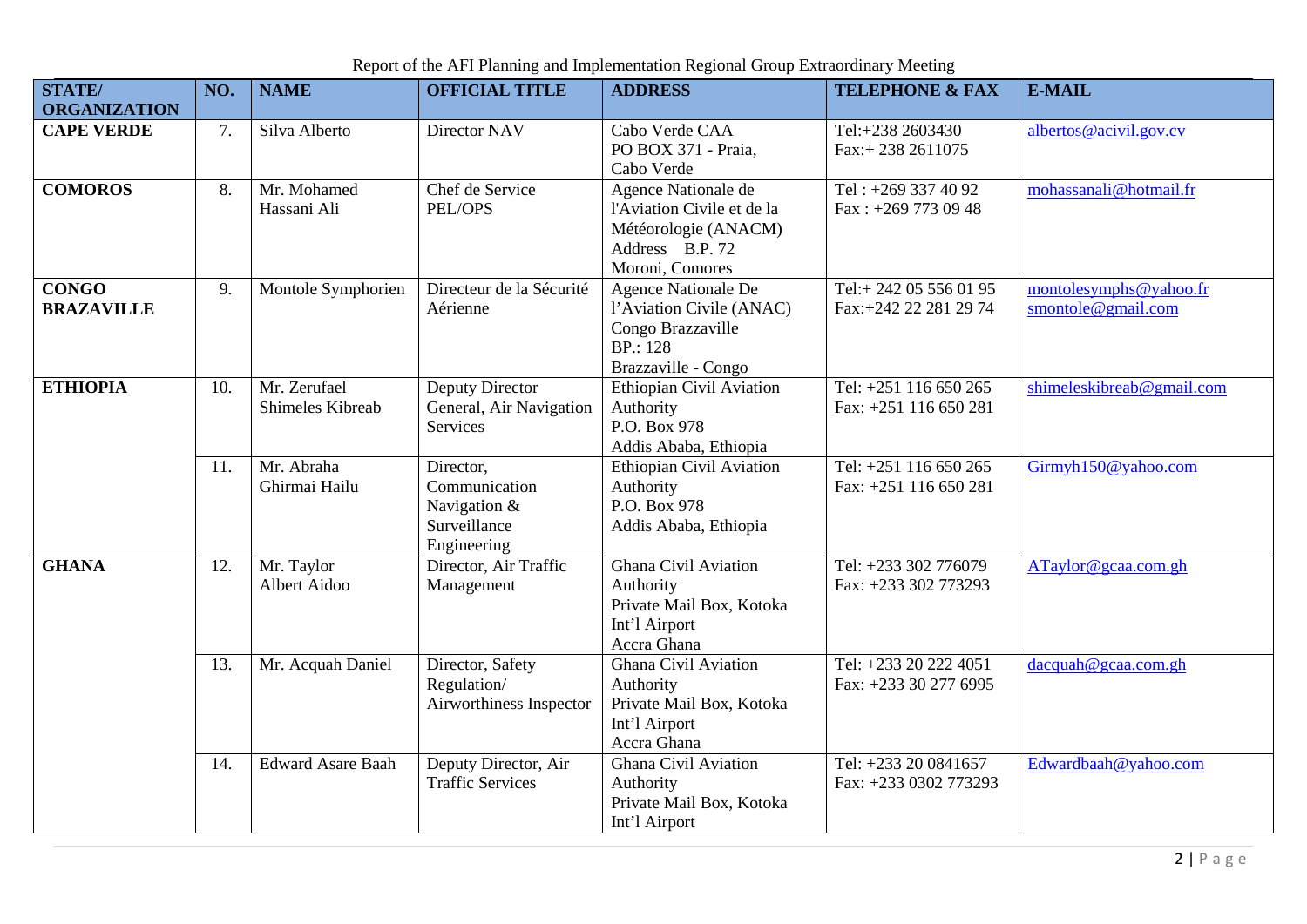| STATE/ ORGANIZATION | NO. | NAME | OFFICIAL TITLE | ADDRESS | TELEPHONE & FAX | E-MAIL |
|---|---|---|---|---|---|---|
| **CAPE VERDE** | 7. | Silva Alberto | Director NAV | Cabo Verde CAA<br>PO BOX 371 - Praia, Cabo Verde | Tel:+238 2603430<br>Fax:+ 238 2611075 | albertos@acivil.gov.cv |
| **COMOROS** | 8. | Mr. Mohamed Hassani Ali | Chef de Service PEL/OPS | Agence Nationale de l'Aviation Civile et de la Météorologie (ANACM)<br>Address B.P. 72<br>Moroni, Comores | Tel : +269 337 40 92<br>Fax : +269 773 09 48 | mohassanali@hotmail.fr |
| **CONGO BRAZAVILLE** | 9. | Montole Symphorien | Directeur de la Sécurité Aérienne | Agence Nationale De l'Aviation Civile (ANAC)<br>Congo Brazzaville<br>BP.: 128<br>Brazzaville - Congo | Tel:+ 242 05 556 01 95<br>Fax:+242 22 281 29 74 | montolesymphs@yahoo.fr<br>smontole@gmail.com |
| **ETHIOPIA** | 10. | Mr. Zerufael Shimeles Kibreab | Deputy Director General, Air Navigation Services | Ethiopian Civil Aviation Authority<br>P.O. Box 978<br>Addis Ababa, Ethiopia | Tel: +251 116 650 265<br>Fax: +251 116 650 281 | shimeleskibreab@gmail.com |
| | 11. | Mr. Abraha Ghirmai Hailu | Director, Communication Navigation & Surveillance Engineering | Ethiopian Civil Aviation Authority<br>P.O. Box 978<br>Addis Ababa, Ethiopia | Tel: +251 116 650 265<br>Fax: +251 116 650 281 | Girmyh150@yahoo.com |
| **GHANA** | 12. | Mr. Taylor Albert Aidoo | Director, Air Traffic Management | Ghana Civil Aviation Authority<br>Private Mail Box, Kotoka Int'l Airport<br>Accra Ghana | Tel: +233 302 776079<br>Fax: +233 302 773293 | ATaylor@gcaa.com.gh |
| | 13. | Mr. Acquah Daniel | Director, Safety Regulation/ Airworthiness Inspector | Ghana Civil Aviation Authority<br>Private Mail Box, Kotoka Int'l Airport<br>Accra Ghana | Tel: +233 20 222 4051<br>Fax: +233 30 277 6995 | dacquah@gcaa.com.gh |
| | 14. | Edward Asare Baah | Deputy Director, Air Traffic Services | Ghana Civil Aviation Authority<br>Private Mail Box, Kotoka Int'l Airport | Tel: +233 20 0841657<br>Fax: +233 0302 773293 | Edwardbaah@yahoo.com |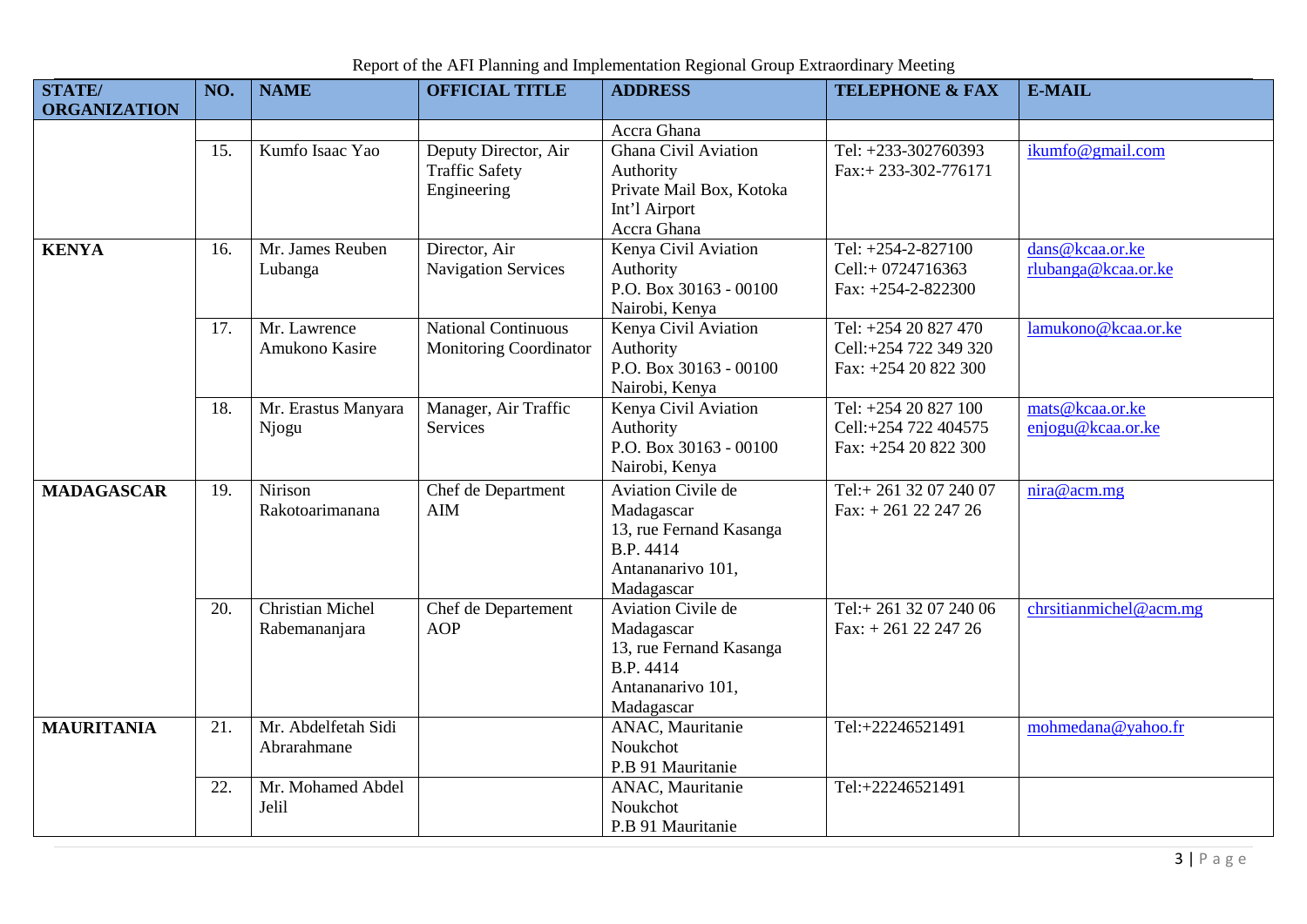| STATE/ ORGANIZATION | NO. | NAME | OFFICIAL TITLE | ADDRESS | TELEPHONE & FAX | E-MAIL |
|---|---|---|---|---|---|---|
| | | | | Accra Ghana | | |
| | 15. | Kumfo Isaac Yao | Deputy Director, Air Traffic Safety Engineering | Ghana Civil Aviation Authority Private Mail Box, Kotoka Int'l Airport Accra Ghana | Tel: +233-302760393 Fax:+ 233-302-776171 | ikumfo@gmail.com |
| **KENYA** | 16. | Mr. James Reuben Lubanga | Director, Air Navigation Services | Kenya Civil Aviation Authority P.O. Box 30163 - 00100 Nairobi, Kenya | Tel: +254-2-827100 Cell:+ 0724716363 Fax: +254-2-822300 | dans@kcaa.or.ke rlubanga@kcaa.or.ke |
| | 17. | Mr. Lawrence Amukono Kasire | National Continuous Monitoring Coordinator | Kenya Civil Aviation Authority P.O. Box 30163 - 00100 Nairobi, Kenya | Tel: +254 20 827 470 Cell:+254 722 349 320 Fax: +254 20 822 300 | lamukono@kcaa.or.ke |
| | 18. | Mr. Erastus Manyara Njogu | Manager, Air Traffic Services | Kenya Civil Aviation Authority P.O. Box 30163 - 00100 Nairobi, Kenya | Tel: +254 20 827 100 Cell:+254 722 404575 Fax: +254 20 822 300 | mats@kcaa.or.ke enjogu@kcaa.or.ke |
| **MADAGASCAR** | 19. | Nirison Rakotoarimanana | Chef de Department AIM | Aviation Civile de Madagascar 13, rue Fernand Kasanga B.P. 4414 Antananarivo 101, Madagascar | Tel:+ 261 32 07 240 07 Fax: + 261 22 247 26 | nira@acm.mg |
| | 20. | Christian Michel Rabemananjara | Chef de Departement AOP | Aviation Civile de Madagascar 13, rue Fernand Kasanga B.P. 4414 Antananarivo 101, Madagascar | Tel:+ 261 32 07 240 06 Fax: + 261 22 247 26 | chrsitianmichel@acm.mg |
| **MAURITANIA** | 21. | Mr. Abdelfetah Sidi Abrarahmane | | ANAC, Mauritanie Noukchot P.B 91 Mauritanie | Tel:+22246521491 | mohmedana@yahoo.fr |
| | 22. | Mr. Mohamed Abdel Jelil | | ANAC, Mauritanie Noukchot P.B 91 Mauritanie | Tel:+22246521491 | |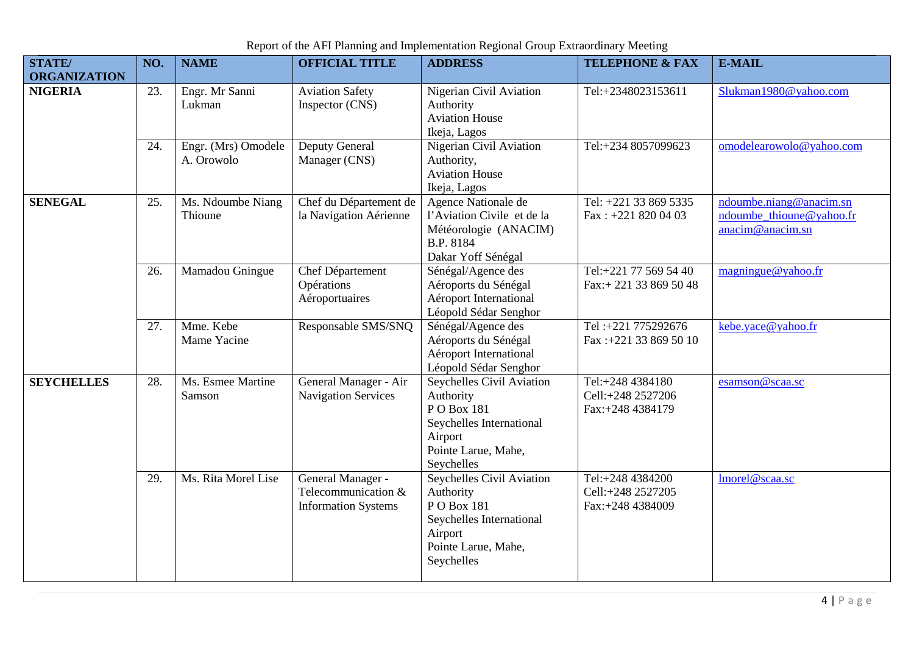| STATE/ ORGANIZATION | NO. | NAME | OFFICIAL TITLE | ADDRESS | TELEPHONE & FAX | E-MAIL |
|---|---|---|---|---|---|---|
| **NIGERIA** | 23. | Engr. Mr Sanni Lukman | Aviation Safety Inspector (CNS) | Nigerian Civil Aviation Authority<br>Aviation House<br>Ikeja, Lagos | Tel:+2348023153611 | Slukman1980@yahoo.com |
| | 24. | Engr. (Mrs) Omodele A. Orowolo | Deputy General Manager (CNS) | Nigerian Civil Aviation Authority,<br>Aviation House<br>Ikeja, Lagos | Tel:+234 8057099623 | omodelearowolo@yahoo.com |
| **SENEGAL** | 25. | Ms. Ndoumbe Niang Thioune | Chef du Département de la Navigation Aérienne | Agence Nationale de l'Aviation Civile et de la Météorologie (ANACIM)<br>B.P. 8184<br>Dakar Yoff Sénégal | Tel: +221 33 869 5335<br>Fax : +221 820 04 03 | ndoumbe.niang@anacim.sn<br>ndoumbe_thioune@yahoo.fr<br>anacim@anacim.sn |
| | 26. | Mamadou Gningue | Chef Département Opérations Aéroportuaires | Sénégal/Agence des Aéroports du Sénégal<br>Aéroport International Léopold Sédar Senghor | Tel:+221 77 569 54 40<br>Fax:+ 221 33 869 50 48 | magningue@yahoo.fr |
| | 27. | Mme. Kebe<br>Mame Yacine | Responsable SMS/SNQ | Sénégal/Agence des Aéroports du Sénégal<br>Aéroport International Léopold Sédar Senghor | Tel :+221 775292676<br>Fax :+221 33 869 50 10 | kebe.yace@yahoo.fr |
| **SEYCHELLES** | 28. | Ms. Esmee Martine Samson | General Manager - Air Navigation Services | Seychelles Civil Aviation Authority<br>P O Box 181<br>Seychelles International Airport<br>Pointe Larue, Mahe, Seychelles | Tel:+248 4384180<br>Cell:+248 2527206<br>Fax:+248 4384179 | esamson@scaa.sc |
| | 29. | Ms. Rita Morel Lise | General Manager - Telecommunication & Information Systems | Seychelles Civil Aviation Authority<br>P O Box 181<br>Seychelles International Airport<br>Pointe Larue, Mahe, Seychelles | Tel:+248 4384200<br>Cell:+248 2527205<br>Fax:+248 4384009 | lmorel@scaa.sc |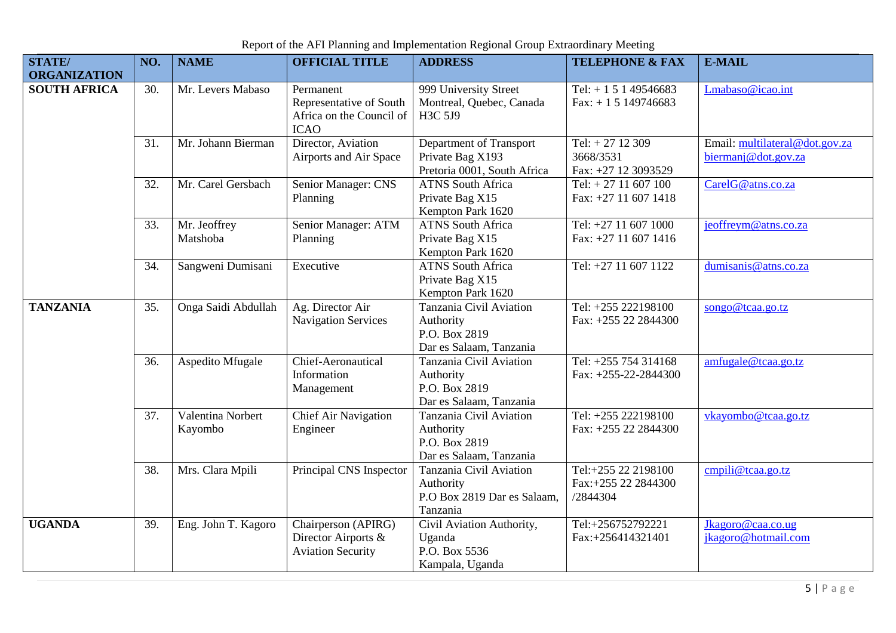| STATE/ ORGANIZATION | NO. | NAME | OFFICIAL TITLE | ADDRESS | TELEPHONE & FAX | E-MAIL |
|---|---|---|---|---|---|---|
| **SOUTH AFRICA** | 30. | Mr. Levers Mabaso | Permanent Representative of South Africa on the Council of ICAO | 999 University Street Montreal, Quebec, Canada H3C 5J9 | Tel: + 1 5 1 49546683 Fax: + 1 5 149746683 | Lmabaso@icao.int |
| | 31. | Mr. Johann Bierman | Director, Aviation Airports and Air Space | Department of Transport Private Bag X193 Pretoria 0001, South Africa | Tel: + 27 12 309 3668/3531 Fax: +27 12 3093529 | Email: multilateral@dot.gov.za biermanj@dot.gov.za |
| | 32. | Mr. Carel Gersbach | Senior Manager: CNS Planning | ATNS South Africa Private Bag X15 Kempton Park 1620 | Tel: + 27 11 607 100 Fax: +27 11 607 1418 | CarelG@atns.co.za |
| | 33. | Mr. Jeoffrey Matshoba | Senior Manager: ATM Planning | ATNS South Africa Private Bag X15 Kempton Park 1620 | Tel: +27 11 607 1000 Fax: +27 11 607 1416 | jeoffreym@atns.co.za |
| | 34. | Sangweni Dumisani | Executive | ATNS South Africa Private Bag X15 Kempton Park 1620 | Tel: +27 11 607 1122 | dumisanis@atns.co.za |
| **TANZANIA** | 35. | Onga Saidi Abdullah | Ag. Director Air Navigation Services | Tanzania Civil Aviation Authority P.O. Box 2819 Dar es Salaam, Tanzania | Tel: +255 222198100 Fax: +255 22 2844300 | songo@tcaa.go.tz |
| | 36. | Aspedito Mfugale | Chief-Aeronautical Information Management | Tanzania Civil Aviation Authority P.O. Box 2819 Dar es Salaam, Tanzania | Tel: +255 754 314168 Fax: +255-22-2844300 | amfugale@tcaa.go.tz |
| | 37. | Valentina Norbert Kayombo | Chief Air Navigation Engineer | Tanzania Civil Aviation Authority P.O. Box 2819 Dar es Salaam, Tanzania | Tel: +255 222198100 Fax: +255 22 2844300 | vkayombo@tcaa.go.tz |
| | 38. | Mrs. Clara Mpili | Principal CNS Inspector | Tanzania Civil Aviation Authority P.O Box 2819 Dar es Salaam, Tanzania | Tel:+255 22 2198100 Fax:+255 22 2844300 /2844304 | cmpili@tcaa.go.tz |
| **UGANDA** | 39. | Eng. John T. Kagoro | Chairperson (APIRG) Director Airports & Aviation Security | Civil Aviation Authority, Uganda P.O. Box 5536 Kampala, Uganda | Tel:+256752792221 Fax:+256414321401 | Jkagoro@caa.co.ug jkagoro@hotmail.com |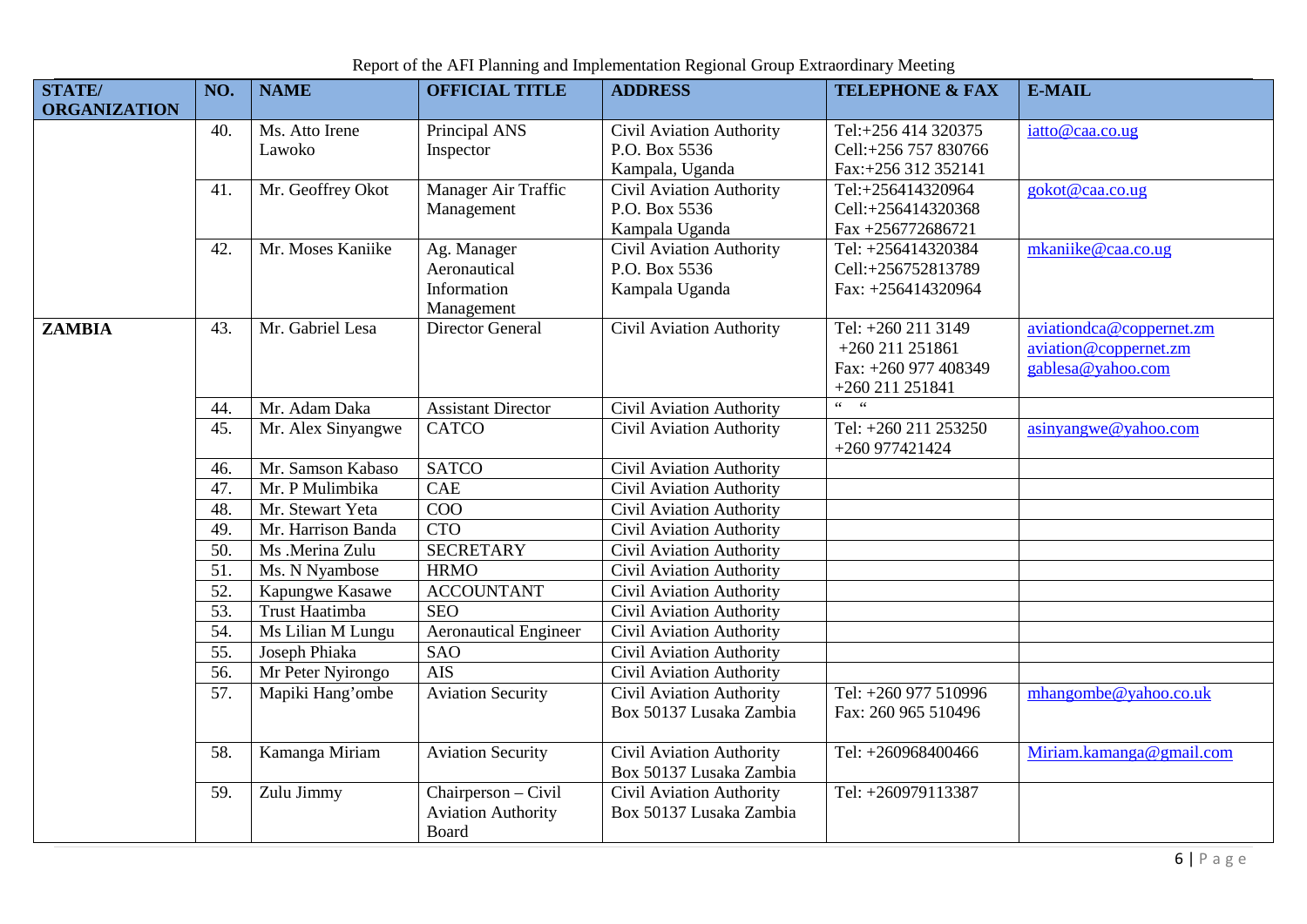| STATE/ ORGANIZATION | NO. | NAME | OFFICIAL TITLE | ADDRESS | TELEPHONE & FAX | E-MAIL |
|---|---|---|---|---|---|---|
| | 40. | Ms. Atto Irene Lawoko | Principal ANS Inspector | Civil Aviation Authority P.O. Box 5536 Kampala, Uganda | Tel:+256 414 320375 Cell:+256 757 830766 Fax:+256 312 352141 | iatto@caa.co.ug |
| | 41. | Mr. Geoffrey Okot | Manager Air Traffic Management | Civil Aviation Authority P.O. Box 5536 Kampala Uganda | Tel:+256414320964 Cell:+256414320368 Fax +256772686721 | gokot@caa.co.ug |
| | 42. | Mr. Moses Kaniike | Ag. Manager Aeronautical Information Management | Civil Aviation Authority P.O. Box 5536 Kampala Uganda | Tel: +256414320384 Cell:+256752813789 Fax: +256414320964 | mkaniike@caa.co.ug |
| **ZAMBIA** | 43. | Mr. Gabriel Lesa | Director General | Civil Aviation Authority | Tel: +260 211 3149 +260 211 251861 Fax: +260 977 408349 +260 211 251841 | aviationdca@coppernet.zm aviation@coppernet.zm gablesa@yahoo.com |
| | 44. | Mr. Adam Daka | Assistant Director | Civil Aviation Authority | " " | |
| | 45. | Mr. Alex Sinyangwe | CATCO | Civil Aviation Authority | Tel: +260 211 253250 +260 977421424 | asinyangwe@yahoo.com |
| | 46. | Mr. Samson Kabaso | SATCO | Civil Aviation Authority | | |
| | 47. | Mr. P Mulimbika | CAE | Civil Aviation Authority | | |
| | 48. | Mr. Stewart Yeta | COO | Civil Aviation Authority | | |
| | 49. | Mr. Harrison Banda | CTO | Civil Aviation Authority | | |
| | 50. | Ms .Merina Zulu | SECRETARY | Civil Aviation Authority | | |
| | 51. | Ms. N Nyambose | HRMO | Civil Aviation Authority | | |
| | 52. | Kapungwe Kasawe | ACCOUNTANT | Civil Aviation Authority | | |
| | 53. | Trust Haatimba | SEO | Civil Aviation Authority | | |
| | 54. | Ms Lilian M Lungu | Aeronautical Engineer | Civil Aviation Authority | | |
| | 55. | Joseph Phiaka | SAO | Civil Aviation Authority | | |
| | 56. | Mr Peter Nyirongo | AIS | Civil Aviation Authority | | |
| | 57. | Mapiki Hang'ombe | Aviation Security | Civil Aviation Authority Box 50137 Lusaka Zambia | Tel: +260 977 510996 Fax: 260 965 510496 | mhangombe@yahoo.co.uk |
| | 58. | Kamanga Miriam | Aviation Security | Civil Aviation Authority Box 50137 Lusaka Zambia | Tel: +260968400466 | Miriam.kamanga@gmail.com |
| | 59. | Zulu Jimmy | Chairperson – Civil Aviation Authority Board | Civil Aviation Authority Box 50137 Lusaka Zambia | Tel: +260979113387 | |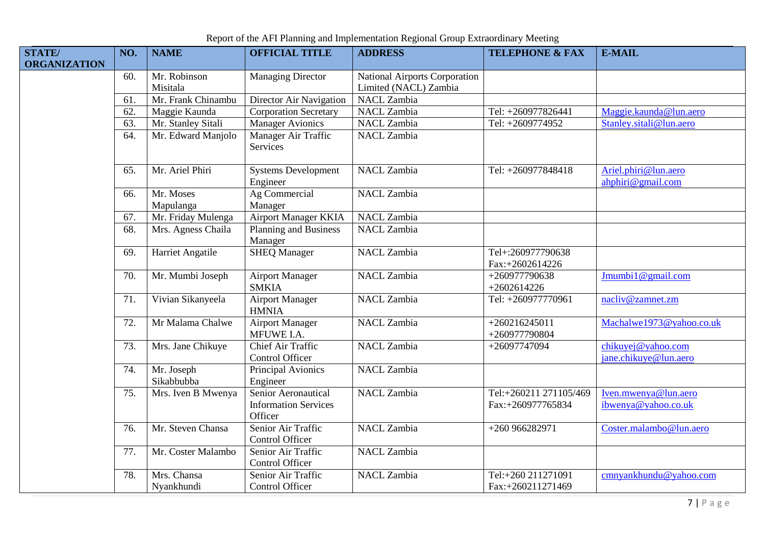| STATE/ ORGANIZATION | NO. | NAME | OFFICIAL TITLE | ADDRESS | TELEPHONE & FAX | E-MAIL |
|---|---|---|---|---|---|---|
| | 60. | Mr. Robinson Misitala | Managing Director | National Airports Corporation Limited (NACL) Zambia | | |
| | 61. | Mr. Frank Chinambu | Director Air Navigation | NACL Zambia | | |
| | 62. | Maggie Kaunda | Corporation Secretary | NACL Zambia | Tel: +260977826441 | Maggie.kaunda@lun.aero |
| | 63. | Mr. Stanley Sitali | Manager Avionics | NACL Zambia | Tel: +2609774952 | Stanley.sitali@lun.aero |
| | 64. | Mr. Edward Manjolo | Manager Air Traffic Services | NACL Zambia | | |
| | 65. | Mr. Ariel Phiri | Systems Development Engineer | NACL Zambia | Tel: +260977848418 | Ariel.phiri@lun.aero ahphiri@gmail.com |
| | 66. | Mr. Moses Mapulanga | Ag Commercial Manager | NACL Zambia | | |
| | 67. | Mr. Friday Mulenga | Airport Manager KKIA | NACL Zambia | | |
| | 68. | Mrs. Agness Chaila | Planning and Business Manager | NACL Zambia | | |
| | 69. | Harriet Angatile | SHEQ Manager | NACL Zambia | Tel+:260977790638 Fax:+2602614226 | |
| | 70. | Mr. Mumbi Joseph | Airport Manager SMKIA | NACL Zambia | +260977790638 +2602614226 | Jmumbi1@gmail.com |
| | 71. | Vivian Sikanyeela | Airport Manager HMNIA | NACL Zambia | Tel: +260977770961 | nacliv@zamnet.zm |
| | 72. | Mr Malama Chalwe | Airport Manager MFUWE I.A. | NACL Zambia | +260216245011 +260977790804 | Machalwe1973@yahoo.co.uk |
| | 73. | Mrs. Jane Chikuye | Chief Air Traffic Control Officer | NACL Zambia | +26097747094 | chikuyej@yahoo.com jane.chikuye@lun.aero |
| | 74. | Mr. Joseph Sikabbubba | Principal Avionics Engineer | NACL Zambia | | |
| | 75. | Mrs. Iven B Mwenya | Senior Aeronautical Information Services Officer | NACL Zambia | Tel:+260211 271105/469 Fax:+260977765834 | Iven.mwenya@lun.aero ibwenya@yahoo.co.uk |
| | 76. | Mr. Steven Chansa | Senior Air Traffic Control Officer | NACL Zambia | +260 966282971 | Coster.malambo@lun.aero |
| | 77. | Mr. Coster Malambo | Senior Air Traffic Control Officer | NACL Zambia | | |
| | 78. | Mrs. Chansa Nyankhundi | Senior Air Traffic Control Officer | NACL Zambia | Tel:+260 211271091 Fax:+260211271469 | cmnyankhundu@yahoo.com |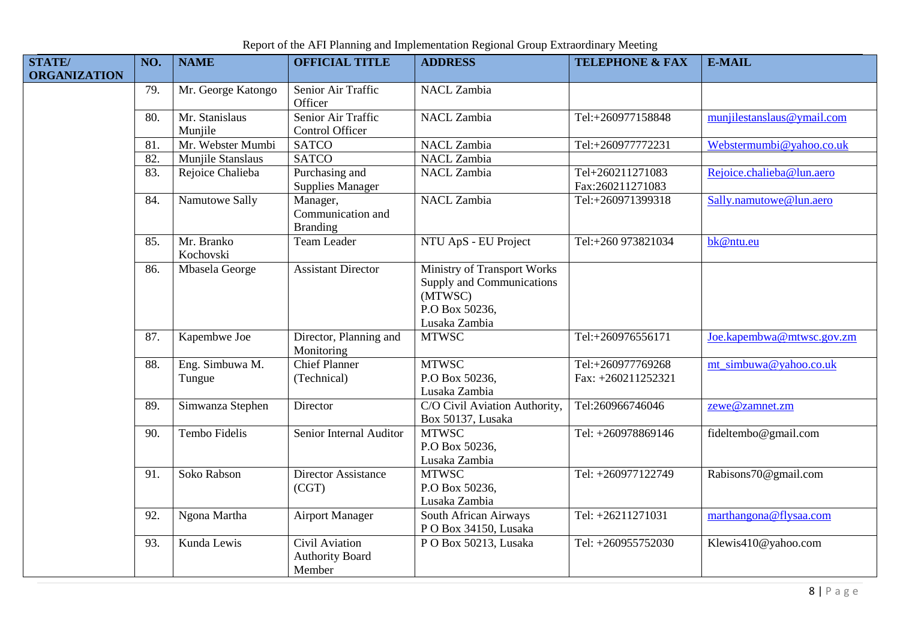| STATE/ ORGANIZATION | NO. | NAME | OFFICIAL TITLE | ADDRESS | TELEPHONE & FAX | E-MAIL |
|---|---|---|---|---|---|---|
| | 79. | Mr. George Katongo | Senior Air Traffic Officer | NACL Zambia | | |
| | 80. | Mr. Stanislaus Munjile | Senior Air Traffic Control Officer | NACL Zambia | Tel:+260977158848 | munjilestanslaus@ymail.com |
| | 81. | Mr. Webster Mumbi | SATCO | NACL Zambia | Tel:+260977772231 | Webstermumbi@yahoo.co.uk |
| | 82. | Munjile Stanslaus | SATCO | NACL Zambia | | |
| | 83. | Rejoice Chalieba | Purchasing and Supplies Manager | NACL Zambia | Tel+260211271083 Fax:260211271083 | Rejoice.chalieba@lun.aero |
| | 84. | Namutowe Sally | Manager, Communication and Branding | NACL Zambia | Tel:+260971399318 | Sally.namutowe@lun.aero |
| | 85. | Mr. Branko Kochovski | Team Leader | NTU ApS - EU Project | Tel:+260 973821034 | bk@ntu.eu |
| | 86. | Mbasela George | Assistant Director | Ministry of Transport Works Supply and Communications (MTWSC) P.O Box 50236, Lusaka Zambia | | |
| | 87. | Kapembwe Joe | Director, Planning and Monitoring | MTWSC | Tel:+260976556171 | Joe.kapembwa@mtwsc.gov.zm |
| | 88. | Eng. Simbuwa M. Tungue | Chief Planner (Technical) | MTWSC P.O Box 50236, Lusaka Zambia | Tel:+260977769268 Fax: +260211252321 | mt_simbuwa@yahoo.co.uk |
| | 89. | Simwanza Stephen | Director | C/O Civil Aviation Authority, Box 50137, Lusaka | Tel:260966746046 | zewe@zamnet.zm |
| | 90. | Tembo Fidelis | Senior Internal Auditor | MTWSC P.O Box 50236, Lusaka Zambia | Tel: +260978869146 | fideltembo@gmail.com |
| | 91. | Soko Rabson | Director Assistance (CGT) | MTWSC P.O Box 50236, Lusaka Zambia | Tel: +260977122749 | Rabisons70@gmail.com |
| | 92. | Ngona Martha | Airport Manager | South African Airways P O Box 34150, Lusaka | Tel: +26211271031 | marthangona@flysaa.com |
| | 93. | Kunda Lewis | Civil Aviation Authority Board Member | P O Box 50213, Lusaka | Tel: +260955752030 | Klewis410@yahoo.com |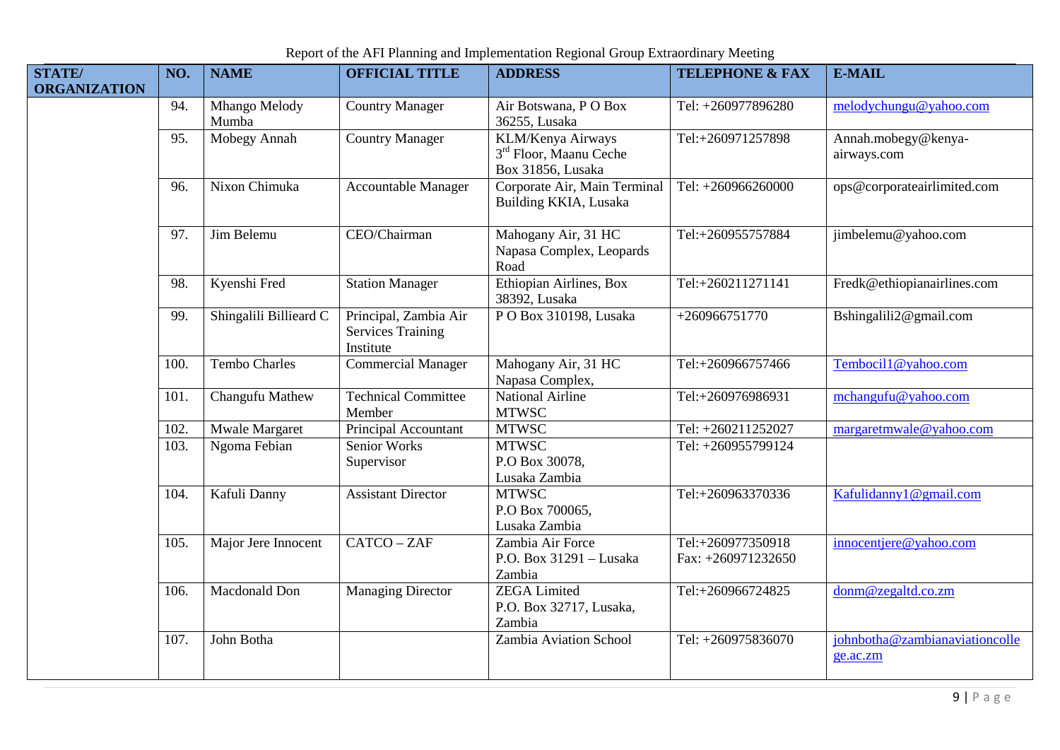| STATE/ ORGANIZATION | NO. | NAME | OFFICIAL TITLE | ADDRESS | TELEPHONE & FAX | E-MAIL |
|---|---|---|---|---|---|---|
| | 94. | Mhango Melody Mumba | Country Manager | Air Botswana, P O Box 36255, Lusaka | Tel: +260977896280 | melodychungu@yahoo.com |
| | 95. | Mobegy Annah | Country Manager | KLM/Kenya Airways 3rd Floor, Maanu Ceche Box 31856, Lusaka | Tel:+260971257898 | Annah.mobegy@kenya-airways.com |
| | 96. | Nixon Chimuka | Accountable Manager | Corporate Air, Main Terminal Building KKIA, Lusaka | Tel: +260966260000 | ops@corporateairlimited.com |
| | 97. | Jim Belemu | CEO/Chairman | Mahogany Air, 31 HC Napasa Complex, Leopards Road | Tel:+260955757884 | jimbelemu@yahoo.com |
| | 98. | Kyenshi Fred | Station Manager | Ethiopian Airlines, Box 38392, Lusaka | Tel:+260211271141 | Fredk@ethiopianairlines.com |
| | 99. | Shingalili Billieard C | Principal, Zambia Air Services Training Institute | P O Box 310198, Lusaka | +260966751770 | Bshingalili2@gmail.com |
| | 100. | Tembo Charles | Commercial Manager | Mahogany Air, 31 HC Napasa Complex, | Tel:+260966757466 | Tembocil1@yahoo.com |
| | 101. | Changufu Mathew | Technical Committee Member | National Airline MTWSC | Tel:+260976986931 | mchangufu@yahoo.com |
| | 102. | Mwale Margaret | Principal Accountant | MTWSC | Tel: +260211252027 | margaretmwale@yahoo.com |
| | 103. | Ngoma Febian | Senior Works Supervisor | MTWSC P.O Box 30078, Lusaka Zambia | Tel: +260955799124 | |
| | 104. | Kafuli Danny | Assistant Director | MTWSC P.O Box 700065, Lusaka Zambia | Tel:+260963370336 | Kafulidanny1@gmail.com |
| | 105. | Major Jere Innocent | CATCO – ZAF | Zambia Air Force P.O. Box 31291 – Lusaka Zambia | Tel:+260977350918 Fax: +260971232650 | innocentjere@yahoo.com |
| | 106. | Macdonald Don | Managing Director | ZEGA Limited P.O. Box 32717, Lusaka, Zambia | Tel:+260966724825 | donm@zegaltd.co.zm |
| | 107. | John Botha | | Zambia Aviation School | Tel: +260975836070 | johnbotha@zambianaviationcollege.ac.zm |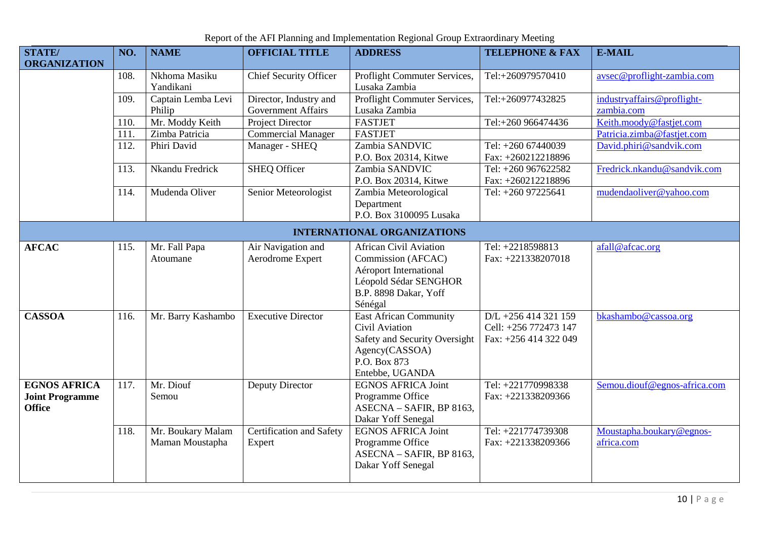| STATE/ ORGANIZATION | NO. | NAME | OFFICIAL TITLE | ADDRESS | TELEPHONE & FAX | E-MAIL |
|---|---|---|---|---|---|---|
| | 108. | Nkhoma Masiku Yandikani | Chief Security Officer | Proflight Commuter Services, Lusaka Zambia | Tel:+260979570410 | avsec@proflight-zambia.com |
| | 109. | Captain Lemba Levi Philip | Director, Industry and Government Affairs | Proflight Commuter Services, Lusaka Zambia | Tel:+260977432825 | industryaffairs@proflight-zambia.com |
| | 110. | Mr. Moddy Keith | Project Director | FASTJET | Tel:+260 966474436 | Keith.moody@fastjet.com |
| | 111. | Zimba Patricia | Commercial Manager | FASTJET | | Patricia.zimba@fastjet.com |
| | 112. | Phiri David | Manager - SHEQ | Zambia SANDVIC P.O. Box 20314, Kitwe | Tel: +260 67440039 Fax: +260212218896 | David.phiri@sandvik.com |
| | 113. | Nkandu Fredrick | SHEQ Officer | Zambia SANDVIC P.O. Box 20314, Kitwe | Tel: +260 967622582 Fax: +260212218896 | Fredrick.nkandu@sandvik.com |
| | 114. | Mudenda Oliver | Senior Meteorologist | Zambia Meteorological Department P.O. Box 3100095 Lusaka | Tel: +260 97225641 | mudendaoliver@yahoo.com |
| **INTERNATIONAL ORGANIZATIONS** | | | | | | |
| **AFCAC** | 115. | Mr. Fall Papa Atoumane | Air Navigation and Aerodrome Expert | African Civil Aviation Commission (AFCAC) Aéroport International Léopold Sédar SENGHOR B.P. 8898 Dakar, Yoff Sénégal | Tel: +2218598813 Fax: +221338207018 | afall@afcac.org |
| **CASSOA** | 116. | Mr. Barry Kashambo | Executive Director | East African Community Civil Aviation Safety and Security Oversight Agency(CASSOA) P.O. Box 873 Entebbe, UGANDA | D/L +256 414 321 159 Cell: +256 772473 147 Fax: +256 414 322 049 | bkashambo@cassoa.org |
| **EGNOS AFRICA Joint Programme Office** | 117. | Mr. Diouf Semou | Deputy Director | EGNOS AFRICA Joint Programme Office ASECNA – SAFIR, BP 8163, Dakar Yoff Senegal | Tel: +221770998338 Fax: +221338209366 | Semou.diouf@egnos-africa.com |
| | 118. | Mr. Boukary Malam Maman Moustapha | Certification and Safety Expert | EGNOS AFRICA Joint Programme Office ASECNA – SAFIR, BP 8163, Dakar Yoff Senegal | Tel: +221774739308 Fax: +221338209366 | Moustapha.boukary@egnos-africa.com |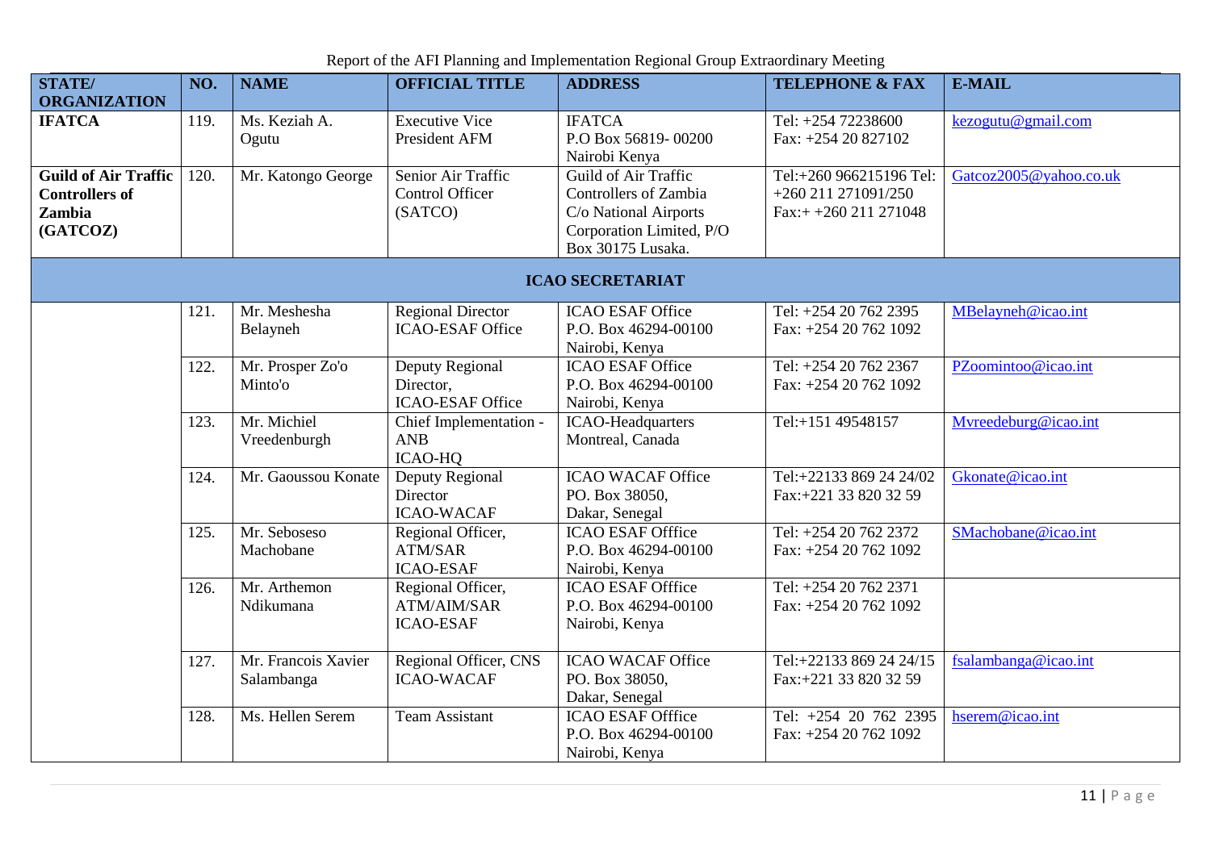| STATE/ ORGANIZATION | NO. | NAME | OFFICIAL TITLE | ADDRESS | TELEPHONE & FAX | E-MAIL |
|---|---|---|---|---|---|---|
| **IFATCA** | 119. | Ms. Keziah A. Ogutu | Executive Vice President AFM | IFATCA P.O Box 56819- 00200 Nairobi Kenya | Tel: +254 72238600 Fax: +254 20 827102 | kezogutu@gmail.com |
| **Guild of Air Traffic Controllers of Zambia (GATCOZ)** | 120. | Mr. Katongo George | Senior Air Traffic Control Officer (SATCO) | Guild of Air Traffic Controllers of Zambia C/o National Airports Corporation Limited, P/O Box 30175 Lusaka. | Tel:+260 966215196 Tel: +260 211 271091/250 Fax:+ +260 211 271048 | Gatcoz2005@yahoo.co.uk |
| | | | **ICAO SECRETARIAT** | | | |
| | 121. | Mr. Meshesha Belayneh | Regional Director ICAO-ESAF Office | ICAO ESAF Office P.O. Box 46294-00100 Nairobi, Kenya | Tel: +254 20 762 2395 Fax: +254 20 762 1092 | MBelayneh@icao.int |
| | 122. | Mr. Prosper Zo'o Minto'o | Deputy Regional Director, ICAO-ESAF Office | ICAO ESAF Office P.O. Box 46294-00100 Nairobi, Kenya | Tel: +254 20 762 2367 Fax: +254 20 762 1092 | PZoomintoo@icao.int |
| | 123. | Mr. Michiel Vreedenburgh | Chief Implementation - ANB ICAO-HQ | ICAO-Headquarters Montreal, Canada | Tel:+151 49548157 | Mvreedeburg@icao.int |
| | 124. | Mr. Gaoussou Konate | Deputy Regional Director ICAO-WACAF | ICAO WACAF Office PO. Box 38050, Dakar, Senegal | Tel:+22133 869 24 24/02 Fax:+221 33 820 32 59 | Gkonate@icao.int |
| | 125. | Mr. Seboseso Machobane | Regional Officer, ATM/SAR ICAO-ESAF | ICAO ESAF Offfice P.O. Box 46294-00100 Nairobi, Kenya | Tel: +254 20 762 2372 Fax: +254 20 762 1092 | SMachobane@icao.int |
| | 126. | Mr. Arthemon Ndikumana | Regional Officer, ATM/AIM/SAR ICAO-ESAF | ICAO ESAF Offfice P.O. Box 46294-00100 Nairobi, Kenya | Tel: +254 20 762 2371 Fax: +254 20 762 1092 | |
| | 127. | Mr. Francois Xavier Salambanga | Regional Officer, CNS ICAO-WACAF | ICAO WACAF Office PO. Box 38050, Dakar, Senegal | Tel:+22133 869 24 24/15 Fax:+221 33 820 32 59 | fsalambanga@icao.int |
| | 128. | Ms. Hellen Serem | Team Assistant | ICAO ESAF Offfice P.O. Box 46294-00100 Nairobi, Kenya | Tel: +254 20 762 2395 Fax: +254 20 762 1092 | hserem@icao.int |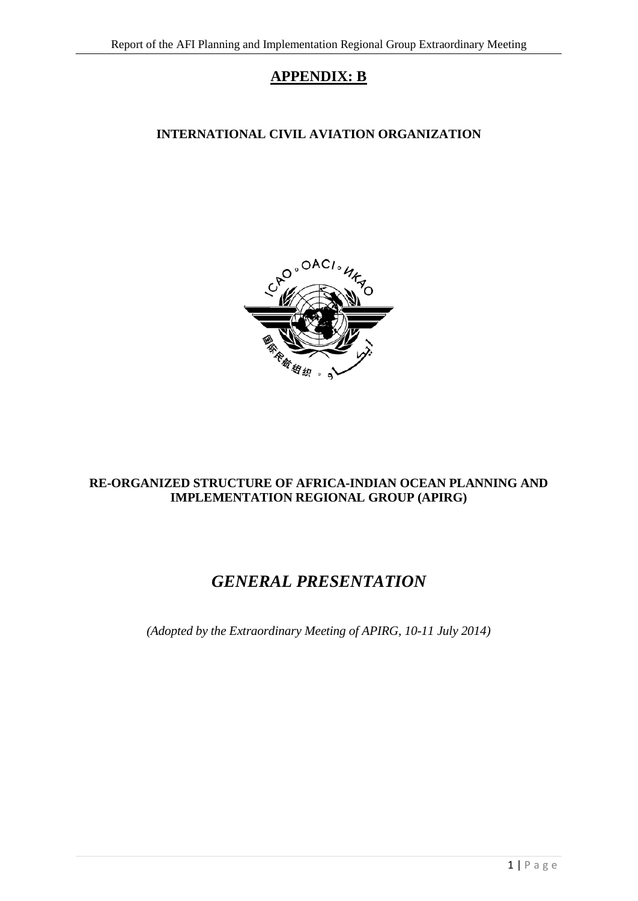# APPENDIX: B

## INTERNATIONAL CIVIL AVIATION ORGANIZATION

## RE-ORGANIZED STRUCTURE OF AFRICA-INDIAN OCEAN PLANNING AND IMPLEMENTATION REGIONAL GROUP (APIRG)

# *GENERAL PRESENTATION*

*(Adopted by the Extraordinary Meeting of APIRG, 10-11 July 2014)*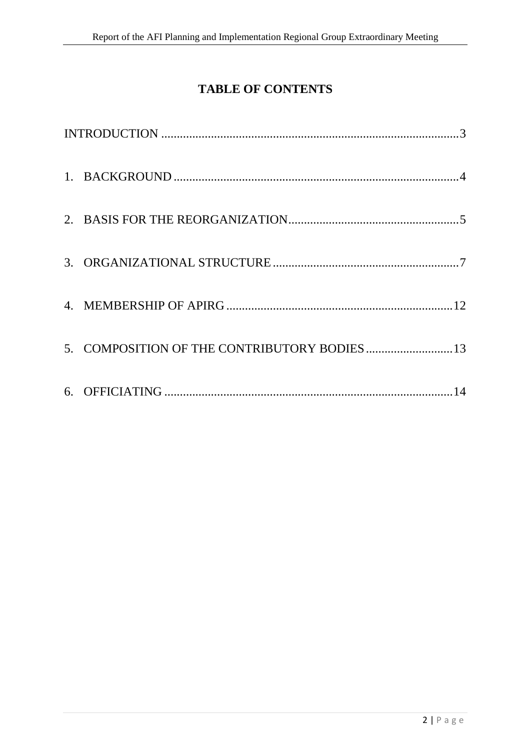# TABLE OF CONTENTS

INTRODUCTION ................................................................................................3

1. BACKGROUND ............................................................................................4

2. BASIS FOR THE REORGANIZATION.......................................................5

3. ORGANIZATIONAL STRUCTURE ............................................................7

4. MEMBERSHIP OF APIRG .........................................................................12

5. COMPOSITION OF THE CONTRIBUTORY BODIES ............................13

6. OFFICIATING .............................................................................................14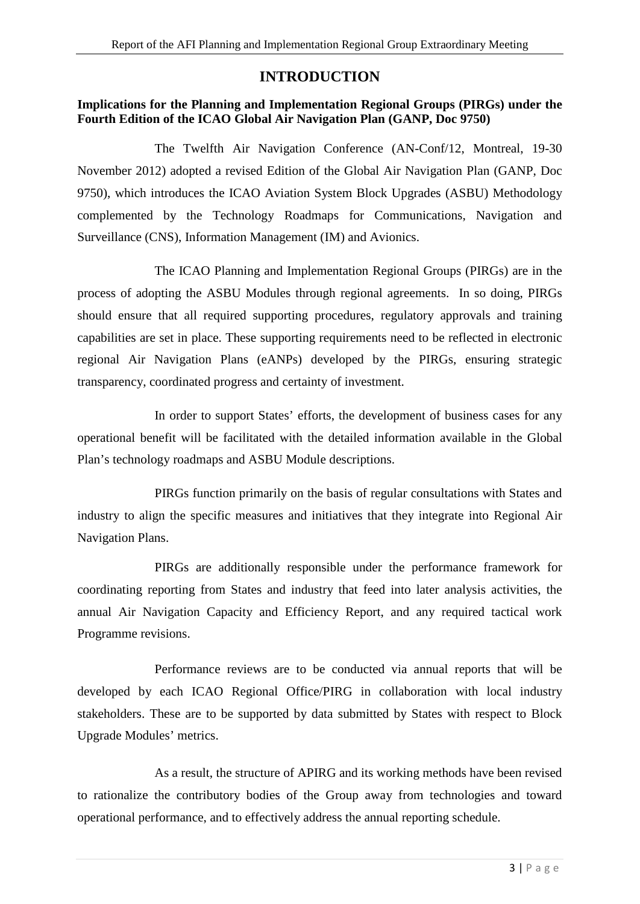# INTRODUCTION

**Implications for the Planning and Implementation Regional Groups (PIRGs) under the Fourth Edition of the ICAO Global Air Navigation Plan (GANP, Doc 9750)**

The Twelfth Air Navigation Conference (AN-Conf/12, Montreal, 19-30 November 2012) adopted a revised Edition of the Global Air Navigation Plan (GANP, Doc 9750), which introduces the ICAO Aviation System Block Upgrades (ASBU) Methodology complemented by the Technology Roadmaps for Communications, Navigation and Surveillance (CNS), Information Management (IM) and Avionics.

The ICAO Planning and Implementation Regional Groups (PIRGs) are in the process of adopting the ASBU Modules through regional agreements. In so doing, PIRGs should ensure that all required supporting procedures, regulatory approvals and training capabilities are set in place. These supporting requirements need to be reflected in electronic regional Air Navigation Plans (eANPs) developed by the PIRGs, ensuring strategic transparency, coordinated progress and certainty of investment.

In order to support States' efforts, the development of business cases for any operational benefit will be facilitated with the detailed information available in the Global Plan's technology roadmaps and ASBU Module descriptions.

PIRGs function primarily on the basis of regular consultations with States and industry to align the specific measures and initiatives that they integrate into Regional Air Navigation Plans.

PIRGs are additionally responsible under the performance framework for coordinating reporting from States and industry that feed into later analysis activities, the annual Air Navigation Capacity and Efficiency Report, and any required tactical work Programme revisions.

Performance reviews are to be conducted via annual reports that will be developed by each ICAO Regional Office/PIRG in collaboration with local industry stakeholders. These are to be supported by data submitted by States with respect to Block Upgrade Modules' metrics.

As a result, the structure of APIRG and its working methods have been revised to rationalize the contributory bodies of the Group away from technologies and toward operational performance, and to effectively address the annual reporting schedule.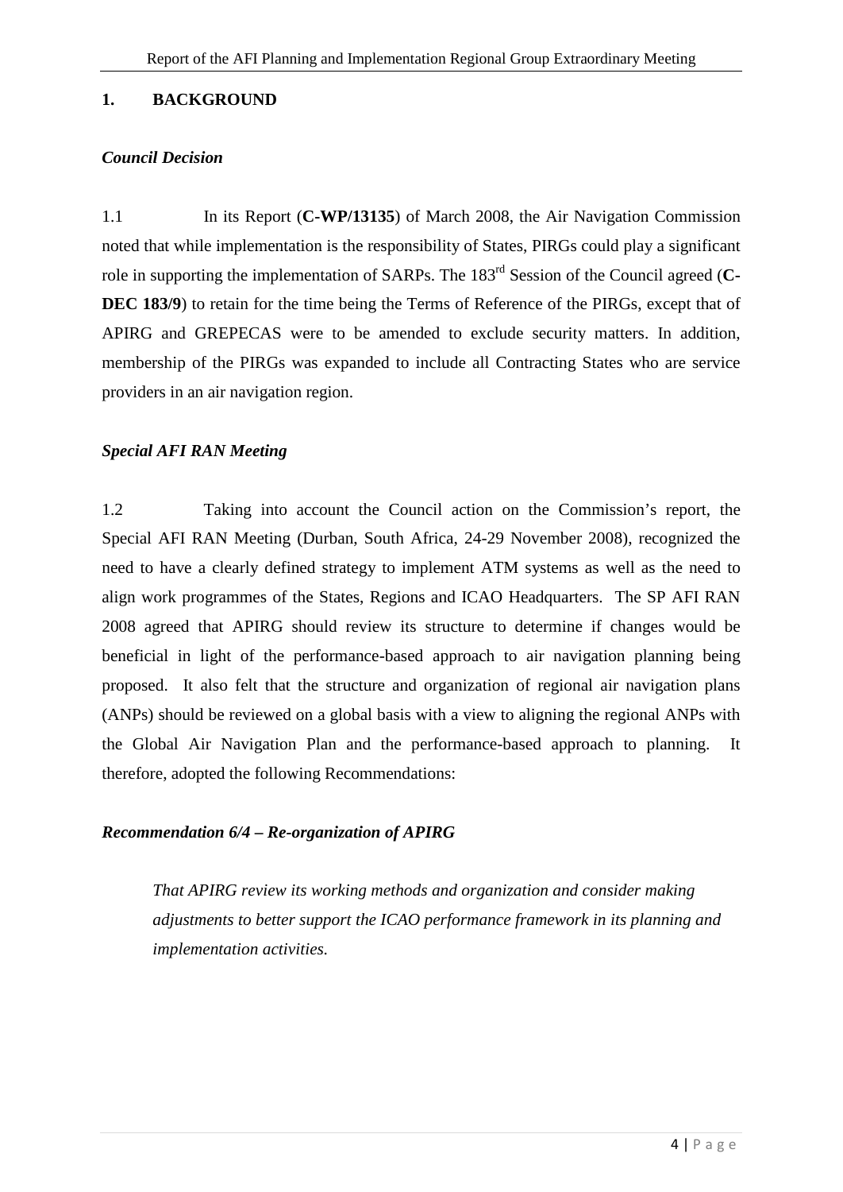## 1. BACKGROUND

### *Council Decision*

1.1 In its Report (**C-WP/13135**) of March 2008, the Air Navigation Commission noted that while implementation is the responsibility of States, PIRGs could play a significant role in supporting the implementation of SARPs. The 183rd Session of the Council agreed (**C-DEC 183/9**) to retain for the time being the Terms of Reference of the PIRGs, except that of APIRG and GREPECAS were to be amended to exclude security matters. In addition, membership of the PIRGs was expanded to include all Contracting States who are service providers in an air navigation region.

### *Special AFI RAN Meeting*

1.2 Taking into account the Council action on the Commission's report, the Special AFI RAN Meeting (Durban, South Africa, 24-29 November 2008), recognized the need to have a clearly defined strategy to implement ATM systems as well as the need to align work programmes of the States, Regions and ICAO Headquarters. The SP AFI RAN 2008 agreed that APIRG should review its structure to determine if changes would be beneficial in light of the performance-based approach to air navigation planning being proposed. It also felt that the structure and organization of regional air navigation plans (ANPs) should be reviewed on a global basis with a view to aligning the regional ANPs with the Global Air Navigation Plan and the performance-based approach to planning. It therefore, adopted the following Recommendations:

### *Recommendation 6/4 – Re-organization of APIRG*

> *That APIRG review its working methods and organization and consider making adjustments to better support the ICAO performance framework in its planning and implementation activities.*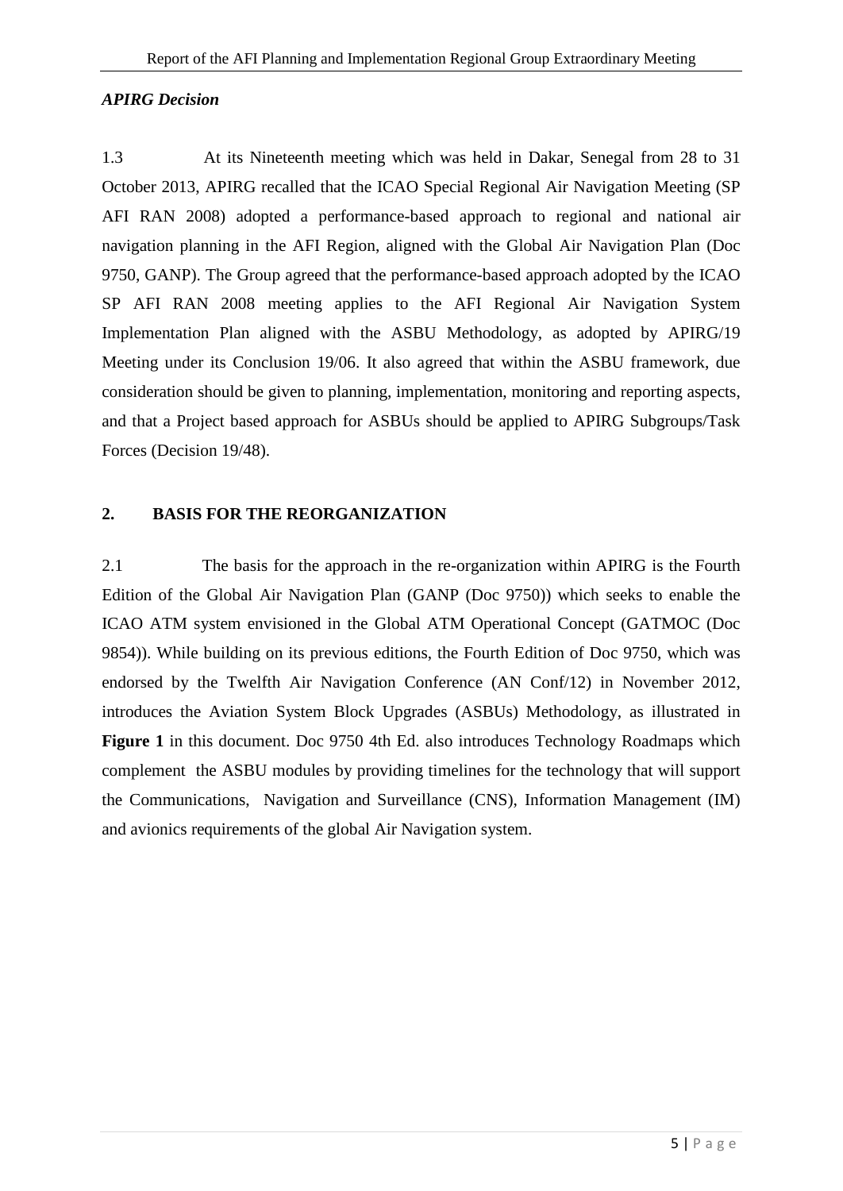*APIRG Decision*

1.3 At its Nineteenth meeting which was held in Dakar, Senegal from 28 to 31 October 2013, APIRG recalled that the ICAO Special Regional Air Navigation Meeting (SP AFI RAN 2008) adopted a performance-based approach to regional and national air navigation planning in the AFI Region, aligned with the Global Air Navigation Plan (Doc 9750, GANP). The Group agreed that the performance-based approach adopted by the ICAO SP AFI RAN 2008 meeting applies to the AFI Regional Air Navigation System Implementation Plan aligned with the ASBU Methodology, as adopted by APIRG/19 Meeting under its Conclusion 19/06. It also agreed that within the ASBU framework, due consideration should be given to planning, implementation, monitoring and reporting aspects, and that a Project based approach for ASBUs should be applied to APIRG Subgroups/Task Forces (Decision 19/48).

## 2. BASIS FOR THE REORGANIZATION

2.1 The basis for the approach in the re-organization within APIRG is the Fourth Edition of the Global Air Navigation Plan (GANP (Doc 9750)) which seeks to enable the ICAO ATM system envisioned in the Global ATM Operational Concept (GATMOC (Doc 9854)). While building on its previous editions, the Fourth Edition of Doc 9750, which was endorsed by the Twelfth Air Navigation Conference (AN Conf/12) in November 2012, introduces the Aviation System Block Upgrades (ASBUs) Methodology, as illustrated in **Figure 1** in this document. Doc 9750 4th Ed. also introduces Technology Roadmaps which complement the ASBU modules by providing timelines for the technology that will support the Communications, Navigation and Surveillance (CNS), Information Management (IM) and avionics requirements of the global Air Navigation system.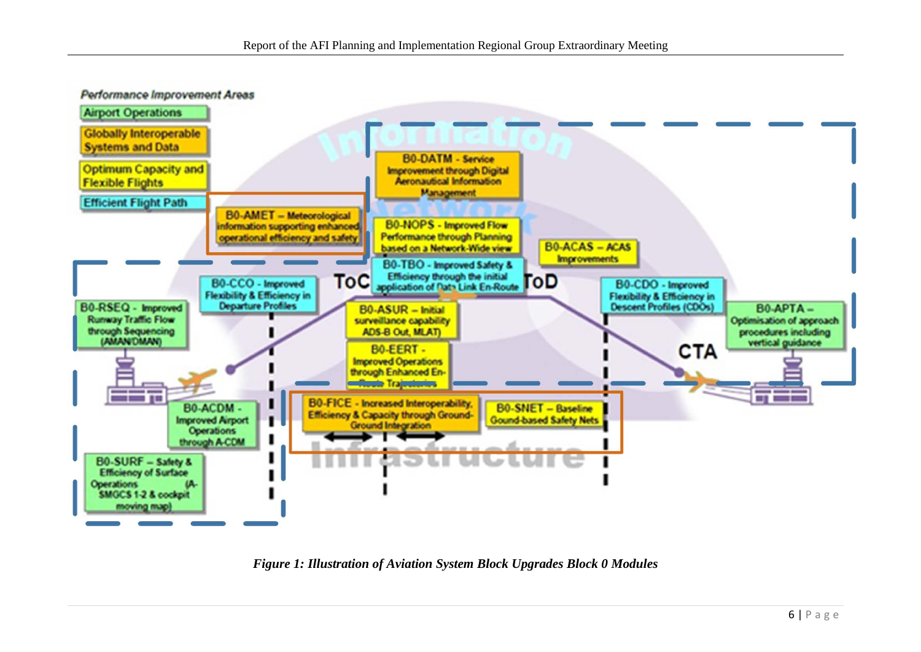Performance Improvement Areas

- Airport Operations
- Globally Interoperable Systems and Data
- Optimum Capacity and Flexible Flights
- Efficient Flight Path

Information Network

- B0-DATM - Service Improvement through Digital Aeronautical Information Management
- B0-AMET – Meteorological information supporting enhanced operational efficiency and safety
- B0-NOPS - Improved Flow Performance through Planning based on a Network-Wide view
- B0-ACAS – ACAS Improvements
- B0-TBO - Improved Safety & Efficiency through the initial application of Data Link En-Route
- B0-CCO - Improved Flexibility & Efficiency in Departure Profiles
- B0-CDO - Improved Flexibility & Efficiency in Descent Profiles (CDOs)
- B0-RSEQ - Improved Runway Traffic Flow through Sequencing (AMAN/DMAN)
- B0-ASUR – Initial surveillance capability ADS-B Out, MLAT)
- B0-APTA – Optimisation of approach procedures including vertical guidance
- B0-EERT - Improved Operations through Enhanced En-Route Trajectories
- B0-ACDM - Improved Airport Operations through A-CDM
- B0-FICE - Increased Interoperability, Efficiency & Capacity through Ground-Ground Integration
- B0-SNET – Baseline Gound-based Safety Nets
- B0-SURF – Safety & Efficiency of Surface Operations (A-SMGCS 1-2 & cockpit moving map)

ToC ToD CTA

Infrastructure

*Figure 1: Illustration of Aviation System Block Upgrades Block 0 Modules*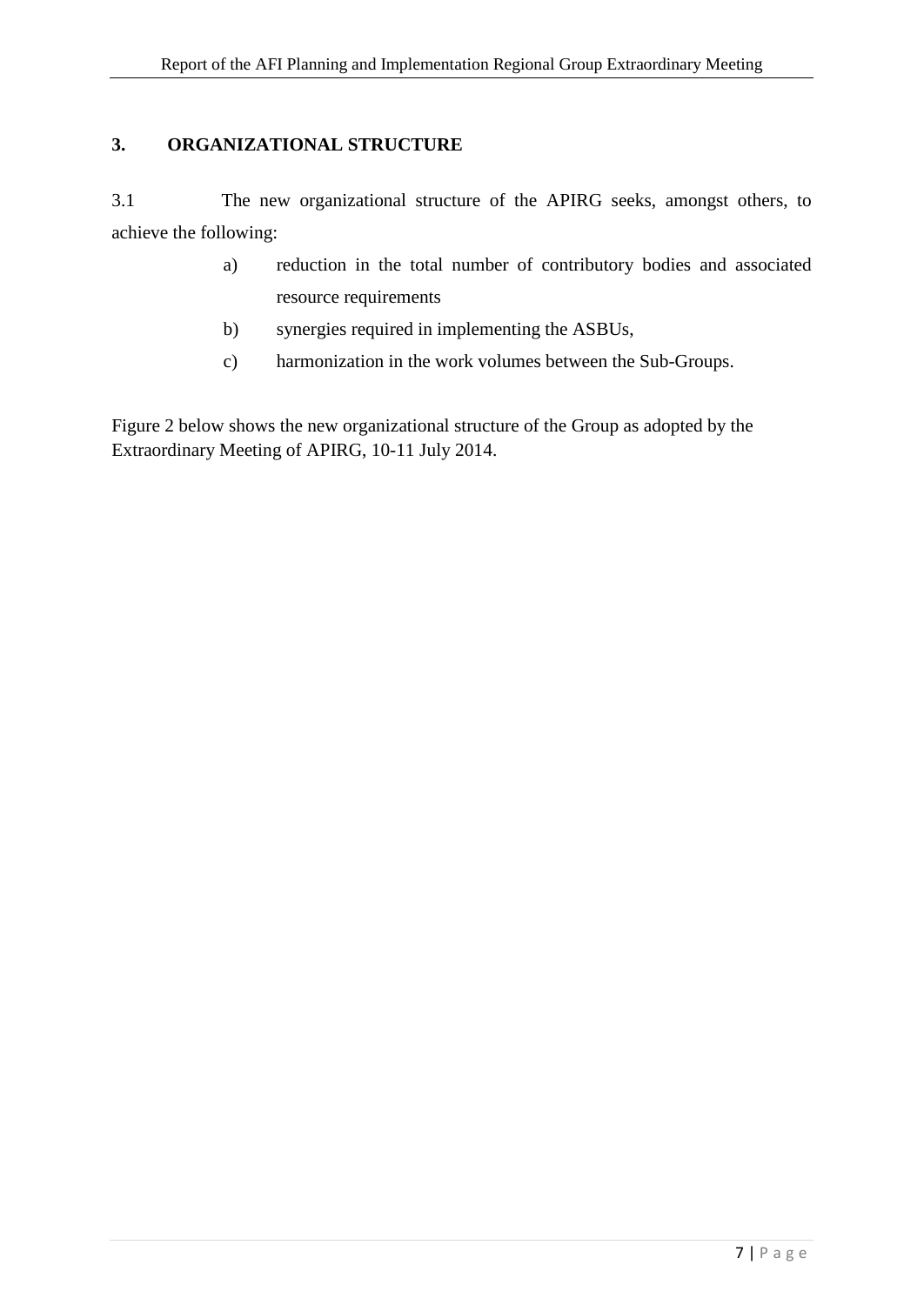## 3. ORGANIZATIONAL STRUCTURE

3.1 The new organizational structure of the APIRG seeks, amongst others, to achieve the following:

a) reduction in the total number of contributory bodies and associated resource requirements

b) synergies required in implementing the ASBUs,

c) harmonization in the work volumes between the Sub-Groups.

Figure 2 below shows the new organizational structure of the Group as adopted by the Extraordinary Meeting of APIRG, 10-11 July 2014.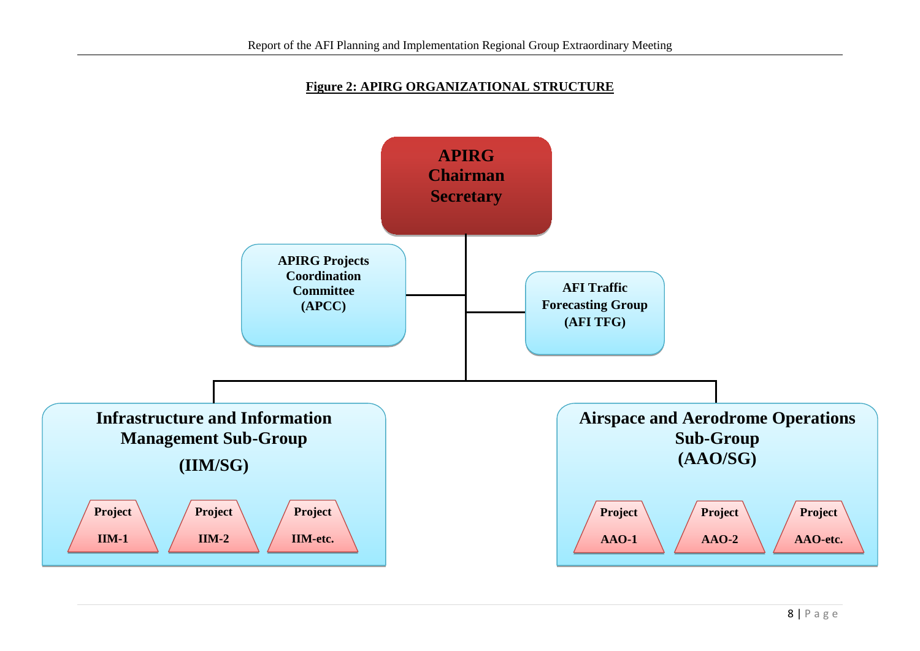**Figure 2: APIRG ORGANIZATIONAL STRUCTURE**

**APIRG Chairman Secretary**

**APIRG Projects Coordination Committee (APCC)**

**AFI Traffic Forecasting Group (AFI TFG)**

**Infrastructure and Information Management Sub-Group (IIM/SG)**

- Project IIM-1
- Project IIM-2
- Project IIM-etc.

**Airspace and Aerodrome Operations Sub-Group (AAO/SG)**

- Project AAO-1
- Project AAO-2
- Project AAO-etc.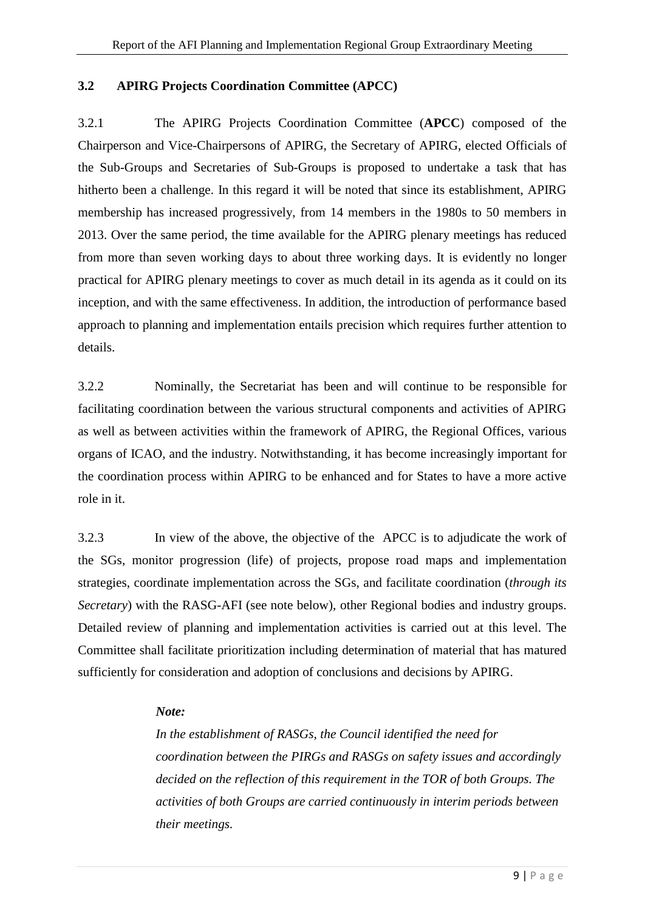### 3.2 APIRG Projects Coordination Committee (APCC)

3.2.1 The APIRG Projects Coordination Committee (**APCC**) composed of the Chairperson and Vice-Chairpersons of APIRG, the Secretary of APIRG, elected Officials of the Sub-Groups and Secretaries of Sub-Groups is proposed to undertake a task that has hitherto been a challenge. In this regard it will be noted that since its establishment, APIRG membership has increased progressively, from 14 members in the 1980s to 50 members in 2013. Over the same period, the time available for the APIRG plenary meetings has reduced from more than seven working days to about three working days. It is evidently no longer practical for APIRG plenary meetings to cover as much detail in its agenda as it could on its inception, and with the same effectiveness. In addition, the introduction of performance based approach to planning and implementation entails precision which requires further attention to details.

3.2.2 Nominally, the Secretariat has been and will continue to be responsible for facilitating coordination between the various structural components and activities of APIRG as well as between activities within the framework of APIRG, the Regional Offices, various organs of ICAO, and the industry. Notwithstanding, it has become increasingly important for the coordination process within APIRG to be enhanced and for States to have a more active role in it.

3.2.3 In view of the above, the objective of the APCC is to adjudicate the work of the SGs, monitor progression (life) of projects, propose road maps and implementation strategies, coordinate implementation across the SGs, and facilitate coordination (*through its Secretary*) with the RASG-AFI (see note below), other Regional bodies and industry groups. Detailed review of planning and implementation activities is carried out at this level. The Committee shall facilitate prioritization including determination of material that has matured sufficiently for consideration and adoption of conclusions and decisions by APIRG.

> ***Note:***
> *In the establishment of RASGs, the Council identified the need for coordination between the PIRGs and RASGs on safety issues and accordingly decided on the reflection of this requirement in the TOR of both Groups. The activities of both Groups are carried continuously in interim periods between their meetings.*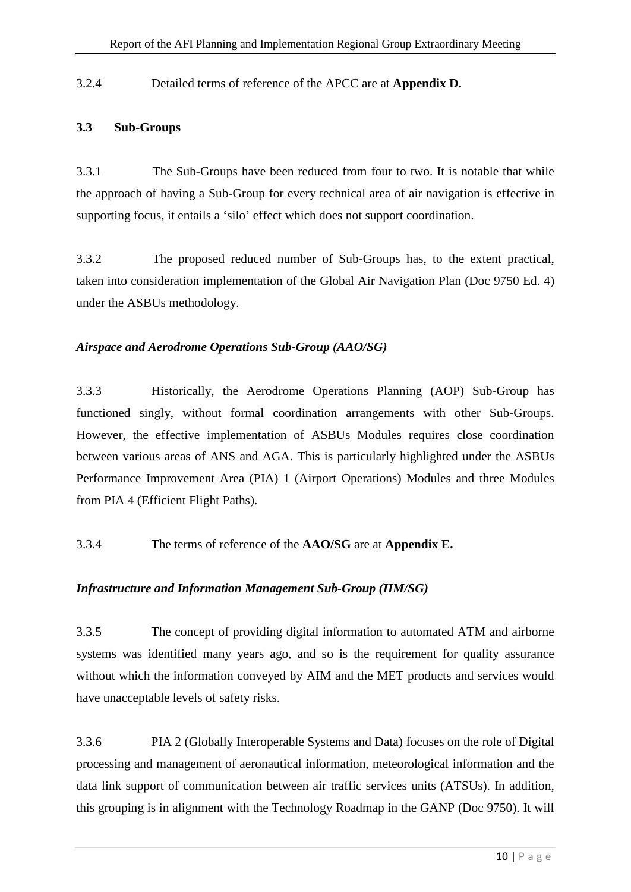3.2.4 Detailed terms of reference of the APCC are at **Appendix D.**

### 3.3 Sub-Groups

3.3.1 The Sub-Groups have been reduced from four to two. It is notable that while the approach of having a Sub-Group for every technical area of air navigation is effective in supporting focus, it entails a 'silo' effect which does not support coordination.

3.3.2 The proposed reduced number of Sub-Groups has, to the extent practical, taken into consideration implementation of the Global Air Navigation Plan (Doc 9750 Ed. 4) under the ASBUs methodology.

***Airspace and Aerodrome Operations Sub-Group (AAO/SG)***

3.3.3 Historically, the Aerodrome Operations Planning (AOP) Sub-Group has functioned singly, without formal coordination arrangements with other Sub-Groups. However, the effective implementation of ASBUs Modules requires close coordination between various areas of ANS and AGA. This is particularly highlighted under the ASBUs Performance Improvement Area (PIA) 1 (Airport Operations) Modules and three Modules from PIA 4 (Efficient Flight Paths).

3.3.4 The terms of reference of the **AAO/SG** are at **Appendix E.**

***Infrastructure and Information Management Sub-Group (IIM/SG)***

3.3.5 The concept of providing digital information to automated ATM and airborne systems was identified many years ago, and so is the requirement for quality assurance without which the information conveyed by AIM and the MET products and services would have unacceptable levels of safety risks.

3.3.6 PIA 2 (Globally Interoperable Systems and Data) focuses on the role of Digital processing and management of aeronautical information, meteorological information and the data link support of communication between air traffic services units (ATSUs). In addition, this grouping is in alignment with the Technology Roadmap in the GANP (Doc 9750). It will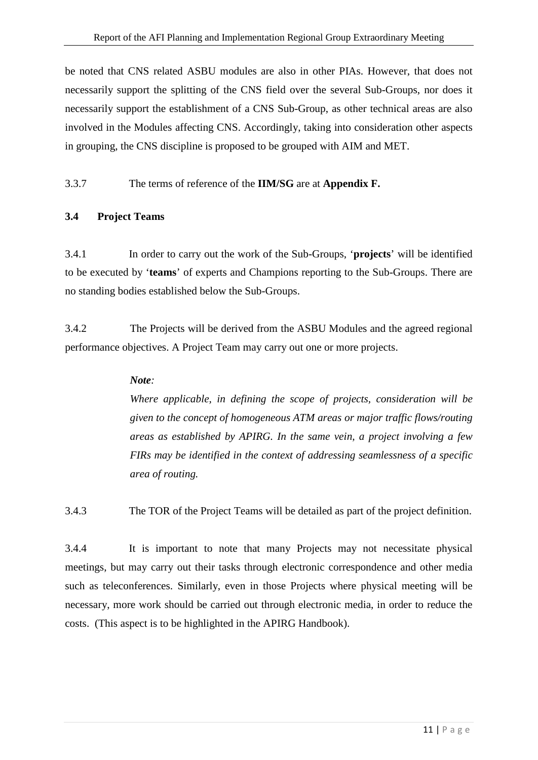be noted that CNS related ASBU modules are also in other PIAs. However, that does not necessarily support the splitting of the CNS field over the several Sub-Groups, nor does it necessarily support the establishment of a CNS Sub-Group, as other technical areas are also involved in the Modules affecting CNS. Accordingly, taking into consideration other aspects in grouping, the CNS discipline is proposed to be grouped with AIM and MET.

3.3.7 The terms of reference of the **IIM/SG** are at **Appendix F.**

### 3.4 Project Teams

3.4.1 In order to carry out the work of the Sub-Groups, '**projects**' will be identified to be executed by '**teams**' of experts and Champions reporting to the Sub-Groups. There are no standing bodies established below the Sub-Groups.

3.4.2 The Projects will be derived from the ASBU Modules and the agreed regional performance objectives. A Project Team may carry out one or more projects.

> ***Note:***
> *Where applicable, in defining the scope of projects, consideration will be given to the concept of homogeneous ATM areas or major traffic flows/routing areas as established by APIRG. In the same vein, a project involving a few FIRs may be identified in the context of addressing seamlessness of a specific area of routing.*

3.4.3 The TOR of the Project Teams will be detailed as part of the project definition.

3.4.4 It is important to note that many Projects may not necessitate physical meetings, but may carry out their tasks through electronic correspondence and other media such as teleconferences. Similarly, even in those Projects where physical meeting will be necessary, more work should be carried out through electronic media, in order to reduce the costs. (This aspect is to be highlighted in the APIRG Handbook).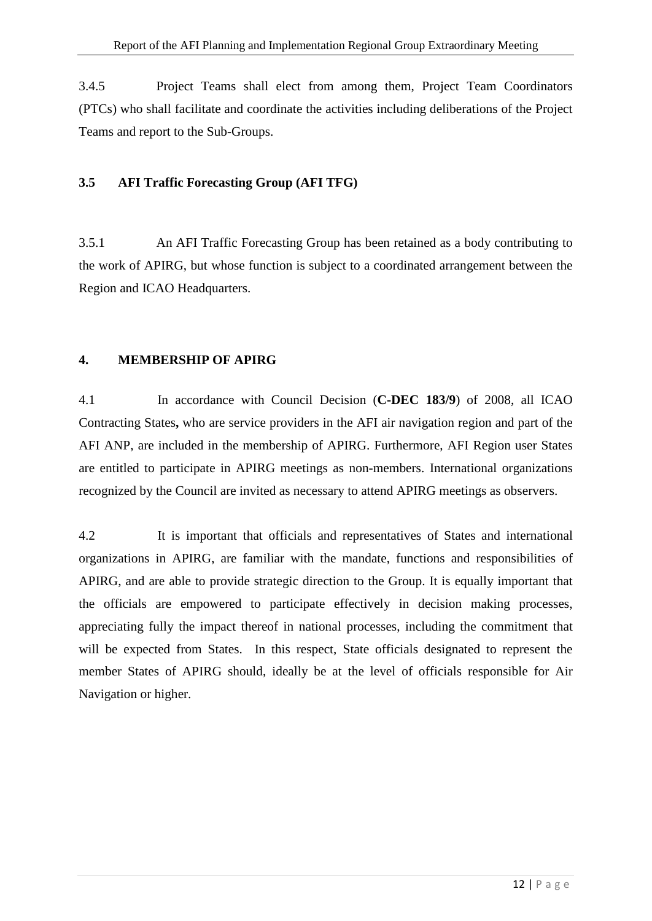3.4.5 Project Teams shall elect from among them, Project Team Coordinators (PTCs) who shall facilitate and coordinate the activities including deliberations of the Project Teams and report to the Sub-Groups.

### 3.5 AFI Traffic Forecasting Group (AFI TFG)

3.5.1 An AFI Traffic Forecasting Group has been retained as a body contributing to the work of APIRG, but whose function is subject to a coordinated arrangement between the Region and ICAO Headquarters.

## 4. MEMBERSHIP OF APIRG

4.1 In accordance with Council Decision (**C-DEC 183/9**) of 2008, all ICAO Contracting States**,** who are service providers in the AFI air navigation region and part of the AFI ANP, are included in the membership of APIRG. Furthermore, AFI Region user States are entitled to participate in APIRG meetings as non-members. International organizations recognized by the Council are invited as necessary to attend APIRG meetings as observers.

4.2 It is important that officials and representatives of States and international organizations in APIRG, are familiar with the mandate, functions and responsibilities of APIRG, and are able to provide strategic direction to the Group. It is equally important that the officials are empowered to participate effectively in decision making processes, appreciating fully the impact thereof in national processes, including the commitment that will be expected from States. In this respect, State officials designated to represent the member States of APIRG should, ideally be at the level of officials responsible for Air Navigation or higher.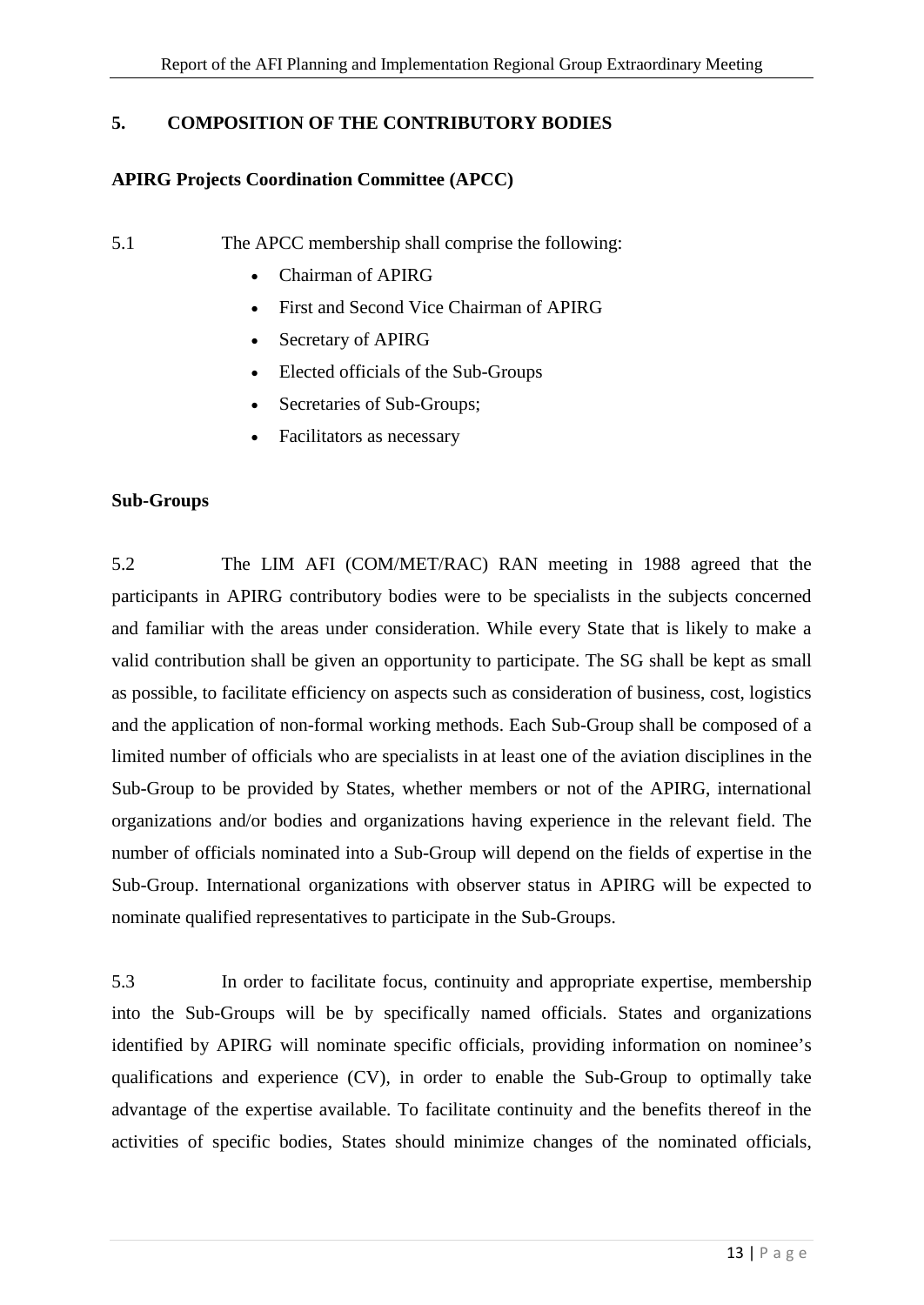## 5. COMPOSITION OF THE CONTRIBUTORY BODIES

### APIRG Projects Coordination Committee (APCC)

5.1 The APCC membership shall comprise the following:

- Chairman of APIRG
- First and Second Vice Chairman of APIRG
- Secretary of APIRG
- Elected officials of the Sub-Groups
- Secretaries of Sub-Groups;
- Facilitators as necessary

### Sub-Groups

5.2 The LIM AFI (COM/MET/RAC) RAN meeting in 1988 agreed that the participants in APIRG contributory bodies were to be specialists in the subjects concerned and familiar with the areas under consideration. While every State that is likely to make a valid contribution shall be given an opportunity to participate. The SG shall be kept as small as possible, to facilitate efficiency on aspects such as consideration of business, cost, logistics and the application of non-formal working methods. Each Sub-Group shall be composed of a limited number of officials who are specialists in at least one of the aviation disciplines in the Sub-Group to be provided by States, whether members or not of the APIRG, international organizations and/or bodies and organizations having experience in the relevant field. The number of officials nominated into a Sub-Group will depend on the fields of expertise in the Sub-Group. International organizations with observer status in APIRG will be expected to nominate qualified representatives to participate in the Sub-Groups.

5.3 In order to facilitate focus, continuity and appropriate expertise, membership into the Sub-Groups will be by specifically named officials. States and organizations identified by APIRG will nominate specific officials, providing information on nominee's qualifications and experience (CV), in order to enable the Sub-Group to optimally take advantage of the expertise available. To facilitate continuity and the benefits thereof in the activities of specific bodies, States should minimize changes of the nominated officials,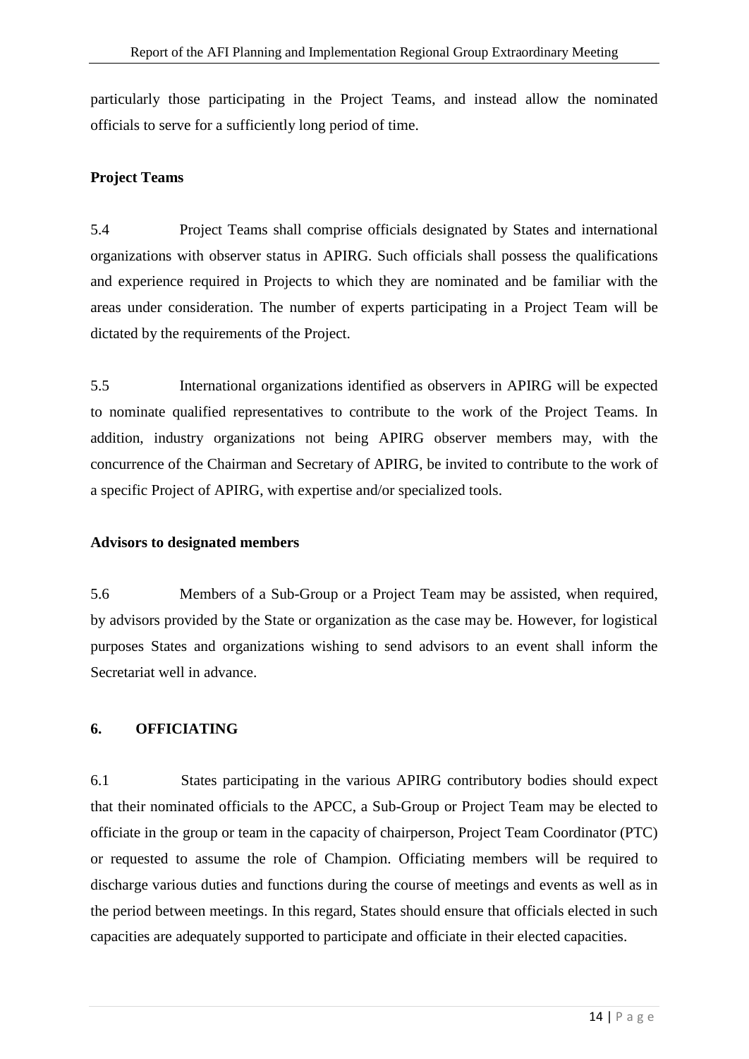particularly those participating in the Project Teams, and instead allow the nominated officials to serve for a sufficiently long period of time.

**Project Teams**

5.4 Project Teams shall comprise officials designated by States and international organizations with observer status in APIRG. Such officials shall possess the qualifications and experience required in Projects to which they are nominated and be familiar with the areas under consideration. The number of experts participating in a Project Team will be dictated by the requirements of the Project.

5.5 International organizations identified as observers in APIRG will be expected to nominate qualified representatives to contribute to the work of the Project Teams. In addition, industry organizations not being APIRG observer members may, with the concurrence of the Chairman and Secretary of APIRG, be invited to contribute to the work of a specific Project of APIRG, with expertise and/or specialized tools.

**Advisors to designated members**

5.6 Members of a Sub-Group or a Project Team may be assisted, when required, by advisors provided by the State or organization as the case may be. However, for logistical purposes States and organizations wishing to send advisors to an event shall inform the Secretariat well in advance.

## 6. OFFICIATING

6.1 States participating in the various APIRG contributory bodies should expect that their nominated officials to the APCC, a Sub-Group or Project Team may be elected to officiate in the group or team in the capacity of chairperson, Project Team Coordinator (PTC) or requested to assume the role of Champion. Officiating members will be required to discharge various duties and functions during the course of meetings and events as well as in the period between meetings. In this regard, States should ensure that officials elected in such capacities are adequately supported to participate and officiate in their elected capacities.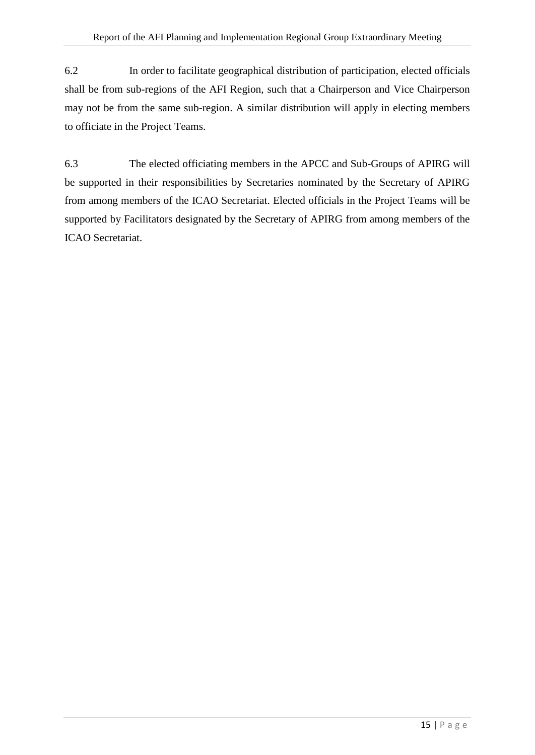6.2 In order to facilitate geographical distribution of participation, elected officials shall be from sub-regions of the AFI Region, such that a Chairperson and Vice Chairperson may not be from the same sub-region. A similar distribution will apply in electing members to officiate in the Project Teams.

6.3 The elected officiating members in the APCC and Sub-Groups of APIRG will be supported in their responsibilities by Secretaries nominated by the Secretary of APIRG from among members of the ICAO Secretariat. Elected officials in the Project Teams will be supported by Facilitators designated by the Secretary of APIRG from among members of the ICAO Secretariat.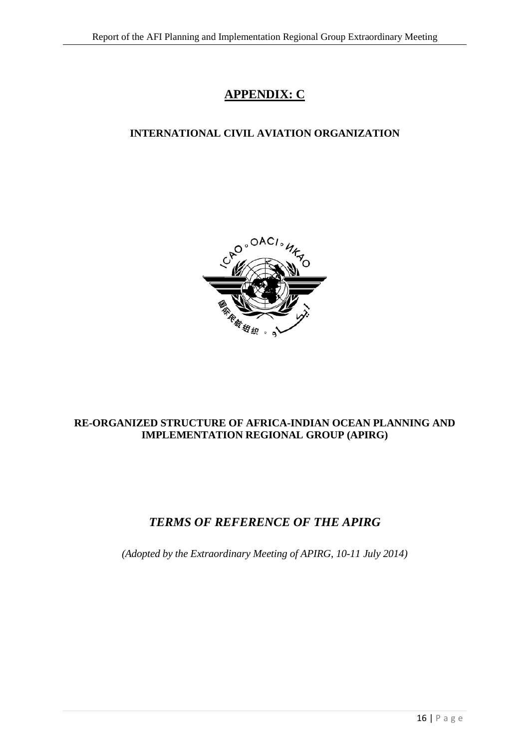# APPENDIX: C

**INTERNATIONAL CIVIL AVIATION ORGANIZATION**

**RE-ORGANIZED STRUCTURE OF AFRICA-INDIAN OCEAN PLANNING AND IMPLEMENTATION REGIONAL GROUP (APIRG)**

## *TERMS OF REFERENCE OF THE APIRG*

*(Adopted by the Extraordinary Meeting of APIRG, 10-11 July 2014)*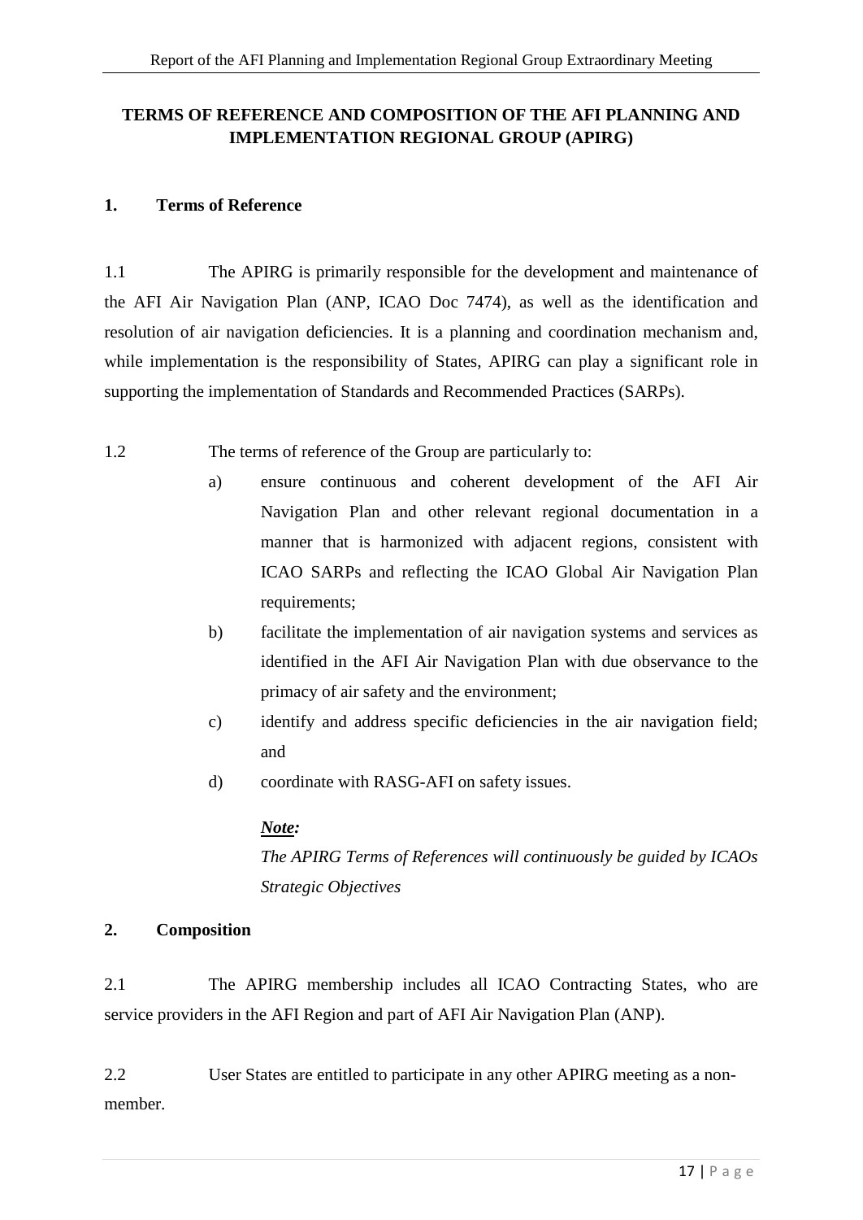**TERMS OF REFERENCE AND COMPOSITION OF THE AFI PLANNING AND IMPLEMENTATION REGIONAL GROUP (APIRG)**

**1. Terms of Reference**

1.1 The APIRG is primarily responsible for the development and maintenance of the AFI Air Navigation Plan (ANP, ICAO Doc 7474), as well as the identification and resolution of air navigation deficiencies. It is a planning and coordination mechanism and, while implementation is the responsibility of States, APIRG can play a significant role in supporting the implementation of Standards and Recommended Practices (SARPs).

1.2 The terms of reference of the Group are particularly to:

a) ensure continuous and coherent development of the AFI Air Navigation Plan and other relevant regional documentation in a manner that is harmonized with adjacent regions, consistent with ICAO SARPs and reflecting the ICAO Global Air Navigation Plan requirements;

b) facilitate the implementation of air navigation systems and services as identified in the AFI Air Navigation Plan with due observance to the primacy of air safety and the environment;

c) identify and address specific deficiencies in the air navigation field; and

d) coordinate with RASG-AFI on safety issues.

***Note:***
*The APIRG Terms of References will continuously be guided by ICAOs Strategic Objectives*

**2. Composition**

2.1 The APIRG membership includes all ICAO Contracting States, who are service providers in the AFI Region and part of AFI Air Navigation Plan (ANP).

2.2 User States are entitled to participate in any other APIRG meeting as a non-member.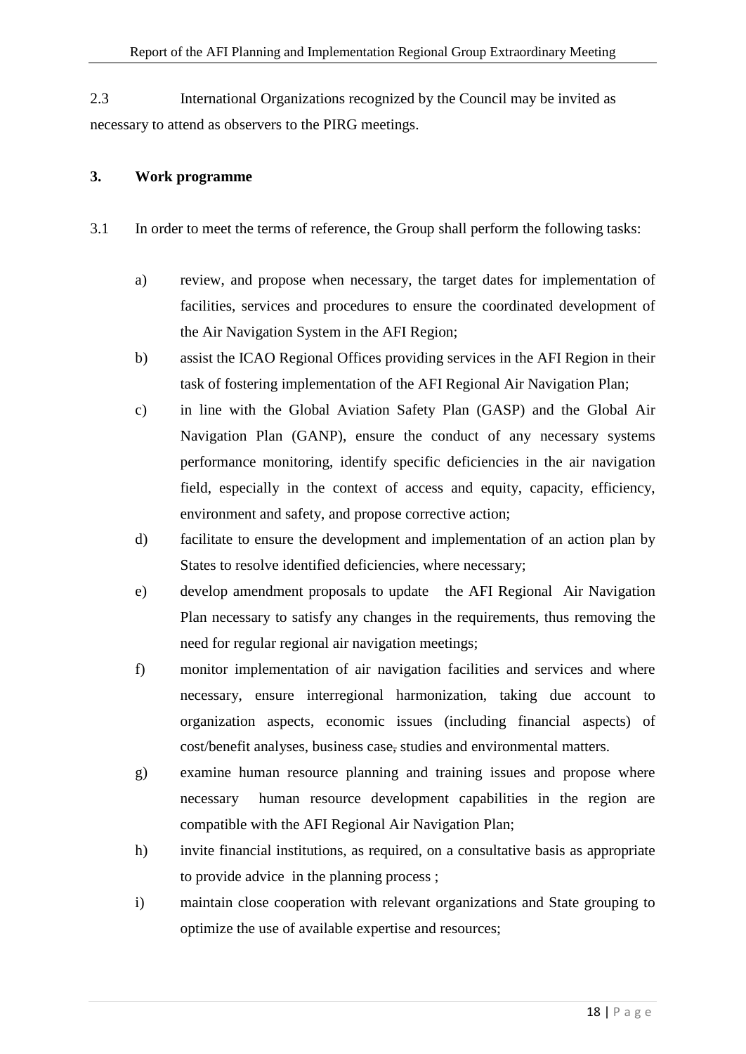2.3 International Organizations recognized by the Council may be invited as necessary to attend as observers to the PIRG meetings.

**3. Work programme**

3.1 In order to meet the terms of reference, the Group shall perform the following tasks:

a) review, and propose when necessary, the target dates for implementation of facilities, services and procedures to ensure the coordinated development of the Air Navigation System in the AFI Region;

b) assist the ICAO Regional Offices providing services in the AFI Region in their task of fostering implementation of the AFI Regional Air Navigation Plan;

c) in line with the Global Aviation Safety Plan (GASP) and the Global Air Navigation Plan (GANP), ensure the conduct of any necessary systems performance monitoring, identify specific deficiencies in the air navigation field, especially in the context of access and equity, capacity, efficiency, environment and safety, and propose corrective action;

d) facilitate to ensure the development and implementation of an action plan by States to resolve identified deficiencies, where necessary;

e) develop amendment proposals to update the AFI Regional Air Navigation Plan necessary to satisfy any changes in the requirements, thus removing the need for regular regional air navigation meetings;

f) monitor implementation of air navigation facilities and services and where necessary, ensure interregional harmonization, taking due account to organization aspects, economic issues (including financial aspects) of cost/benefit analyses, business case, studies and environmental matters.

g) examine human resource planning and training issues and propose where necessary human resource development capabilities in the region are compatible with the AFI Regional Air Navigation Plan;

h) invite financial institutions, as required, on a consultative basis as appropriate to provide advice in the planning process ;

i) maintain close cooperation with relevant organizations and State grouping to optimize the use of available expertise and resources;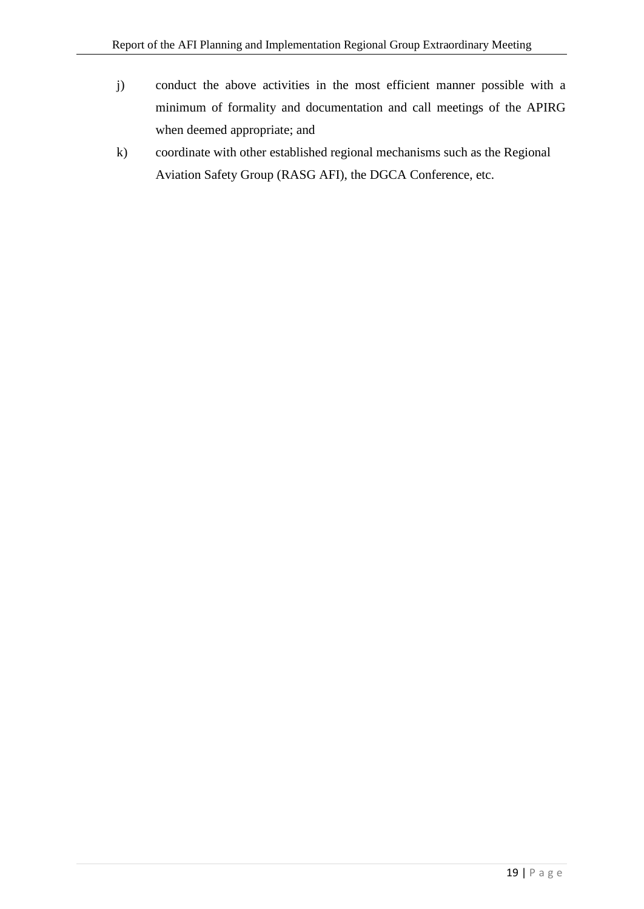j) conduct the above activities in the most efficient manner possible with a minimum of formality and documentation and call meetings of the APIRG when deemed appropriate; and

k) coordinate with other established regional mechanisms such as the Regional Aviation Safety Group (RASG AFI), the DGCA Conference, etc.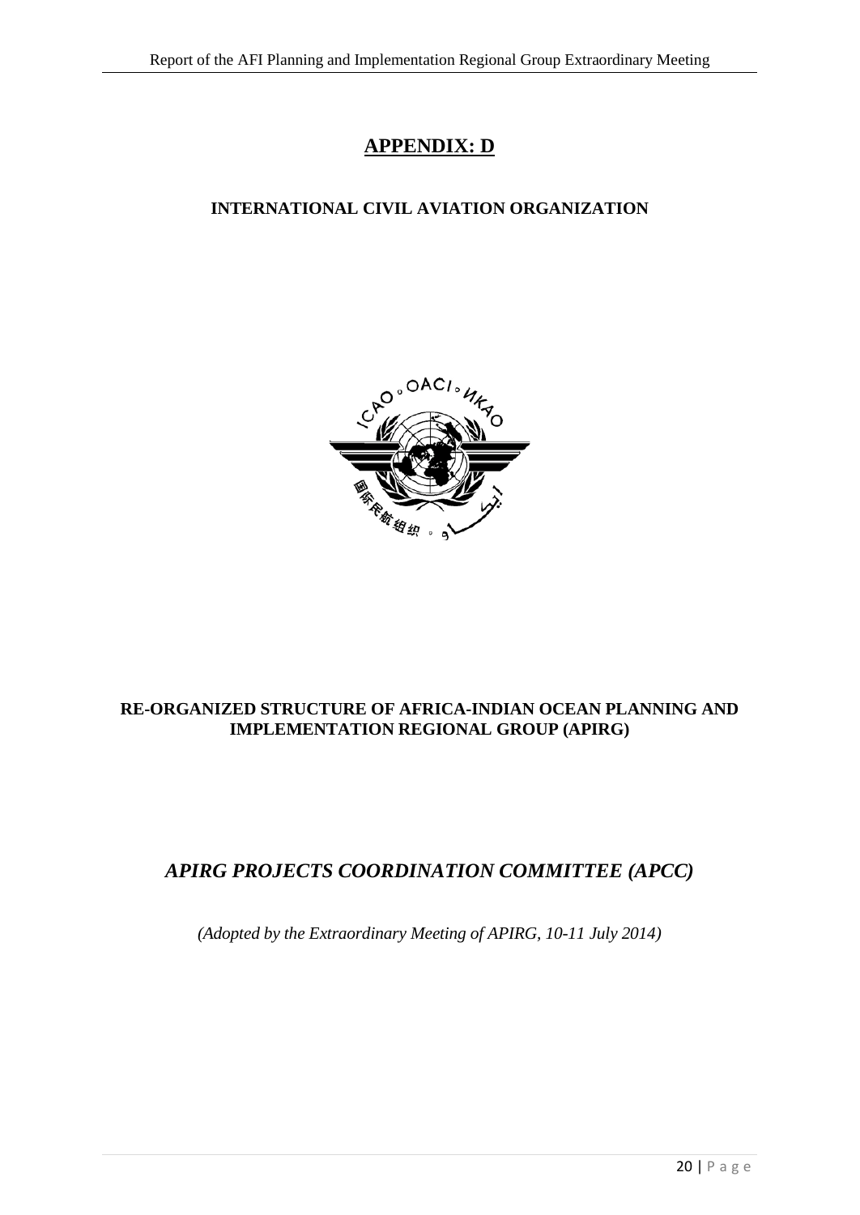# APPENDIX: D

## INTERNATIONAL CIVIL AVIATION ORGANIZATION

## RE-ORGANIZED STRUCTURE OF AFRICA-INDIAN OCEAN PLANNING AND IMPLEMENTATION REGIONAL GROUP (APIRG)

## *APIRG PROJECTS COORDINATION COMMITTEE (APCC)*

*(Adopted by the Extraordinary Meeting of APIRG, 10-11 July 2014)*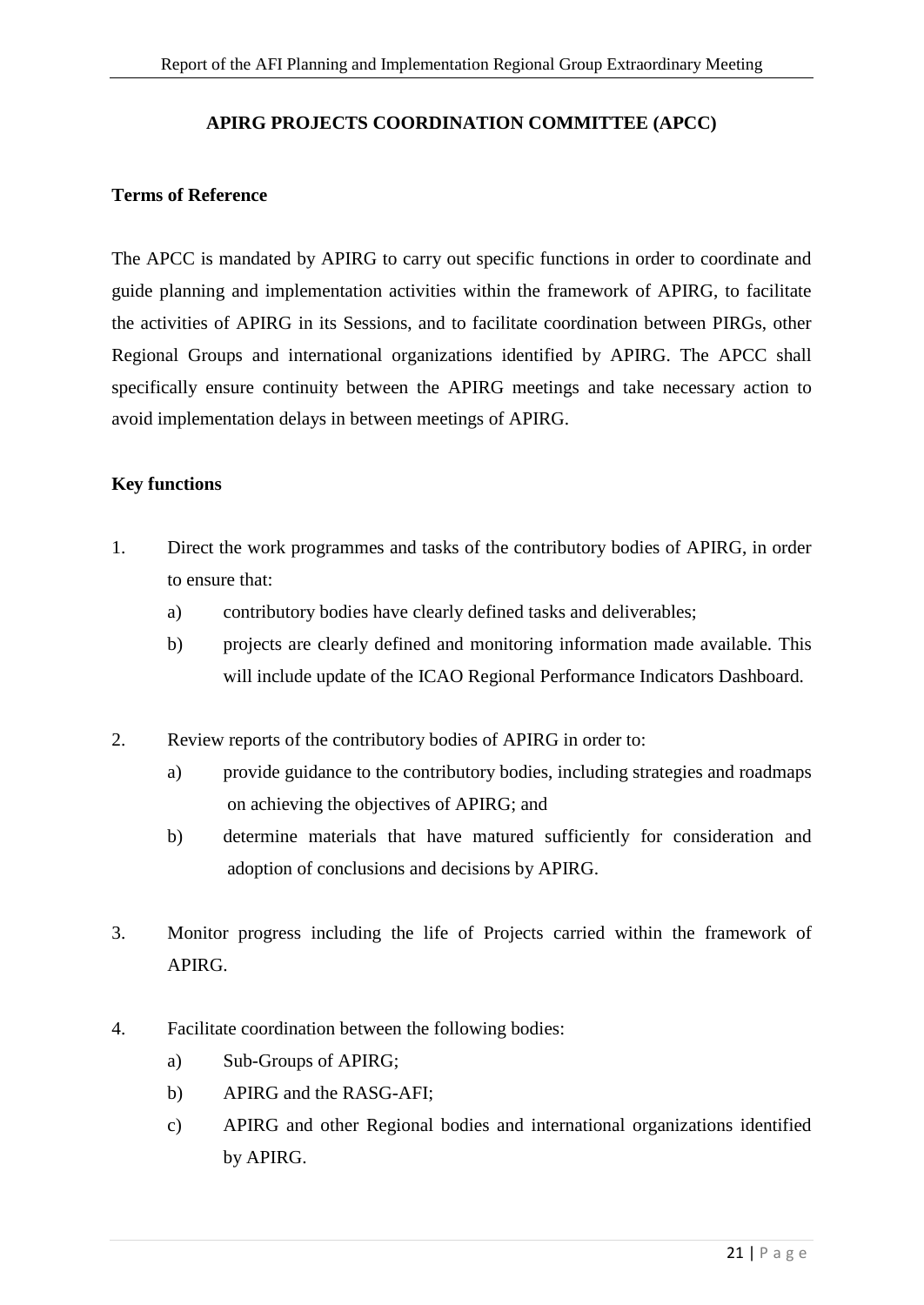## APIRG PROJECTS COORDINATION COMMITTEE (APCC)

**Terms of Reference**

The APCC is mandated by APIRG to carry out specific functions in order to coordinate and guide planning and implementation activities within the framework of APIRG, to facilitate the activities of APIRG in its Sessions, and to facilitate coordination between PIRGs, other Regional Groups and international organizations identified by APIRG. The APCC shall specifically ensure continuity between the APIRG meetings and take necessary action to avoid implementation delays in between meetings of APIRG.

**Key functions**

1. Direct the work programmes and tasks of the contributory bodies of APIRG, in order to ensure that:
   a) contributory bodies have clearly defined tasks and deliverables;
   b) projects are clearly defined and monitoring information made available. This will include update of the ICAO Regional Performance Indicators Dashboard.

2. Review reports of the contributory bodies of APIRG in order to:
   a) provide guidance to the contributory bodies, including strategies and roadmaps on achieving the objectives of APIRG; and
   b) determine materials that have matured sufficiently for consideration and adoption of conclusions and decisions by APIRG.

3. Monitor progress including the life of Projects carried within the framework of APIRG.

4. Facilitate coordination between the following bodies:
   a) Sub-Groups of APIRG;
   b) APIRG and the RASG-AFI;
   c) APIRG and other Regional bodies and international organizations identified by APIRG.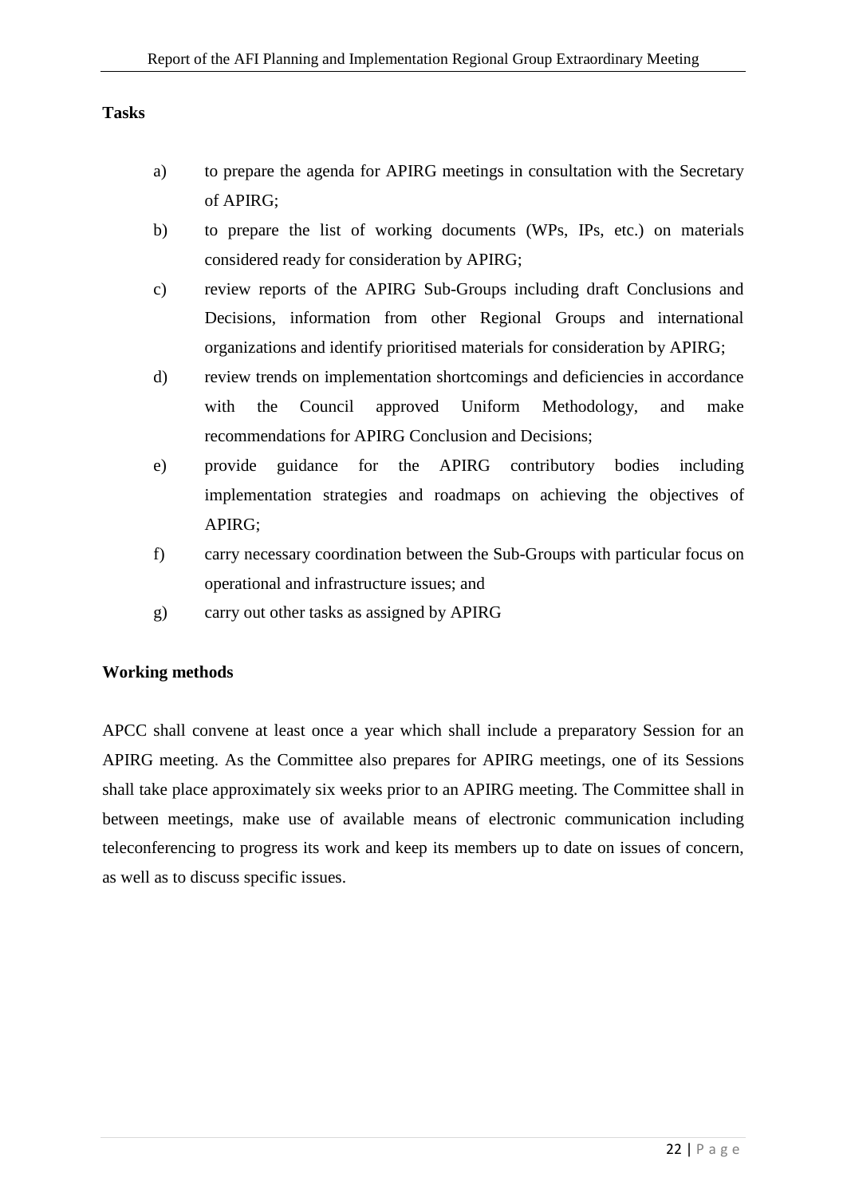**Tasks**

a) to prepare the agenda for APIRG meetings in consultation with the Secretary of APIRG;

b) to prepare the list of working documents (WPs, IPs, etc.) on materials considered ready for consideration by APIRG;

c) review reports of the APIRG Sub-Groups including draft Conclusions and Decisions, information from other Regional Groups and international organizations and identify prioritised materials for consideration by APIRG;

d) review trends on implementation shortcomings and deficiencies in accordance with the Council approved Uniform Methodology, and make recommendations for APIRG Conclusion and Decisions;

e) provide guidance for the APIRG contributory bodies including implementation strategies and roadmaps on achieving the objectives of APIRG;

f) carry necessary coordination between the Sub-Groups with particular focus on operational and infrastructure issues; and

g) carry out other tasks as assigned by APIRG

**Working methods**

APCC shall convene at least once a year which shall include a preparatory Session for an APIRG meeting. As the Committee also prepares for APIRG meetings, one of its Sessions shall take place approximately six weeks prior to an APIRG meeting. The Committee shall in between meetings, make use of available means of electronic communication including teleconferencing to progress its work and keep its members up to date on issues of concern, as well as to discuss specific issues.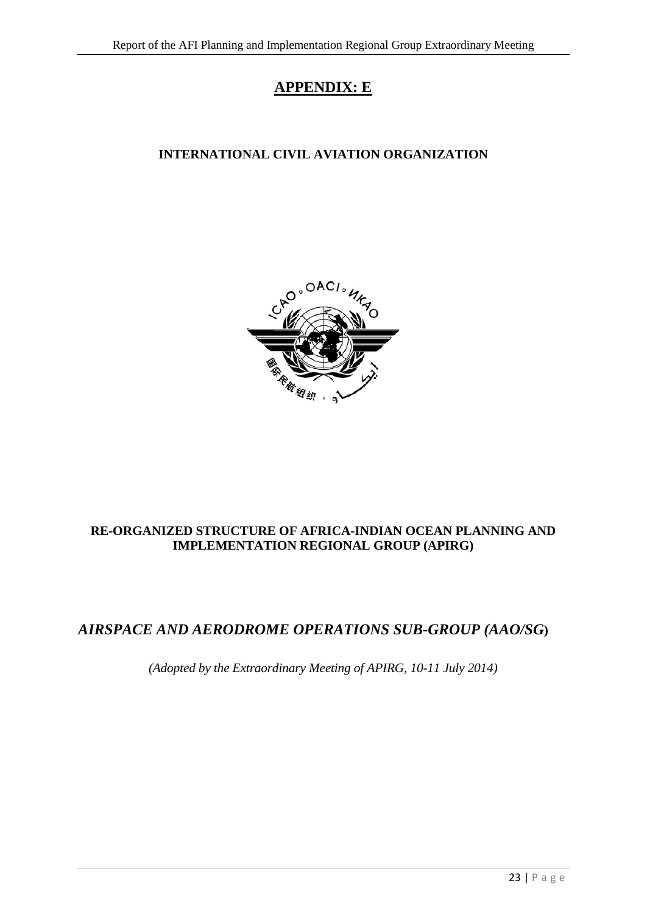# APPENDIX: E

## INTERNATIONAL CIVIL AVIATION ORGANIZATION

## RE-ORGANIZED STRUCTURE OF AFRICA-INDIAN OCEAN PLANNING AND IMPLEMENTATION REGIONAL GROUP (APIRG)

## *AIRSPACE AND AERODROME OPERATIONS SUB-GROUP (AAO/SG)*

*(Adopted by the Extraordinary Meeting of APIRG, 10-11 July 2014)*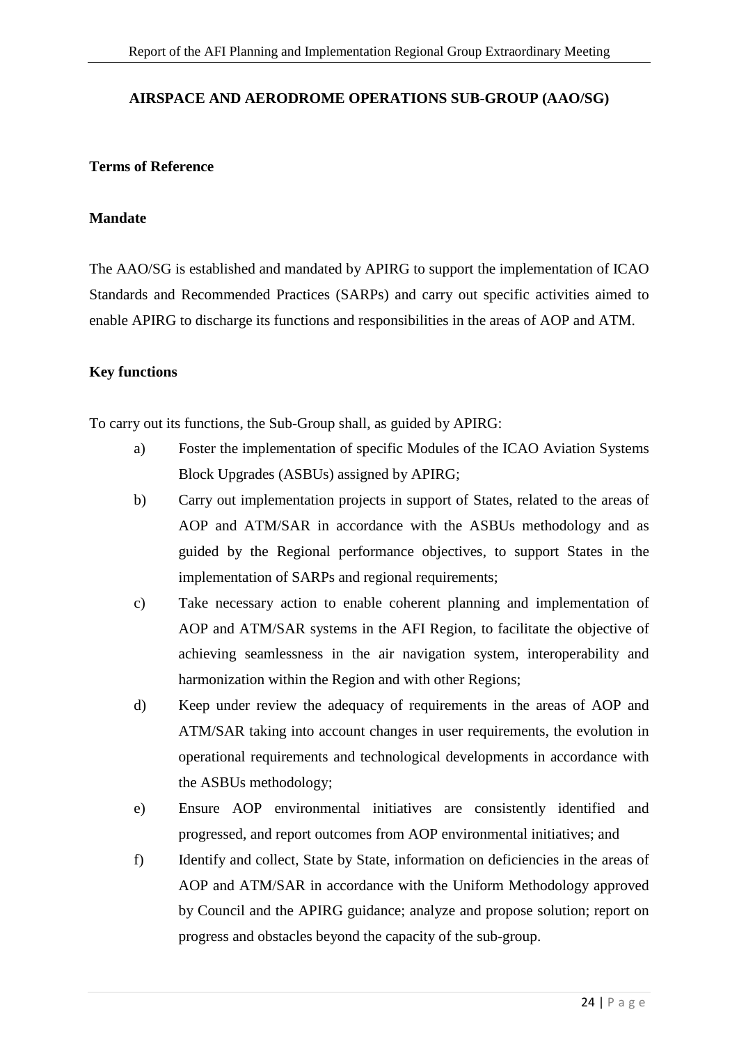## AIRSPACE AND AERODROME OPERATIONS SUB-GROUP (AAO/SG)

### Terms of Reference

### Mandate

The AAO/SG is established and mandated by APIRG to support the implementation of ICAO Standards and Recommended Practices (SARPs) and carry out specific activities aimed to enable APIRG to discharge its functions and responsibilities in the areas of AOP and ATM.

### Key functions

To carry out its functions, the Sub-Group shall, as guided by APIRG:

a) Foster the implementation of specific Modules of the ICAO Aviation Systems Block Upgrades (ASBUs) assigned by APIRG;

b) Carry out implementation projects in support of States, related to the areas of AOP and ATM/SAR in accordance with the ASBUs methodology and as guided by the Regional performance objectives, to support States in the implementation of SARPs and regional requirements;

c) Take necessary action to enable coherent planning and implementation of AOP and ATM/SAR systems in the AFI Region, to facilitate the objective of achieving seamlessness in the air navigation system, interoperability and harmonization within the Region and with other Regions;

d) Keep under review the adequacy of requirements in the areas of AOP and ATM/SAR taking into account changes in user requirements, the evolution in operational requirements and technological developments in accordance with the ASBUs methodology;

e) Ensure AOP environmental initiatives are consistently identified and progressed, and report outcomes from AOP environmental initiatives; and

f) Identify and collect, State by State, information on deficiencies in the areas of AOP and ATM/SAR in accordance with the Uniform Methodology approved by Council and the APIRG guidance; analyze and propose solution; report on progress and obstacles beyond the capacity of the sub-group.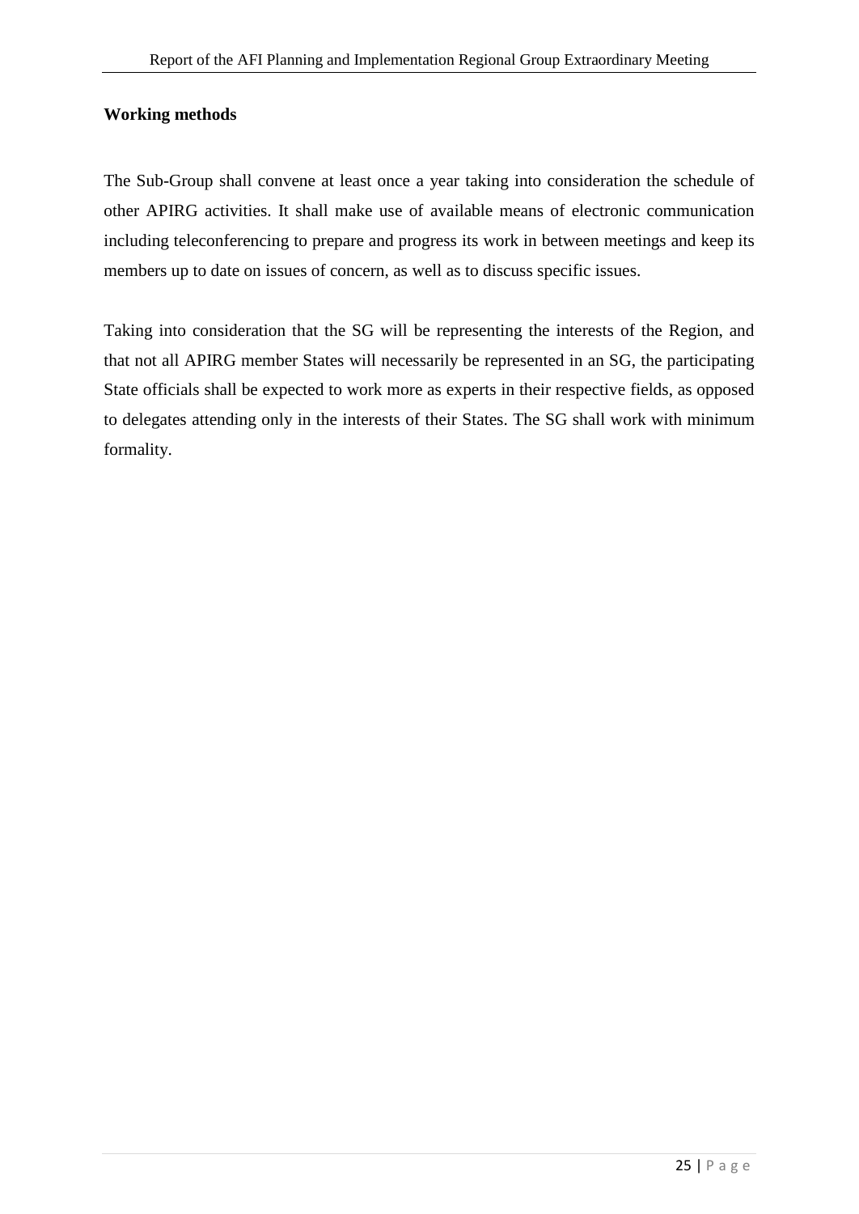**Working methods**

The Sub-Group shall convene at least once a year taking into consideration the schedule of other APIRG activities. It shall make use of available means of electronic communication including teleconferencing to prepare and progress its work in between meetings and keep its members up to date on issues of concern, as well as to discuss specific issues.

Taking into consideration that the SG will be representing the interests of the Region, and that not all APIRG member States will necessarily be represented in an SG, the participating State officials shall be expected to work more as experts in their respective fields, as opposed to delegates attending only in the interests of their States. The SG shall work with minimum formality.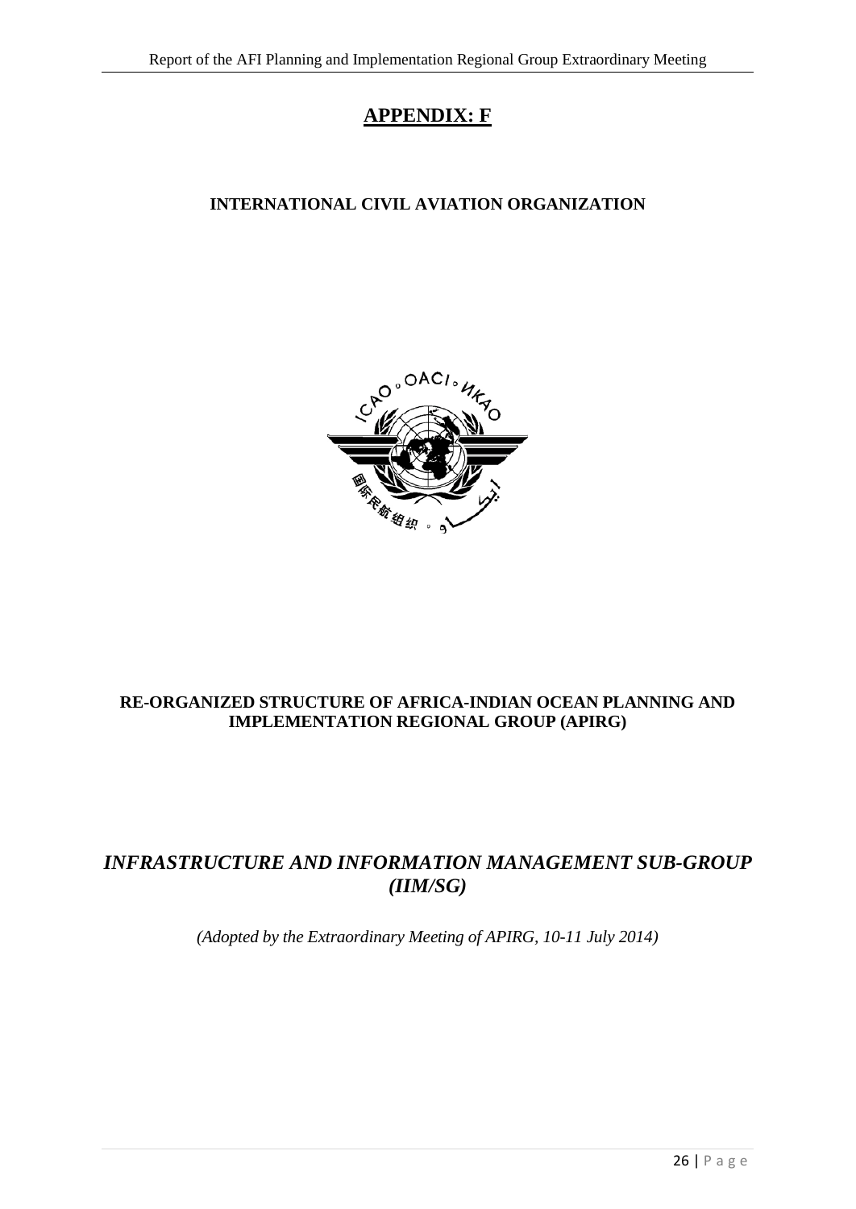# APPENDIX: F

**INTERNATIONAL CIVIL AVIATION ORGANIZATION**

**RE-ORGANIZED STRUCTURE OF AFRICA-INDIAN OCEAN PLANNING AND IMPLEMENTATION REGIONAL GROUP (APIRG)**

## *INFRASTRUCTURE AND INFORMATION MANAGEMENT SUB-GROUP (IIM/SG)*

*(Adopted by the Extraordinary Meeting of APIRG, 10-11 July 2014)*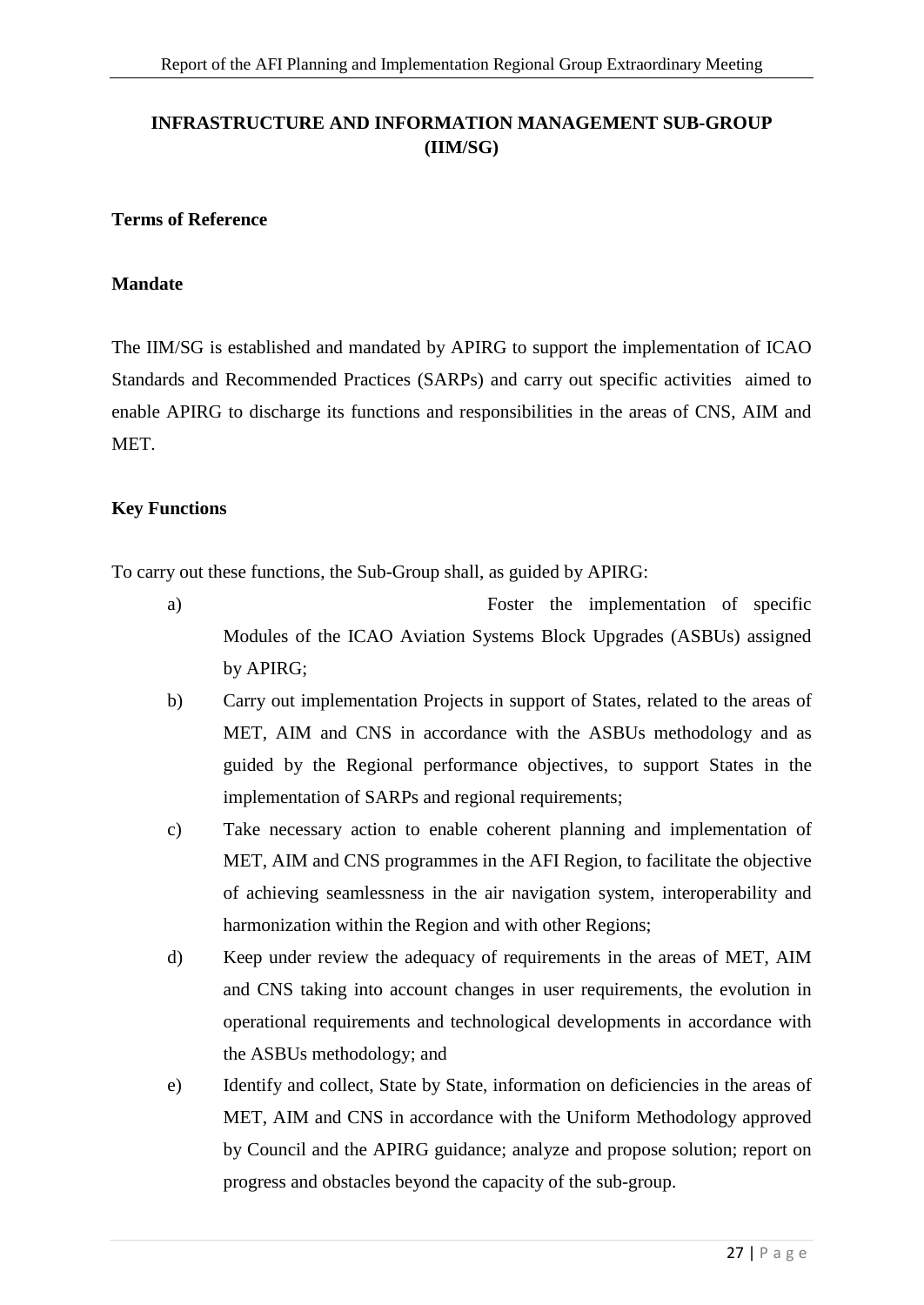## INFRASTRUCTURE AND INFORMATION MANAGEMENT SUB-GROUP (IIM/SG)

**Terms of Reference**

**Mandate**

The IIM/SG is established and mandated by APIRG to support the implementation of ICAO Standards and Recommended Practices (SARPs) and carry out specific activities aimed to enable APIRG to discharge its functions and responsibilities in the areas of CNS, AIM and MET.

**Key Functions**

To carry out these functions, the Sub-Group shall, as guided by APIRG:

a) Foster the implementation of specific Modules of the ICAO Aviation Systems Block Upgrades (ASBUs) assigned by APIRG;

b) Carry out implementation Projects in support of States, related to the areas of MET, AIM and CNS in accordance with the ASBUs methodology and as guided by the Regional performance objectives, to support States in the implementation of SARPs and regional requirements;

c) Take necessary action to enable coherent planning and implementation of MET, AIM and CNS programmes in the AFI Region, to facilitate the objective of achieving seamlessness in the air navigation system, interoperability and harmonization within the Region and with other Regions;

d) Keep under review the adequacy of requirements in the areas of MET, AIM and CNS taking into account changes in user requirements, the evolution in operational requirements and technological developments in accordance with the ASBUs methodology; and

e) Identify and collect, State by State, information on deficiencies in the areas of MET, AIM and CNS in accordance with the Uniform Methodology approved by Council and the APIRG guidance; analyze and propose solution; report on progress and obstacles beyond the capacity of the sub-group.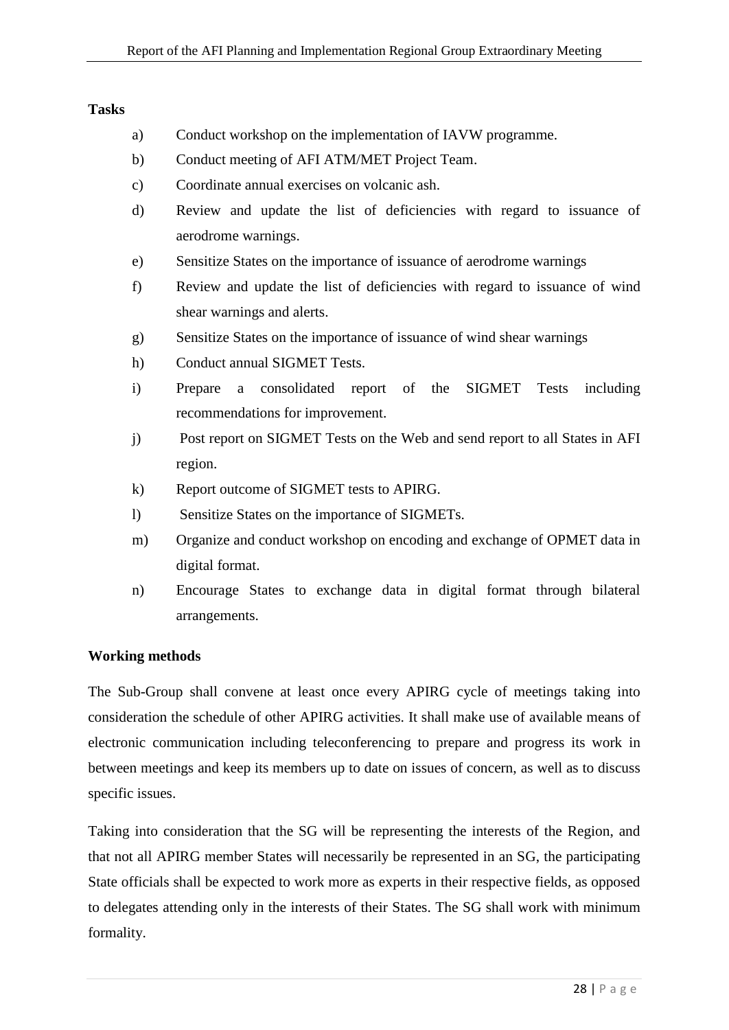**Tasks**

a) Conduct workshop on the implementation of IAVW programme.

b) Conduct meeting of AFI ATM/MET Project Team.

c) Coordinate annual exercises on volcanic ash.

d) Review and update the list of deficiencies with regard to issuance of aerodrome warnings.

e) Sensitize States on the importance of issuance of aerodrome warnings

f) Review and update the list of deficiencies with regard to issuance of wind shear warnings and alerts.

g) Sensitize States on the importance of issuance of wind shear warnings

h) Conduct annual SIGMET Tests.

i) Prepare a consolidated report of the SIGMET Tests including recommendations for improvement.

j) Post report on SIGMET Tests on the Web and send report to all States in AFI region.

k) Report outcome of SIGMET tests to APIRG.

l) Sensitize States on the importance of SIGMETs.

m) Organize and conduct workshop on encoding and exchange of OPMET data in digital format.

n) Encourage States to exchange data in digital format through bilateral arrangements.

**Working methods**

The Sub-Group shall convene at least once every APIRG cycle of meetings taking into consideration the schedule of other APIRG activities. It shall make use of available means of electronic communication including teleconferencing to prepare and progress its work in between meetings and keep its members up to date on issues of concern, as well as to discuss specific issues.

Taking into consideration that the SG will be representing the interests of the Region, and that not all APIRG member States will necessarily be represented in an SG, the participating State officials shall be expected to work more as experts in their respective fields, as opposed to delegates attending only in the interests of their States. The SG shall work with minimum formality.